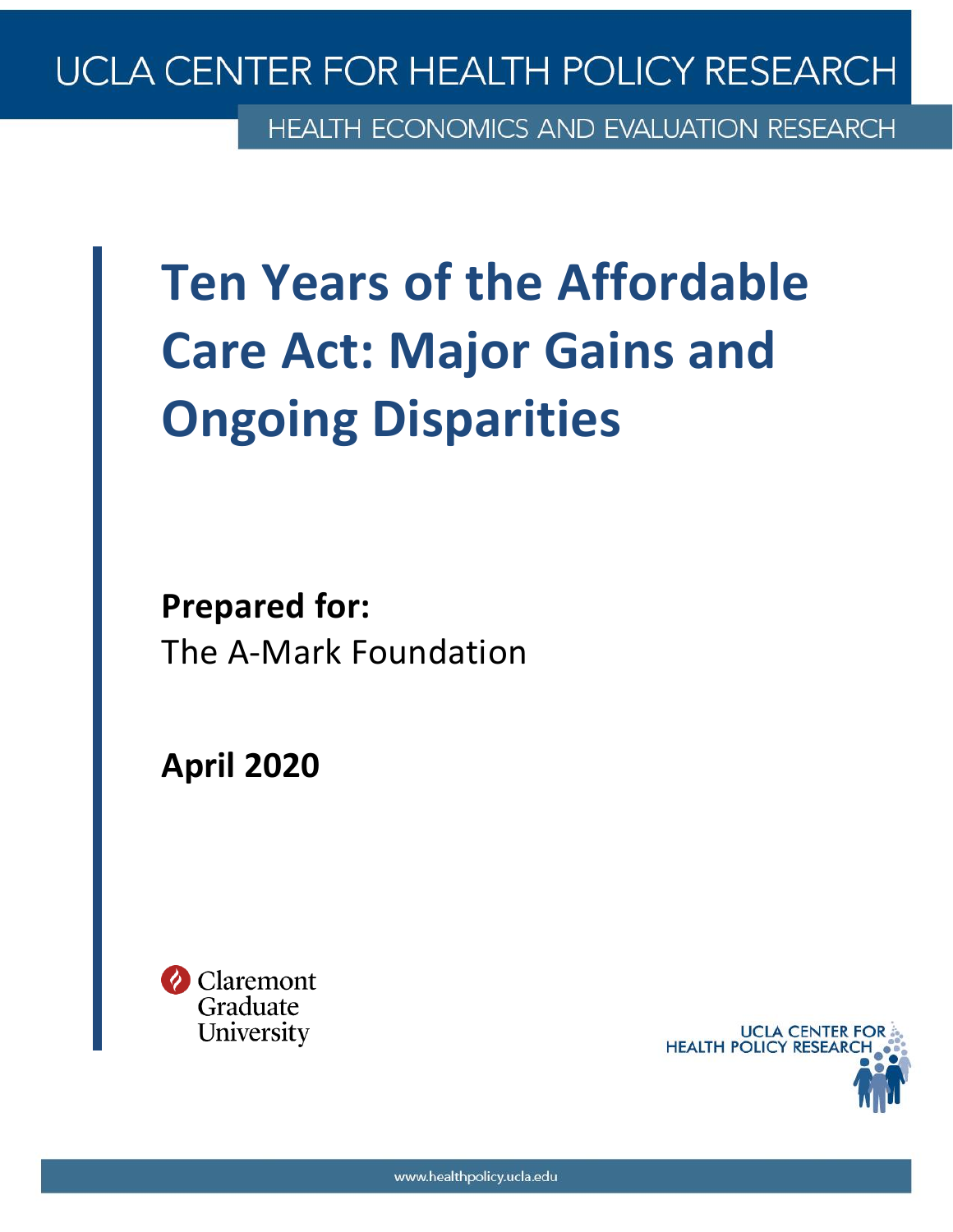UCLA CENTER FOR HEALTH POLICY RESEARCH

HEALTH ECONOMICS AND EVALUATION RESEARCH

# Ten Years of the Affordable Care Act: Major Gains and Ongoing Disparities

**Prepared for:**
The A-Mark Foundation

**April 2020**

Claremont Graduate University

UCLA CENTER FOR HEALTH POLICY RESEARCH

www.healthpolicy.ucla.edu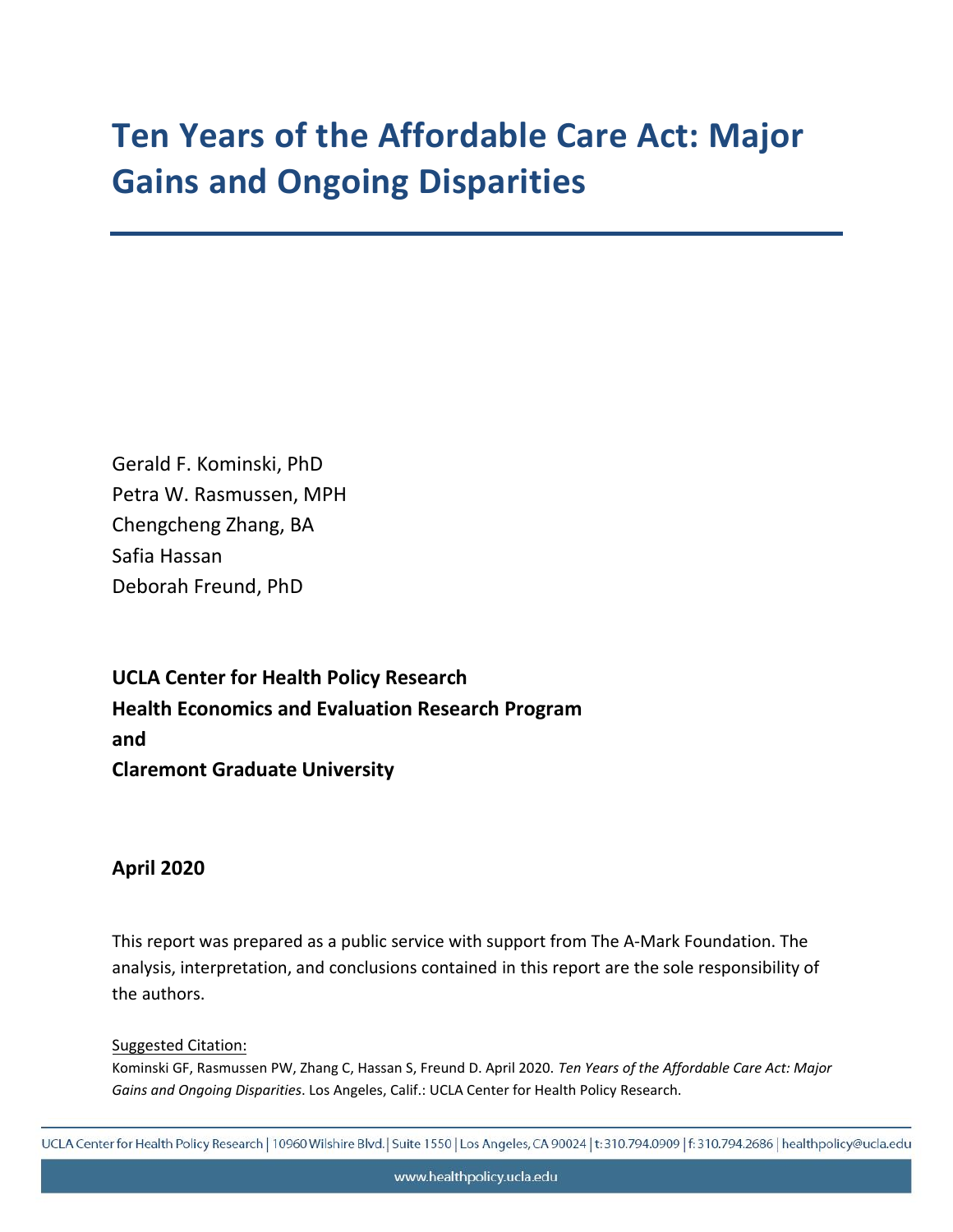# Ten Years of the Affordable Care Act: Major Gains and Ongoing Disparities

Gerald F. Kominski, PhD
Petra W. Rasmussen, MPH
Chengcheng Zhang, BA
Safia Hassan
Deborah Freund, PhD

**UCLA Center for Health Policy Research**
**Health Economics and Evaluation Research Program**
**and**
**Claremont Graduate University**

**April 2020**

This report was prepared as a public service with support from The A-Mark Foundation. The analysis, interpretation, and conclusions contained in this report are the sole responsibility of the authors.

Suggested Citation:
Kominski GF, Rasmussen PW, Zhang C, Hassan S, Freund D. April 2020. *Ten Years of the Affordable Care Act: Major Gains and Ongoing Disparities*. Los Angeles, Calif.: UCLA Center for Health Policy Research.

UCLA Center for Health Policy Research | 10960 Wilshire Blvd. | Suite 1550 | Los Angeles, CA 90024 | t: 310.794.0909 | f: 310.794.2686 | healthpolicy@ucla.edu

www.healthpolicy.ucla.edu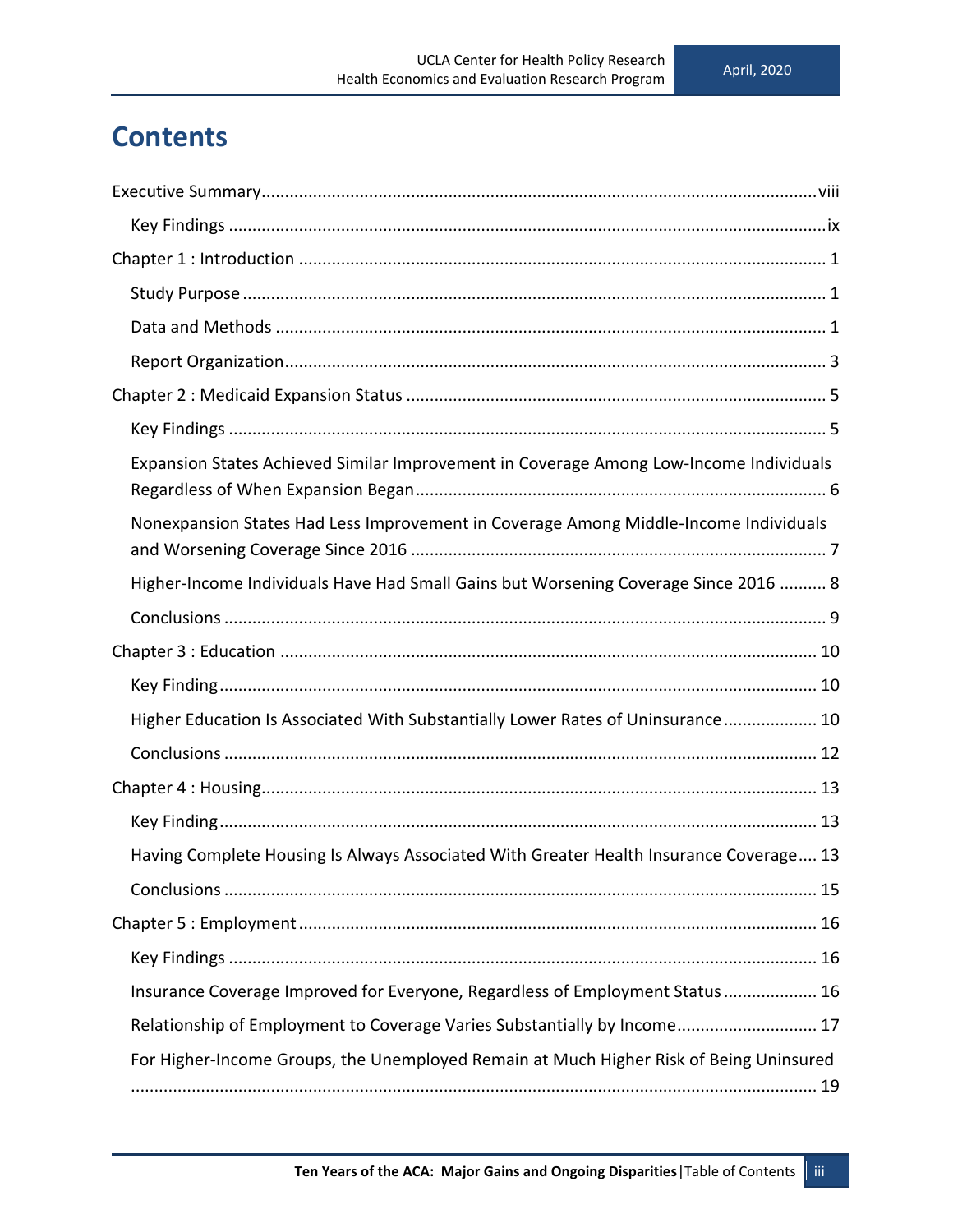# Contents

Executive Summary ..... viii

- Key Findings ..... ix

Chapter 1 : Introduction ..... 1

- Study Purpose ..... 1
- Data and Methods ..... 1
- Report Organization ..... 3

Chapter 2 : Medicaid Expansion Status ..... 5

- Key Findings ..... 5
- Expansion States Achieved Similar Improvement in Coverage Among Low-Income Individuals Regardless of When Expansion Began ..... 6
- Nonexpansion States Had Less Improvement in Coverage Among Middle-Income Individuals and Worsening Coverage Since 2016 ..... 7
- Higher-Income Individuals Have Had Small Gains but Worsening Coverage Since 2016 ..... 8
- Conclusions ..... 9

Chapter 3 : Education ..... 10

- Key Finding ..... 10
- Higher Education Is Associated With Substantially Lower Rates of Uninsurance ..... 10
- Conclusions ..... 12

Chapter 4 : Housing ..... 13

- Key Finding ..... 13
- Having Complete Housing Is Always Associated With Greater Health Insurance Coverage ..... 13
- Conclusions ..... 15

Chapter 5 : Employment ..... 16

- Key Findings ..... 16
- Insurance Coverage Improved for Everyone, Regardless of Employment Status ..... 16
- Relationship of Employment to Coverage Varies Substantially by Income ..... 17
- For Higher-Income Groups, the Unemployed Remain at Much Higher Risk of Being Uninsured ..... 19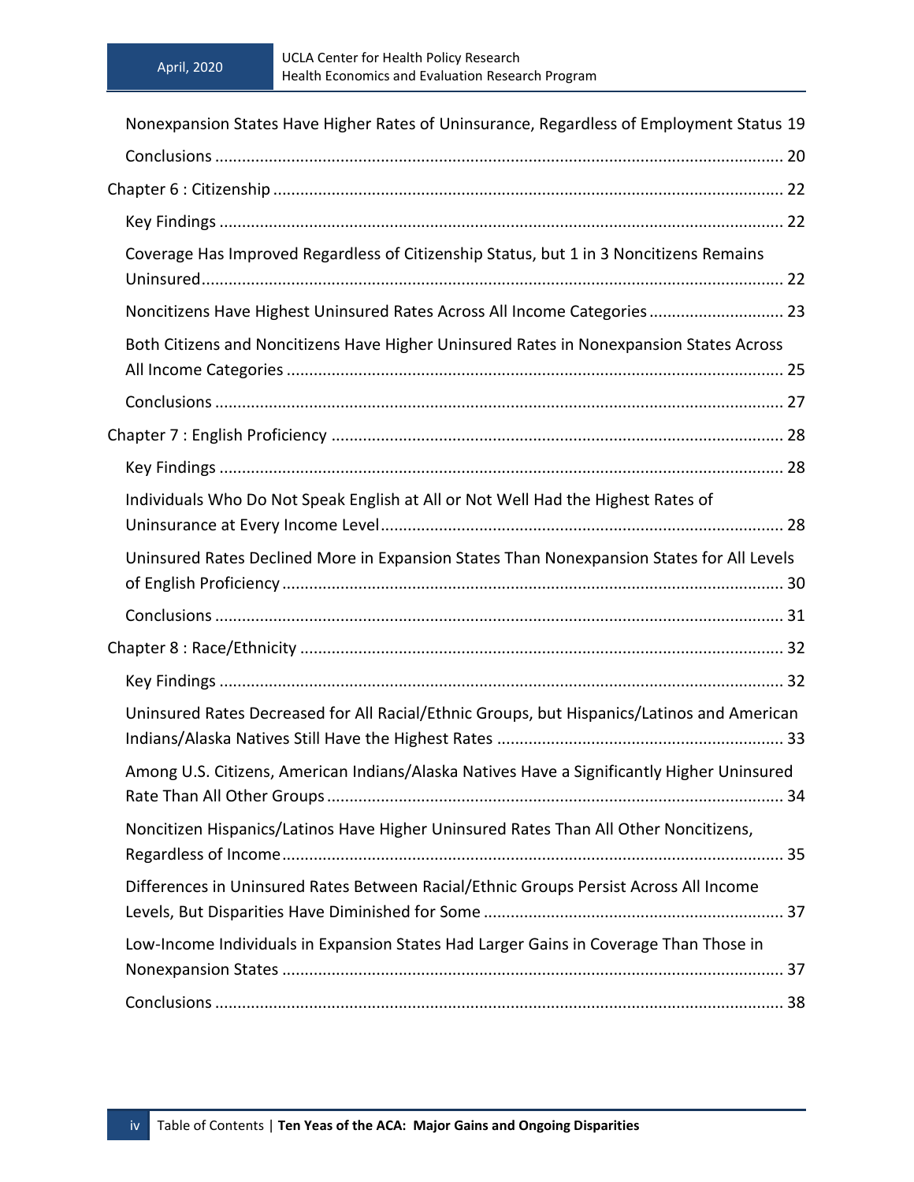Nonexpansion States Have Higher Rates of Uninsurance, Regardless of Employment Status 19

Conclusions ... 20

Chapter 6 : Citizenship ... 22

Key Findings ... 22

Coverage Has Improved Regardless of Citizenship Status, but 1 in 3 Noncitizens Remains Uninsured ... 22

Noncitizens Have Highest Uninsured Rates Across All Income Categories ... 23

Both Citizens and Noncitizens Have Higher Uninsured Rates in Nonexpansion States Across All Income Categories ... 25

Conclusions ... 27

Chapter 7 : English Proficiency ... 28

Key Findings ... 28

Individuals Who Do Not Speak English at All or Not Well Had the Highest Rates of Uninsurance at Every Income Level ... 28

Uninsured Rates Declined More in Expansion States Than Nonexpansion States for All Levels of English Proficiency ... 30

Conclusions ... 31

Chapter 8 : Race/Ethnicity ... 32

Key Findings ... 32

Uninsured Rates Decreased for All Racial/Ethnic Groups, but Hispanics/Latinos and American Indians/Alaska Natives Still Have the Highest Rates ... 33

Among U.S. Citizens, American Indians/Alaska Natives Have a Significantly Higher Uninsured Rate Than All Other Groups ... 34

Noncitizen Hispanics/Latinos Have Higher Uninsured Rates Than All Other Noncitizens, Regardless of Income ... 35

Differences in Uninsured Rates Between Racial/Ethnic Groups Persist Across All Income Levels, But Disparities Have Diminished for Some ... 37

Low-Income Individuals in Expansion States Had Larger Gains in Coverage Than Those in Nonexpansion States ... 37

Conclusions ... 38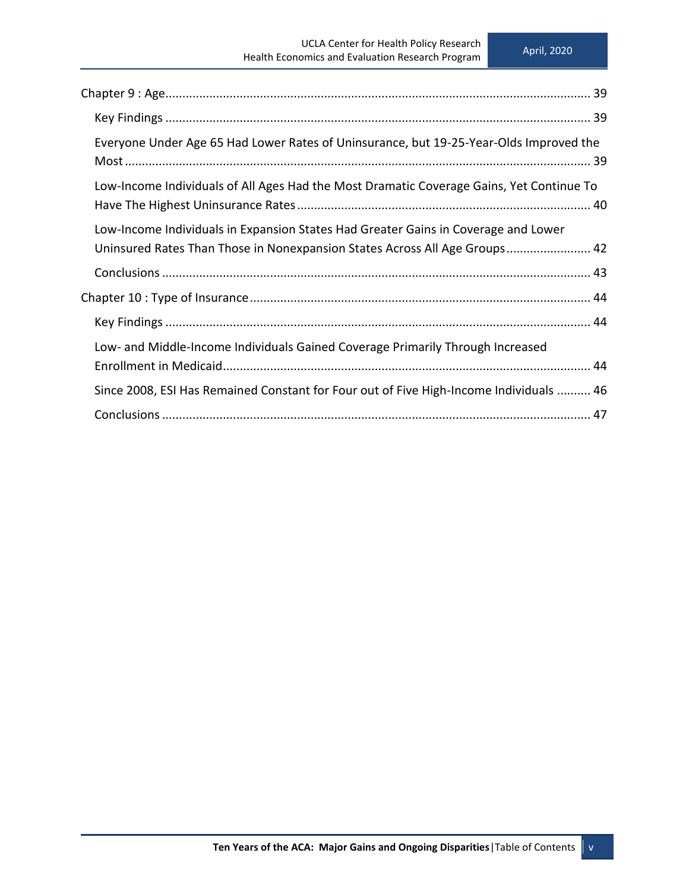Chapter 9 : Age ........................................................................................................................ 39

- Key Findings ........................................................................................................................ 39
- Everyone Under Age 65 Had Lower Rates of Uninsurance, but 19-25-Year-Olds Improved the Most ........................................................................................................................ 39
- Low-Income Individuals of All Ages Had the Most Dramatic Coverage Gains, Yet Continue To Have The Highest Uninsurance Rates ........................................................................................ 40
- Low-Income Individuals in Expansion States Had Greater Gains in Coverage and Lower Uninsured Rates Than Those in Nonexpansion States Across All Age Groups ........................ 42
- Conclusions ........................................................................................................................ 43

Chapter 10 : Type of Insurance ........................................................................................................ 44

- Key Findings ........................................................................................................................ 44
- Low- and Middle-Income Individuals Gained Coverage Primarily Through Increased Enrollment in Medicaid ........................................................................................................ 44
- Since 2008, ESI Has Remained Constant for Four out of Five High-Income Individuals .......... 46
- Conclusions ........................................................................................................................ 47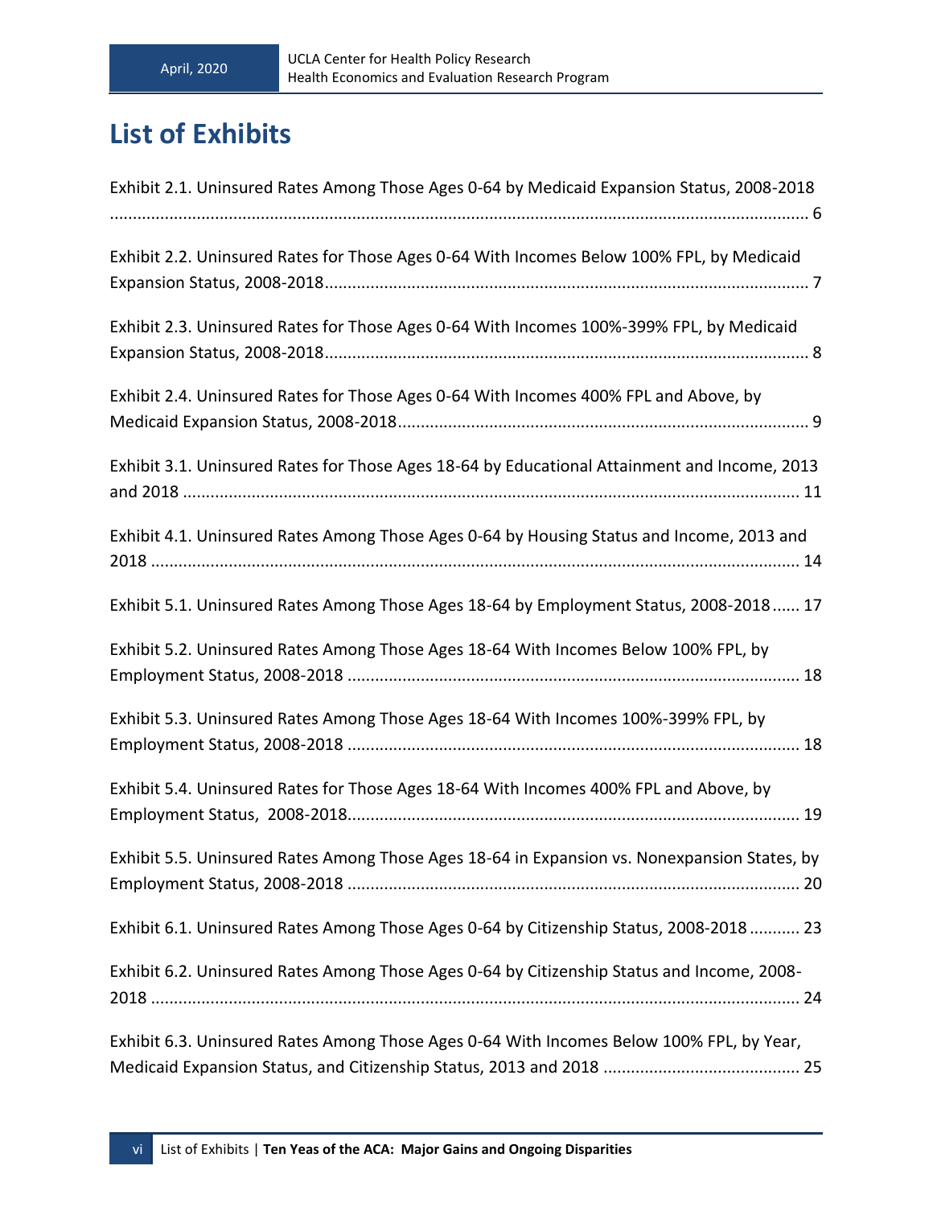# List of Exhibits

Exhibit 2.1. Uninsured Rates Among Those Ages 0-64 by Medicaid Expansion Status, 2008-2018 ........ 6

Exhibit 2.2. Uninsured Rates for Those Ages 0-64 With Incomes Below 100% FPL, by Medicaid Expansion Status, 2008-2018 ........ 7

Exhibit 2.3. Uninsured Rates for Those Ages 0-64 With Incomes 100%-399% FPL, by Medicaid Expansion Status, 2008-2018 ........ 8

Exhibit 2.4. Uninsured Rates for Those Ages 0-64 With Incomes 400% FPL and Above, by Medicaid Expansion Status, 2008-2018 ........ 9

Exhibit 3.1. Uninsured Rates for Those Ages 18-64 by Educational Attainment and Income, 2013 and 2018 ........ 11

Exhibit 4.1. Uninsured Rates Among Those Ages 0-64 by Housing Status and Income, 2013 and 2018 ........ 14

Exhibit 5.1. Uninsured Rates Among Those Ages 18-64 by Employment Status, 2008-2018 ........ 17

Exhibit 5.2. Uninsured Rates Among Those Ages 18-64 With Incomes Below 100% FPL, by Employment Status, 2008-2018 ........ 18

Exhibit 5.3. Uninsured Rates Among Those Ages 18-64 With Incomes 100%-399% FPL, by Employment Status, 2008-2018 ........ 18

Exhibit 5.4. Uninsured Rates for Those Ages 18-64 With Incomes 400% FPL and Above, by Employment Status, 2008-2018 ........ 19

Exhibit 5.5. Uninsured Rates Among Those Ages 18-64 in Expansion vs. Nonexpansion States, by Employment Status, 2008-2018 ........ 20

Exhibit 6.1. Uninsured Rates Among Those Ages 0-64 by Citizenship Status, 2008-2018 ........ 23

Exhibit 6.2. Uninsured Rates Among Those Ages 0-64 by Citizenship Status and Income, 2008-2018 ........ 24

Exhibit 6.3. Uninsured Rates Among Those Ages 0-64 With Incomes Below 100% FPL, by Year, Medicaid Expansion Status, and Citizenship Status, 2013 and 2018 ........ 25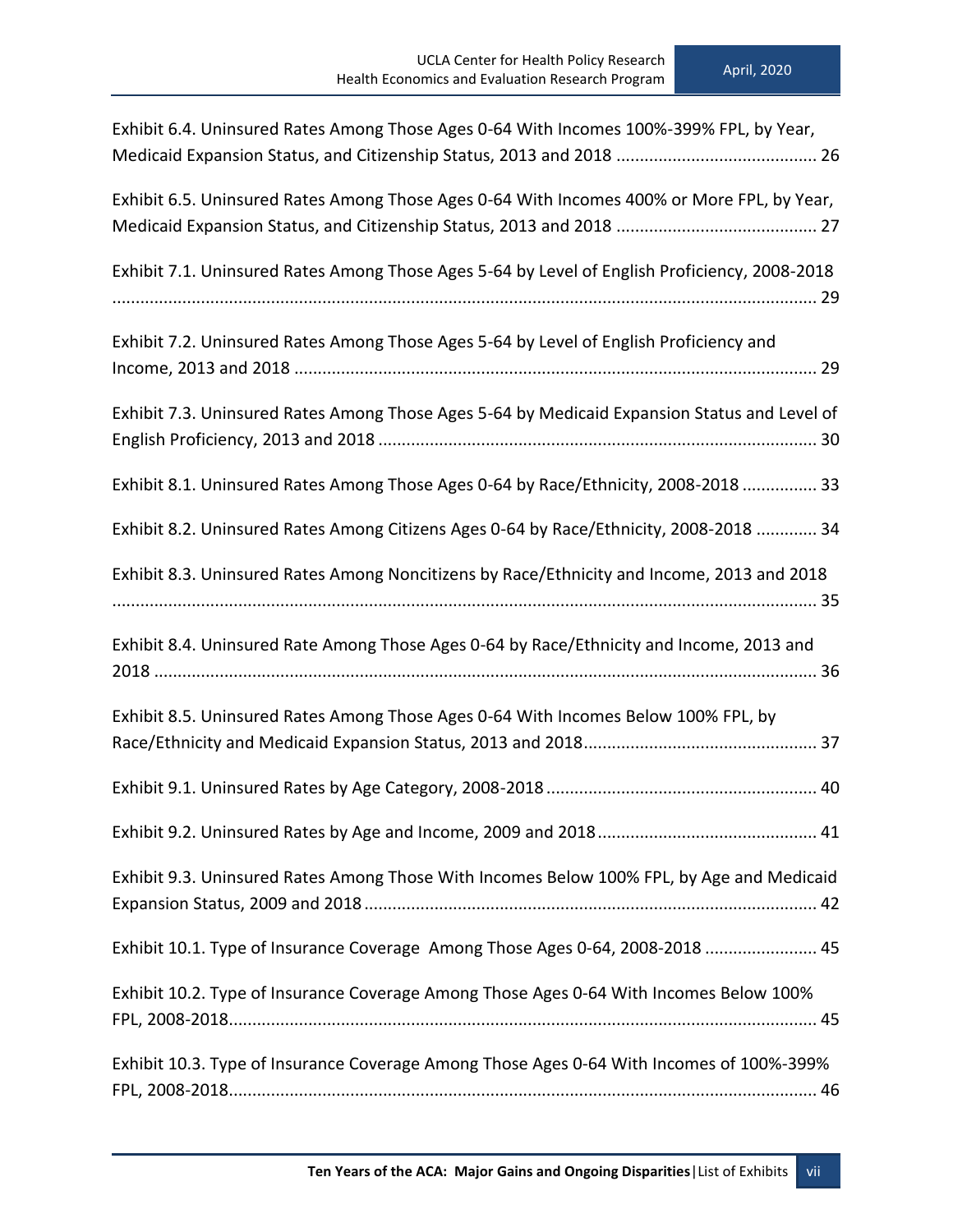Exhibit 6.4. Uninsured Rates Among Those Ages 0-64 With Incomes 100%-399% FPL, by Year, Medicaid Expansion Status, and Citizenship Status, 2013 and 2018 ........................................... 26

Exhibit 6.5. Uninsured Rates Among Those Ages 0-64 With Incomes 400% or More FPL, by Year, Medicaid Expansion Status, and Citizenship Status, 2013 and 2018 ........................................... 27

Exhibit 7.1. Uninsured Rates Among Those Ages 5-64 by Level of English Proficiency, 2008-2018 ........................................................................................................................................ 29

Exhibit 7.2. Uninsured Rates Among Those Ages 5-64 by Level of English Proficiency and Income, 2013 and 2018 ................................................................................................ 29

Exhibit 7.3. Uninsured Rates Among Those Ages 5-64 by Medicaid Expansion Status and Level of English Proficiency, 2013 and 2018 ............................................................................................ 30

Exhibit 8.1. Uninsured Rates Among Those Ages 0-64 by Race/Ethnicity, 2008-2018 ................ 33

Exhibit 8.2. Uninsured Rates Among Citizens Ages 0-64 by Race/Ethnicity, 2008-2018 ............. 34

Exhibit 8.3. Uninsured Rates Among Noncitizens by Race/Ethnicity and Income, 2013 and 2018 ........................................................................................................................................ 35

Exhibit 8.4. Uninsured Rate Among Those Ages 0-64 by Race/Ethnicity and Income, 2013 and 2018 ........................................................................................................................................ 36

Exhibit 8.5. Uninsured Rates Among Those Ages 0-64 With Incomes Below 100% FPL, by Race/Ethnicity and Medicaid Expansion Status, 2013 and 2018................................................. 37

Exhibit 9.1. Uninsured Rates by Age Category, 2008-2018 ......................................................... 40

Exhibit 9.2. Uninsured Rates by Age and Income, 2009 and 2018.............................................. 41

Exhibit 9.3. Uninsured Rates Among Those With Incomes Below 100% FPL, by Age and Medicaid Expansion Status, 2009 and 2018 ................................................................................................ 42

Exhibit 10.1. Type of Insurance Coverage Among Those Ages 0-64, 2008-2018 ........................ 45

Exhibit 10.2. Type of Insurance Coverage Among Those Ages 0-64 With Incomes Below 100% FPL, 2008-2018.............................................................................................................................. 45

Exhibit 10.3. Type of Insurance Coverage Among Those Ages 0-64 With Incomes of 100%-399% FPL, 2008-2018.............................................................................................................................. 46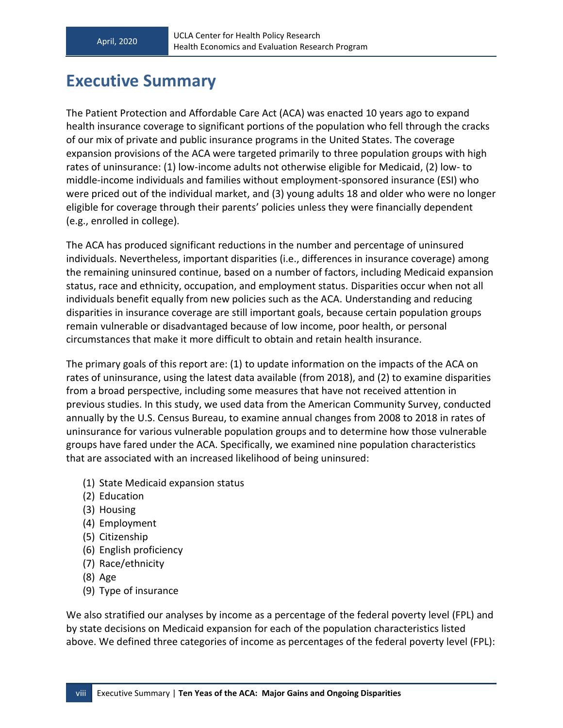# Executive Summary

The Patient Protection and Affordable Care Act (ACA) was enacted 10 years ago to expand health insurance coverage to significant portions of the population who fell through the cracks of our mix of private and public insurance programs in the United States. The coverage expansion provisions of the ACA were targeted primarily to three population groups with high rates of uninsurance: (1) low-income adults not otherwise eligible for Medicaid, (2) low- to middle-income individuals and families without employment-sponsored insurance (ESI) who were priced out of the individual market, and (3) young adults 18 and older who were no longer eligible for coverage through their parents' policies unless they were financially dependent (e.g., enrolled in college).

The ACA has produced significant reductions in the number and percentage of uninsured individuals. Nevertheless, important disparities (i.e., differences in insurance coverage) among the remaining uninsured continue, based on a number of factors, including Medicaid expansion status, race and ethnicity, occupation, and employment status. Disparities occur when not all individuals benefit equally from new policies such as the ACA. Understanding and reducing disparities in insurance coverage are still important goals, because certain population groups remain vulnerable or disadvantaged because of low income, poor health, or personal circumstances that make it more difficult to obtain and retain health insurance.

The primary goals of this report are: (1) to update information on the impacts of the ACA on rates of uninsurance, using the latest data available (from 2018), and (2) to examine disparities from a broad perspective, including some measures that have not received attention in previous studies. In this study, we used data from the American Community Survey, conducted annually by the U.S. Census Bureau, to examine annual changes from 2008 to 2018 in rates of uninsurance for various vulnerable population groups and to determine how those vulnerable groups have fared under the ACA. Specifically, we examined nine population characteristics that are associated with an increased likelihood of being uninsured:

(1) State Medicaid expansion status
(2) Education
(3) Housing
(4) Employment
(5) Citizenship
(6) English proficiency
(7) Race/ethnicity
(8) Age
(9) Type of insurance

We also stratified our analyses by income as a percentage of the federal poverty level (FPL) and by state decisions on Medicaid expansion for each of the population characteristics listed above. We defined three categories of income as percentages of the federal poverty level (FPL):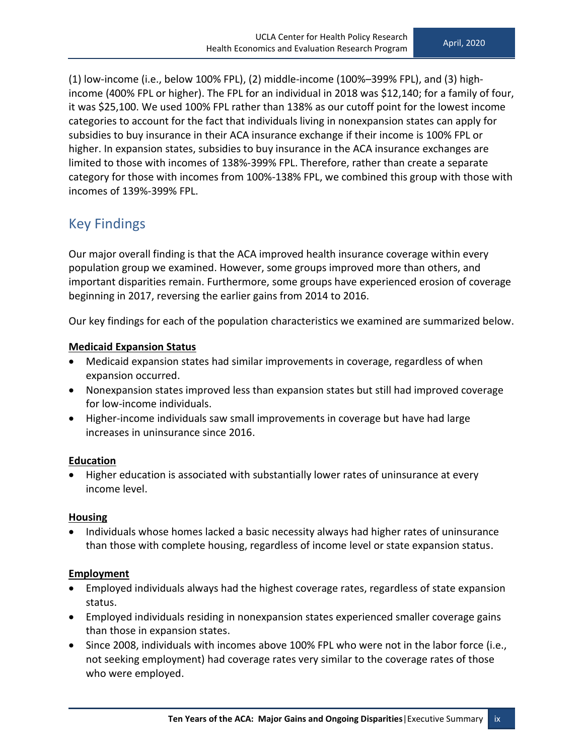(1) low-income (i.e., below 100% FPL), (2) middle-income (100%–399% FPL), and (3) high-income (400% FPL or higher). The FPL for an individual in 2018 was $12,140; for a family of four, it was $25,100. We used 100% FPL rather than 138% as our cutoff point for the lowest income categories to account for the fact that individuals living in nonexpansion states can apply for subsidies to buy insurance in their ACA insurance exchange if their income is 100% FPL or higher. In expansion states, subsidies to buy insurance in the ACA insurance exchanges are limited to those with incomes of 138%-399% FPL. Therefore, rather than create a separate category for those with incomes from 100%-138% FPL, we combined this group with those with incomes of 139%-399% FPL.

## Key Findings

Our major overall finding is that the ACA improved health insurance coverage within every population group we examined. However, some groups improved more than others, and important disparities remain. Furthermore, some groups have experienced erosion of coverage beginning in 2017, reversing the earlier gains from 2014 to 2016.

Our key findings for each of the population characteristics we examined are summarized below.

**Medicaid Expansion Status**

- Medicaid expansion states had similar improvements in coverage, regardless of when expansion occurred.
- Nonexpansion states improved less than expansion states but still had improved coverage for low-income individuals.
- Higher-income individuals saw small improvements in coverage but have had large increases in uninsurance since 2016.

**Education**

- Higher education is associated with substantially lower rates of uninsurance at every income level.

**Housing**

- Individuals whose homes lacked a basic necessity always had higher rates of uninsurance than those with complete housing, regardless of income level or state expansion status.

**Employment**

- Employed individuals always had the highest coverage rates, regardless of state expansion status.
- Employed individuals residing in nonexpansion states experienced smaller coverage gains than those in expansion states.
- Since 2008, individuals with incomes above 100% FPL who were not in the labor force (i.e., not seeking employment) had coverage rates very similar to the coverage rates of those who were employed.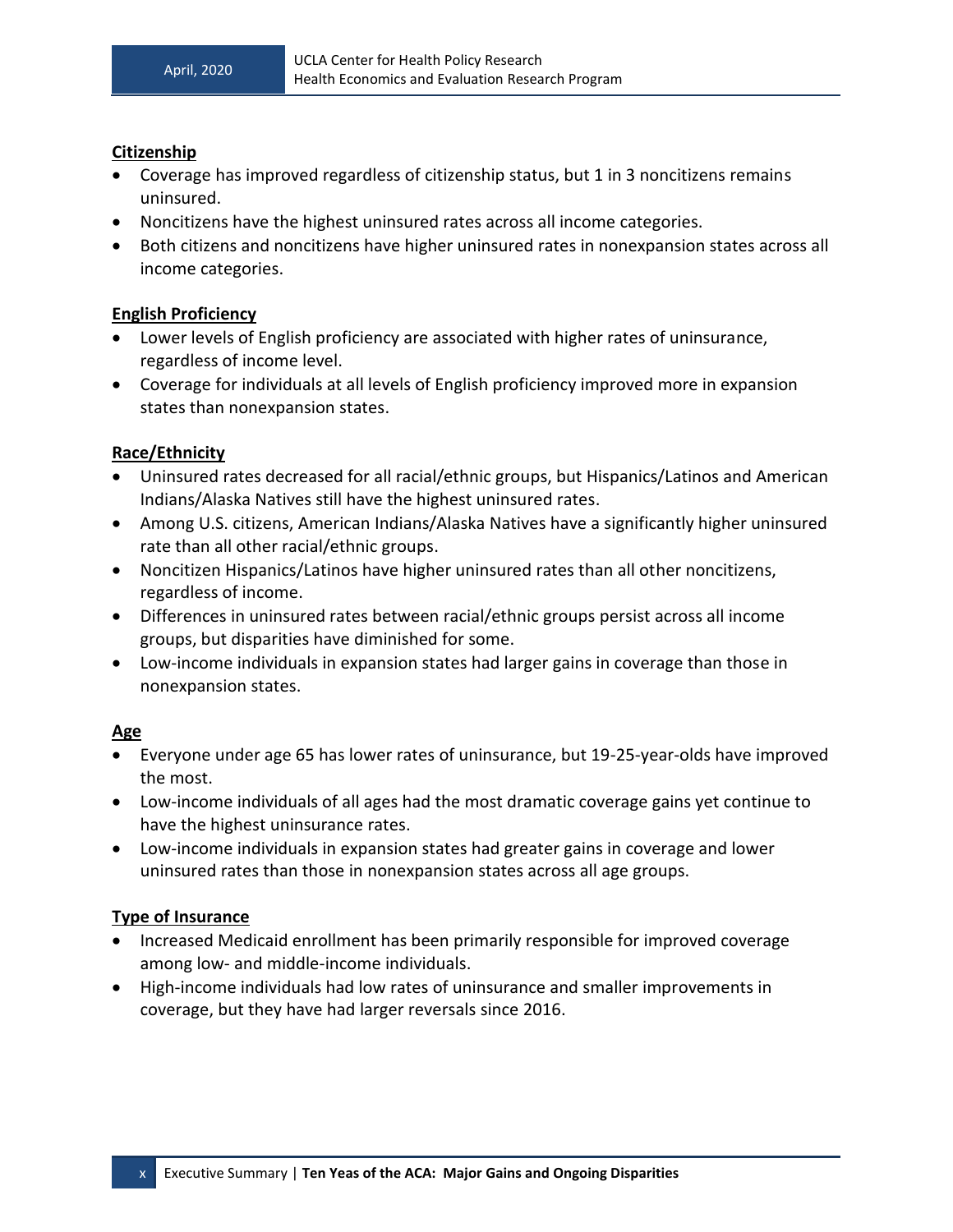**Citizenship**

- Coverage has improved regardless of citizenship status, but 1 in 3 noncitizens remains uninsured.
- Noncitizens have the highest uninsured rates across all income categories.
- Both citizens and noncitizens have higher uninsured rates in nonexpansion states across all income categories.

**English Proficiency**

- Lower levels of English proficiency are associated with higher rates of uninsurance, regardless of income level.
- Coverage for individuals at all levels of English proficiency improved more in expansion states than nonexpansion states.

**Race/Ethnicity**

- Uninsured rates decreased for all racial/ethnic groups, but Hispanics/Latinos and American Indians/Alaska Natives still have the highest uninsured rates.
- Among U.S. citizens, American Indians/Alaska Natives have a significantly higher uninsured rate than all other racial/ethnic groups.
- Noncitizen Hispanics/Latinos have higher uninsured rates than all other noncitizens, regardless of income.
- Differences in uninsured rates between racial/ethnic groups persist across all income groups, but disparities have diminished for some.
- Low-income individuals in expansion states had larger gains in coverage than those in nonexpansion states.

**Age**

- Everyone under age 65 has lower rates of uninsurance, but 19-25-year-olds have improved the most.
- Low-income individuals of all ages had the most dramatic coverage gains yet continue to have the highest uninsurance rates.
- Low-income individuals in expansion states had greater gains in coverage and lower uninsured rates than those in nonexpansion states across all age groups.

**Type of Insurance**

- Increased Medicaid enrollment has been primarily responsible for improved coverage among low- and middle-income individuals.
- High-income individuals had low rates of uninsurance and smaller improvements in coverage, but they have had larger reversals since 2016.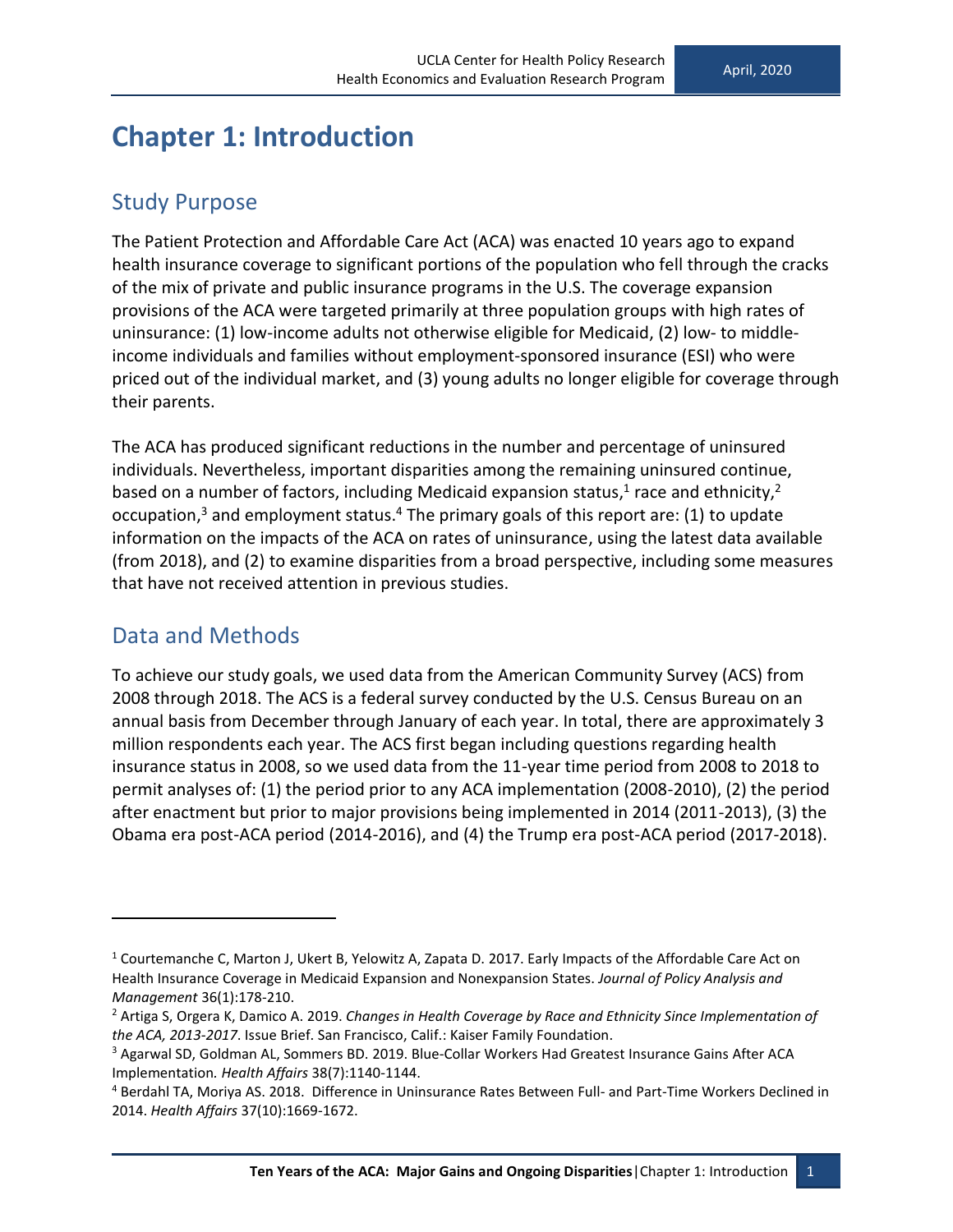# Chapter 1: Introduction

## Study Purpose

The Patient Protection and Affordable Care Act (ACA) was enacted 10 years ago to expand health insurance coverage to significant portions of the population who fell through the cracks of the mix of private and public insurance programs in the U.S. The coverage expansion provisions of the ACA were targeted primarily at three population groups with high rates of uninsurance: (1) low-income adults not otherwise eligible for Medicaid, (2) low- to middle-income individuals and families without employment-sponsored insurance (ESI) who were priced out of the individual market, and (3) young adults no longer eligible for coverage through their parents.

The ACA has produced significant reductions in the number and percentage of uninsured individuals. Nevertheless, important disparities among the remaining uninsured continue, based on a number of factors, including Medicaid expansion status,[1] race and ethnicity,[2] occupation,[3] and employment status.[4] The primary goals of this report are: (1) to update information on the impacts of the ACA on rates of uninsurance, using the latest data available (from 2018), and (2) to examine disparities from a broad perspective, including some measures that have not received attention in previous studies.

## Data and Methods

To achieve our study goals, we used data from the American Community Survey (ACS) from 2008 through 2018. The ACS is a federal survey conducted by the U.S. Census Bureau on an annual basis from December through January of each year. In total, there are approximately 3 million respondents each year. The ACS first began including questions regarding health insurance status in 2008, so we used data from the 11-year time period from 2008 to 2018 to permit analyses of: (1) the period prior to any ACA implementation (2008-2010), (2) the period after enactment but prior to major provisions being implemented in 2014 (2011-2013), (3) the Obama era post-ACA period (2014-2016), and (4) the Trump era post-ACA period (2017-2018).

---

[1] Courtemanche C, Marton J, Ukert B, Yelowitz A, Zapata D. 2017. Early Impacts of the Affordable Care Act on Health Insurance Coverage in Medicaid Expansion and Nonexpansion States. *Journal of Policy Analysis and Management* 36(1):178-210.

[2] Artiga S, Orgera K, Damico A. 2019. *Changes in Health Coverage by Race and Ethnicity Since Implementation of the ACA, 2013-2017*. Issue Brief. San Francisco, Calif.: Kaiser Family Foundation.

[3] Agarwal SD, Goldman AL, Sommers BD. 2019. Blue-Collar Workers Had Greatest Insurance Gains After ACA Implementation. *Health Affairs* 38(7):1140-1144.

[4] Berdahl TA, Moriya AS. 2018. Difference in Uninsurance Rates Between Full- and Part-Time Workers Declined in 2014. *Health Affairs* 37(10):1669-1672.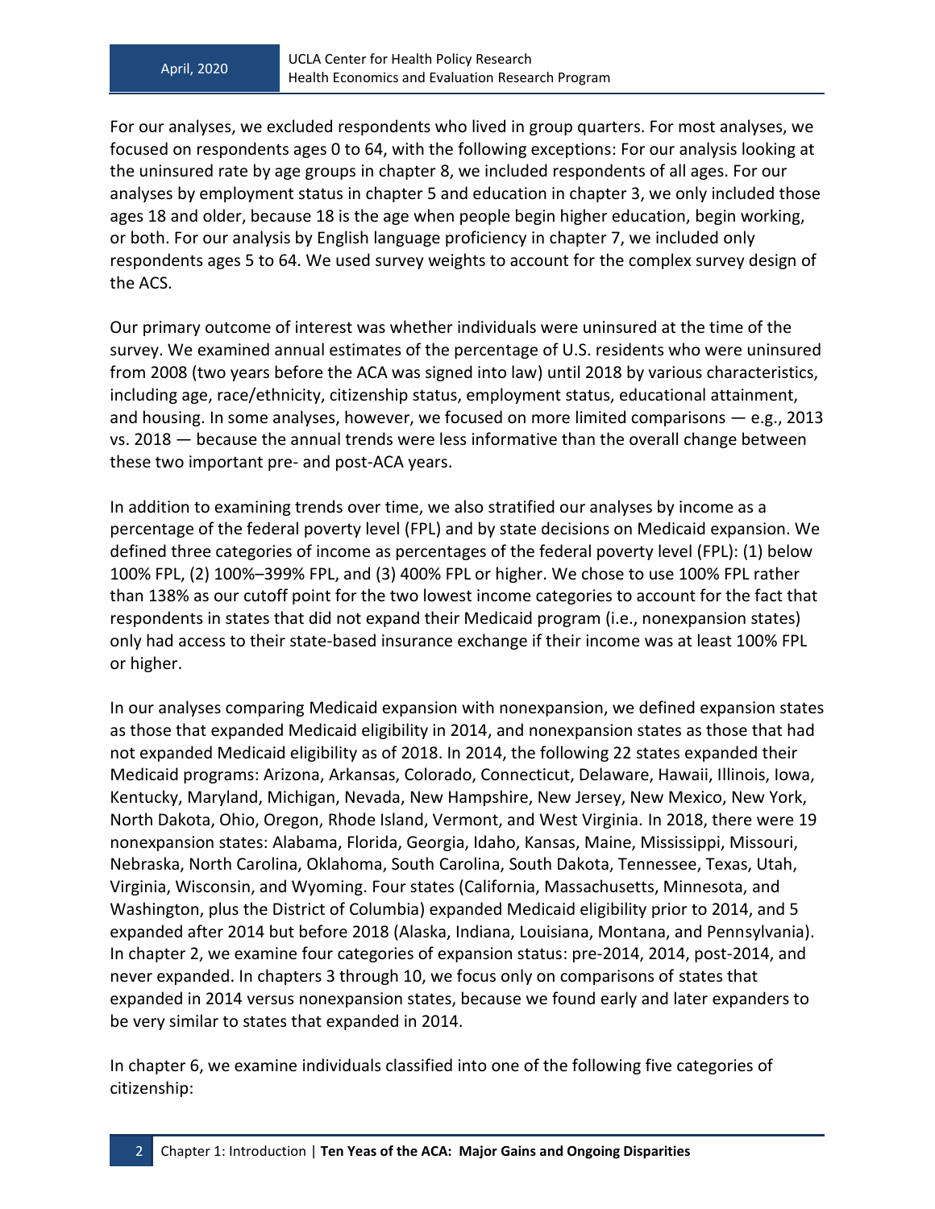For our analyses, we excluded respondents who lived in group quarters. For most analyses, we focused on respondents ages 0 to 64, with the following exceptions: For our analysis looking at the uninsured rate by age groups in chapter 8, we included respondents of all ages. For our analyses by employment status in chapter 5 and education in chapter 3, we only included those ages 18 and older, because 18 is the age when people begin higher education, begin working, or both. For our analysis by English language proficiency in chapter 7, we included only respondents ages 5 to 64. We used survey weights to account for the complex survey design of the ACS.

Our primary outcome of interest was whether individuals were uninsured at the time of the survey. We examined annual estimates of the percentage of U.S. residents who were uninsured from 2008 (two years before the ACA was signed into law) until 2018 by various characteristics, including age, race/ethnicity, citizenship status, employment status, educational attainment, and housing. In some analyses, however, we focused on more limited comparisons — e.g., 2013 vs. 2018 — because the annual trends were less informative than the overall change between these two important pre- and post-ACA years.

In addition to examining trends over time, we also stratified our analyses by income as a percentage of the federal poverty level (FPL) and by state decisions on Medicaid expansion. We defined three categories of income as percentages of the federal poverty level (FPL): (1) below 100% FPL, (2) 100%–399% FPL, and (3) 400% FPL or higher. We chose to use 100% FPL rather than 138% as our cutoff point for the two lowest income categories to account for the fact that respondents in states that did not expand their Medicaid program (i.e., nonexpansion states) only had access to their state-based insurance exchange if their income was at least 100% FPL or higher.

In our analyses comparing Medicaid expansion with nonexpansion, we defined expansion states as those that expanded Medicaid eligibility in 2014, and nonexpansion states as those that had not expanded Medicaid eligibility as of 2018. In 2014, the following 22 states expanded their Medicaid programs: Arizona, Arkansas, Colorado, Connecticut, Delaware, Hawaii, Illinois, Iowa, Kentucky, Maryland, Michigan, Nevada, New Hampshire, New Jersey, New Mexico, New York, North Dakota, Ohio, Oregon, Rhode Island, Vermont, and West Virginia. In 2018, there were 19 nonexpansion states: Alabama, Florida, Georgia, Idaho, Kansas, Maine, Mississippi, Missouri, Nebraska, North Carolina, Oklahoma, South Carolina, South Dakota, Tennessee, Texas, Utah, Virginia, Wisconsin, and Wyoming. Four states (California, Massachusetts, Minnesota, and Washington, plus the District of Columbia) expanded Medicaid eligibility prior to 2014, and 5 expanded after 2014 but before 2018 (Alaska, Indiana, Louisiana, Montana, and Pennsylvania). In chapter 2, we examine four categories of expansion status: pre-2014, 2014, post-2014, and never expanded. In chapters 3 through 10, we focus only on comparisons of states that expanded in 2014 versus nonexpansion states, because we found early and later expanders to be very similar to states that expanded in 2014.

In chapter 6, we examine individuals classified into one of the following five categories of citizenship: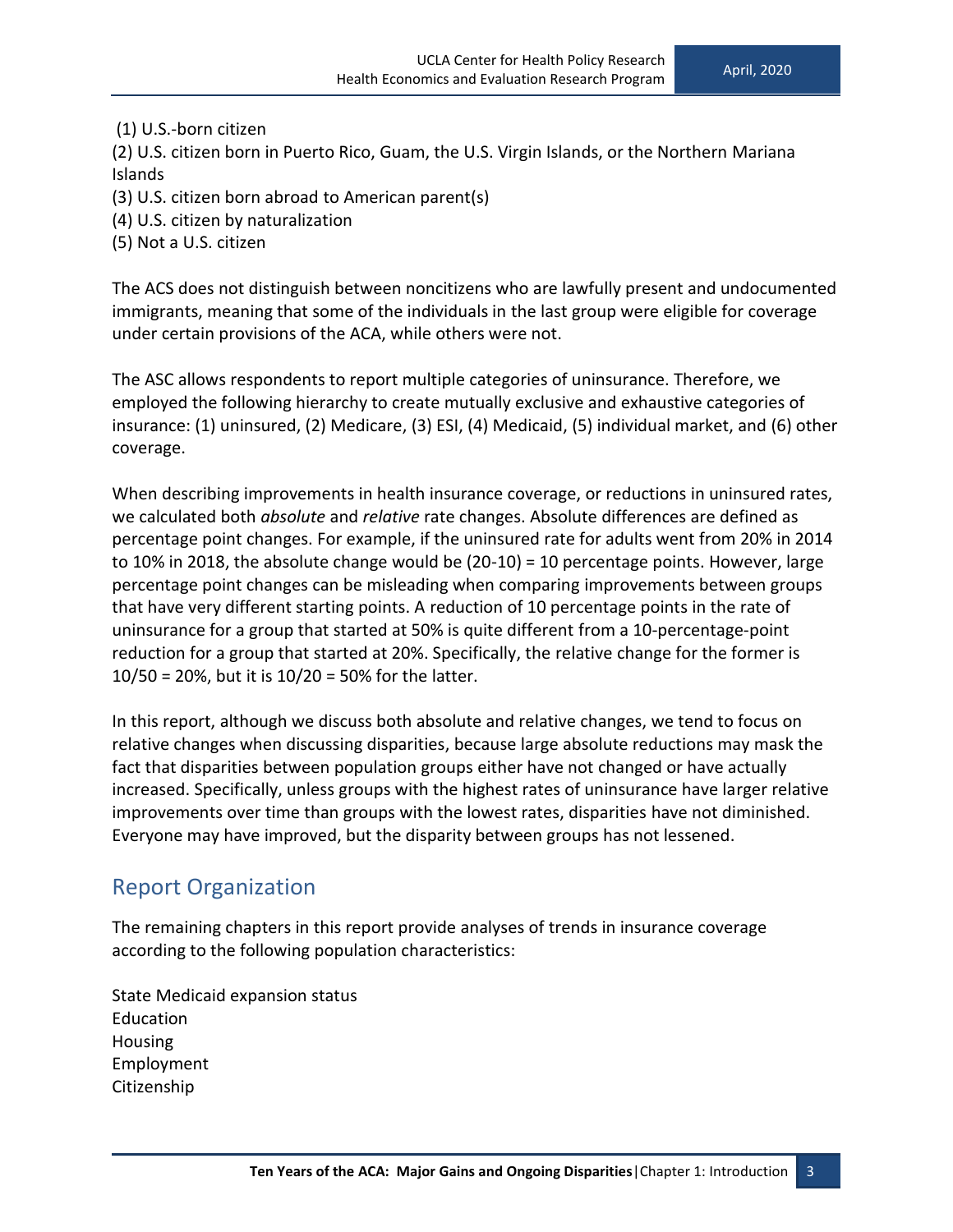(1) U.S.-born citizen
(2) U.S. citizen born in Puerto Rico, Guam, the U.S. Virgin Islands, or the Northern Mariana Islands
(3) U.S. citizen born abroad to American parent(s)
(4) U.S. citizen by naturalization
(5) Not a U.S. citizen

The ACS does not distinguish between noncitizens who are lawfully present and undocumented immigrants, meaning that some of the individuals in the last group were eligible for coverage under certain provisions of the ACA, while others were not.

The ASC allows respondents to report multiple categories of uninsurance. Therefore, we employed the following hierarchy to create mutually exclusive and exhaustive categories of insurance: (1) uninsured, (2) Medicare, (3) ESI, (4) Medicaid, (5) individual market, and (6) other coverage.

When describing improvements in health insurance coverage, or reductions in uninsured rates, we calculated both *absolute* and *relative* rate changes. Absolute differences are defined as percentage point changes. For example, if the uninsured rate for adults went from 20% in 2014 to 10% in 2018, the absolute change would be (20-10) = 10 percentage points. However, large percentage point changes can be misleading when comparing improvements between groups that have very different starting points. A reduction of 10 percentage points in the rate of uninsurance for a group that started at 50% is quite different from a 10-percentage-point reduction for a group that started at 20%. Specifically, the relative change for the former is 10/50 = 20%, but it is 10/20 = 50% for the latter.

In this report, although we discuss both absolute and relative changes, we tend to focus on relative changes when discussing disparities, because large absolute reductions may mask the fact that disparities between population groups either have not changed or have actually increased. Specifically, unless groups with the highest rates of uninsurance have larger relative improvements over time than groups with the lowest rates, disparities have not diminished. Everyone may have improved, but the disparity between groups has not lessened.

## Report Organization

The remaining chapters in this report provide analyses of trends in insurance coverage according to the following population characteristics:

State Medicaid expansion status
Education
Housing
Employment
Citizenship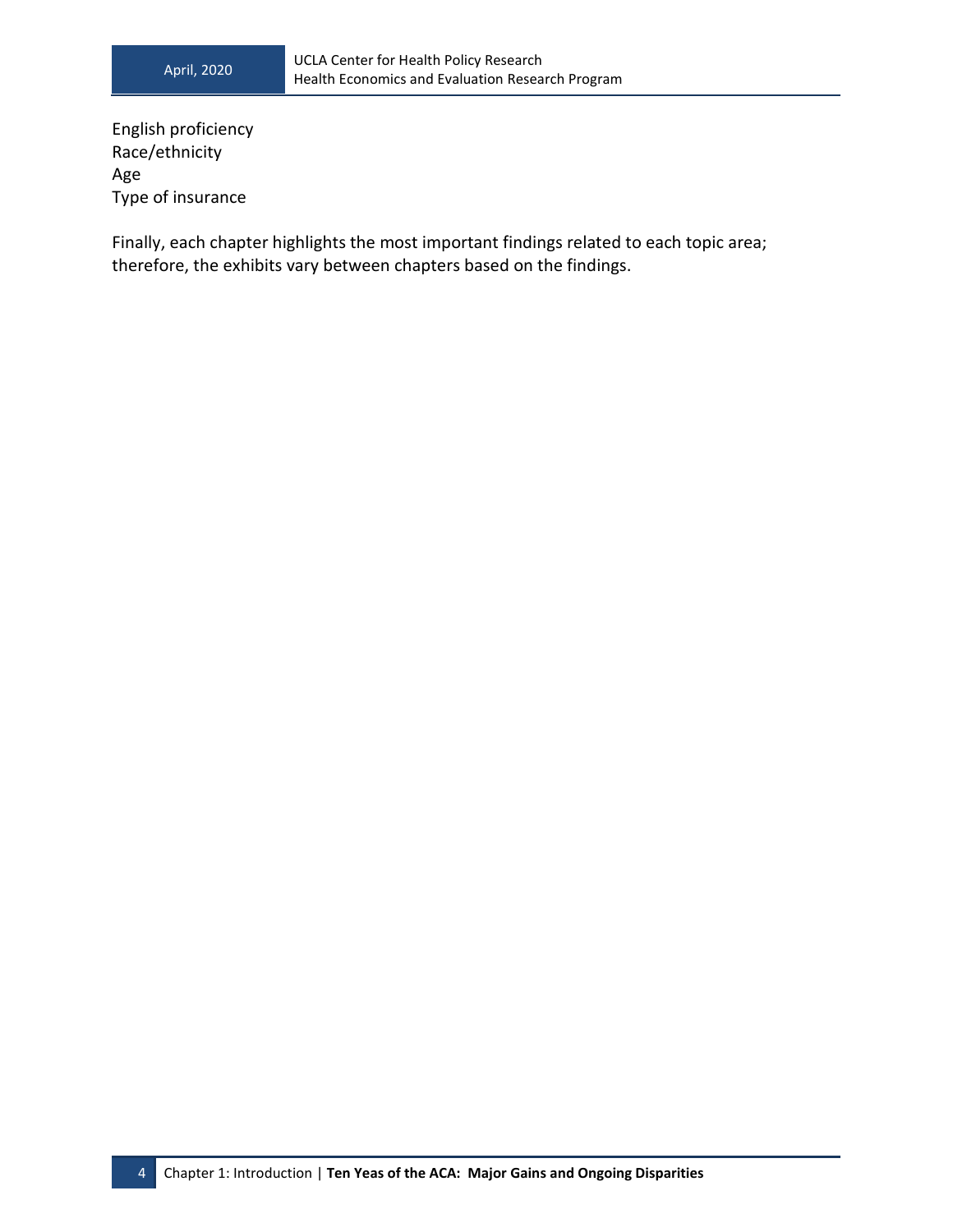English proficiency
Race/ethnicity
Age
Type of insurance

Finally, each chapter highlights the most important findings related to each topic area; therefore, the exhibits vary between chapters based on the findings.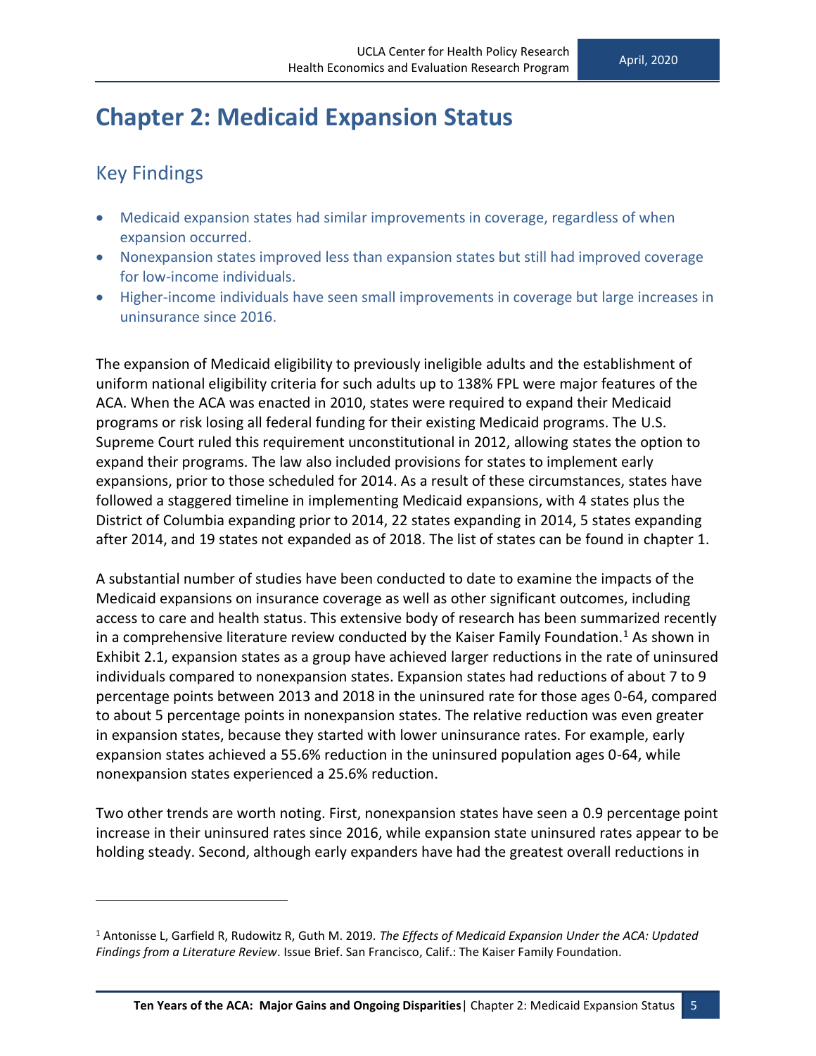# Chapter 2: Medicaid Expansion Status

## Key Findings

- Medicaid expansion states had similar improvements in coverage, regardless of when expansion occurred.
- Nonexpansion states improved less than expansion states but still had improved coverage for low-income individuals.
- Higher-income individuals have seen small improvements in coverage but large increases in uninsurance since 2016.

The expansion of Medicaid eligibility to previously ineligible adults and the establishment of uniform national eligibility criteria for such adults up to 138% FPL were major features of the ACA. When the ACA was enacted in 2010, states were required to expand their Medicaid programs or risk losing all federal funding for their existing Medicaid programs. The U.S. Supreme Court ruled this requirement unconstitutional in 2012, allowing states the option to expand their programs. The law also included provisions for states to implement early expansions, prior to those scheduled for 2014. As a result of these circumstances, states have followed a staggered timeline in implementing Medicaid expansions, with 4 states plus the District of Columbia expanding prior to 2014, 22 states expanding in 2014, 5 states expanding after 2014, and 19 states not expanded as of 2018. The list of states can be found in chapter 1.

A substantial number of studies have been conducted to date to examine the impacts of the Medicaid expansions on insurance coverage as well as other significant outcomes, including access to care and health status. This extensive body of research has been summarized recently in a comprehensive literature review conducted by the Kaiser Family Foundation.[1] As shown in Exhibit 2.1, expansion states as a group have achieved larger reductions in the rate of uninsured individuals compared to nonexpansion states. Expansion states had reductions of about 7 to 9 percentage points between 2013 and 2018 in the uninsured rate for those ages 0-64, compared to about 5 percentage points in nonexpansion states. The relative reduction was even greater in expansion states, because they started with lower uninsurance rates. For example, early expansion states achieved a 55.6% reduction in the uninsured population ages 0-64, while nonexpansion states experienced a 25.6% reduction.

Two other trends are worth noting. First, nonexpansion states have seen a 0.9 percentage point increase in their uninsured rates since 2016, while expansion state uninsured rates appear to be holding steady. Second, although early expanders have had the greatest overall reductions in

[1] Antonisse L, Garfield R, Rudowitz R, Guth M. 2019. *The Effects of Medicaid Expansion Under the ACA: Updated Findings from a Literature Review*. Issue Brief. San Francisco, Calif.: The Kaiser Family Foundation.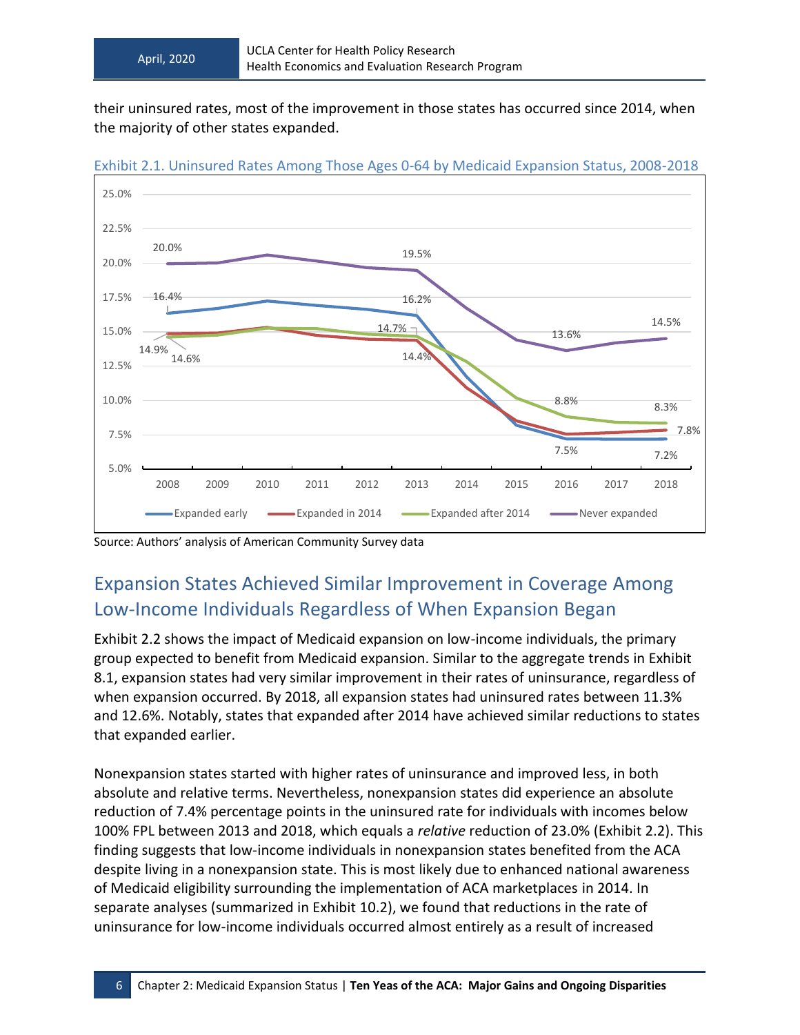their uninsured rates, most of the improvement in those states has occurred since 2014, when the majority of other states expanded.

Exhibit 2.1. Uninsured Rates Among Those Ages 0-64 by Medicaid Expansion Status, 2008-2018

Source: Authors' analysis of American Community Survey data

## Expansion States Achieved Similar Improvement in Coverage Among Low-Income Individuals Regardless of When Expansion Began

Exhibit 2.2 shows the impact of Medicaid expansion on low-income individuals, the primary group expected to benefit from Medicaid expansion. Similar to the aggregate trends in Exhibit 8.1, expansion states had very similar improvement in their rates of uninsurance, regardless of when expansion occurred. By 2018, all expansion states had uninsured rates between 11.3% and 12.6%. Notably, states that expanded after 2014 have achieved similar reductions to states that expanded earlier.

Nonexpansion states started with higher rates of uninsurance and improved less, in both absolute and relative terms. Nevertheless, nonexpansion states did experience an absolute reduction of 7.4% percentage points in the uninsured rate for individuals with incomes below 100% FPL between 2013 and 2018, which equals a *relative* reduction of 23.0% (Exhibit 2.2). This finding suggests that low-income individuals in nonexpansion states benefited from the ACA despite living in a nonexpansion state. This is most likely due to enhanced national awareness of Medicaid eligibility surrounding the implementation of ACA marketplaces in 2014. In separate analyses (summarized in Exhibit 10.2), we found that reductions in the rate of uninsurance for low-income individuals occurred almost entirely as a result of increased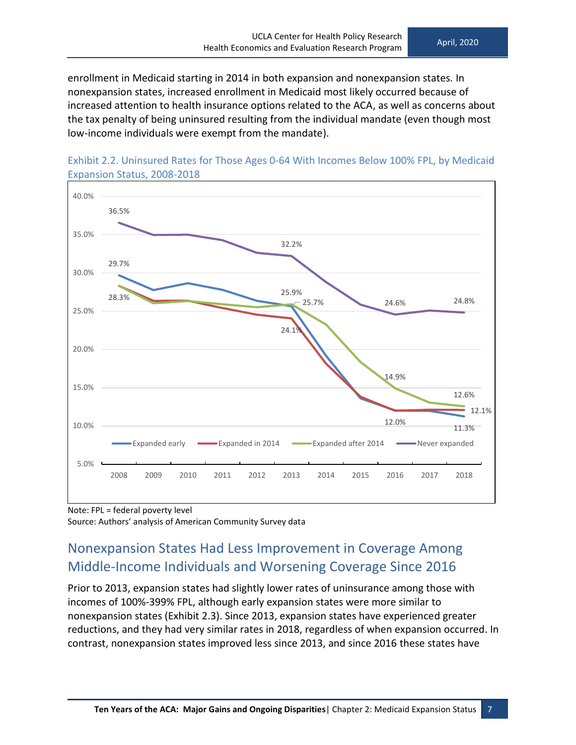enrollment in Medicaid starting in 2014 in both expansion and nonexpansion states. In nonexpansion states, increased enrollment in Medicaid most likely occurred because of increased attention to health insurance options related to the ACA, as well as concerns about the tax penalty of being uninsured resulting from the individual mandate (even though most low-income individuals were exempt from the mandate).

### Exhibit 2.2. Uninsured Rates for Those Ages 0-64 With Incomes Below 100% FPL, by Medicaid Expansion Status, 2008-2018

Note: FPL = federal poverty level
Source: Authors' analysis of American Community Survey data

## Nonexpansion States Had Less Improvement in Coverage Among Middle-Income Individuals and Worsening Coverage Since 2016

Prior to 2013, expansion states had slightly lower rates of uninsurance among those with incomes of 100%-399% FPL, although early expansion states were more similar to nonexpansion states (Exhibit 2.3). Since 2013, expansion states have experienced greater reductions, and they had very similar rates in 2018, regardless of when expansion occurred. In contrast, nonexpansion states improved less since 2013, and since 2016 these states have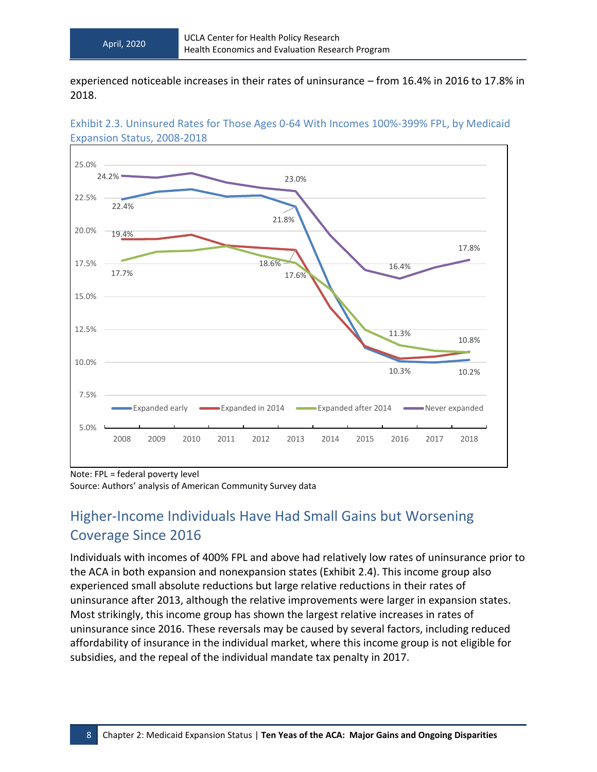experienced noticeable increases in their rates of uninsurance – from 16.4% in 2016 to 17.8% in 2018.

Exhibit 2.3. Uninsured Rates for Those Ages 0-64 With Incomes 100%-399% FPL, by Medicaid Expansion Status, 2008-2018

Note: FPL = federal poverty level

Source: Authors' analysis of American Community Survey data

## Higher-Income Individuals Have Had Small Gains but Worsening Coverage Since 2016

Individuals with incomes of 400% FPL and above had relatively low rates of uninsurance prior to the ACA in both expansion and nonexpansion states (Exhibit 2.4). This income group also experienced small absolute reductions but large relative reductions in their rates of uninsurance after 2013, although the relative improvements were larger in expansion states. Most strikingly, this income group has shown the largest relative increases in rates of uninsurance since 2016. These reversals may be caused by several factors, including reduced affordability of insurance in the individual market, where this income group is not eligible for subsidies, and the repeal of the individual mandate tax penalty in 2017.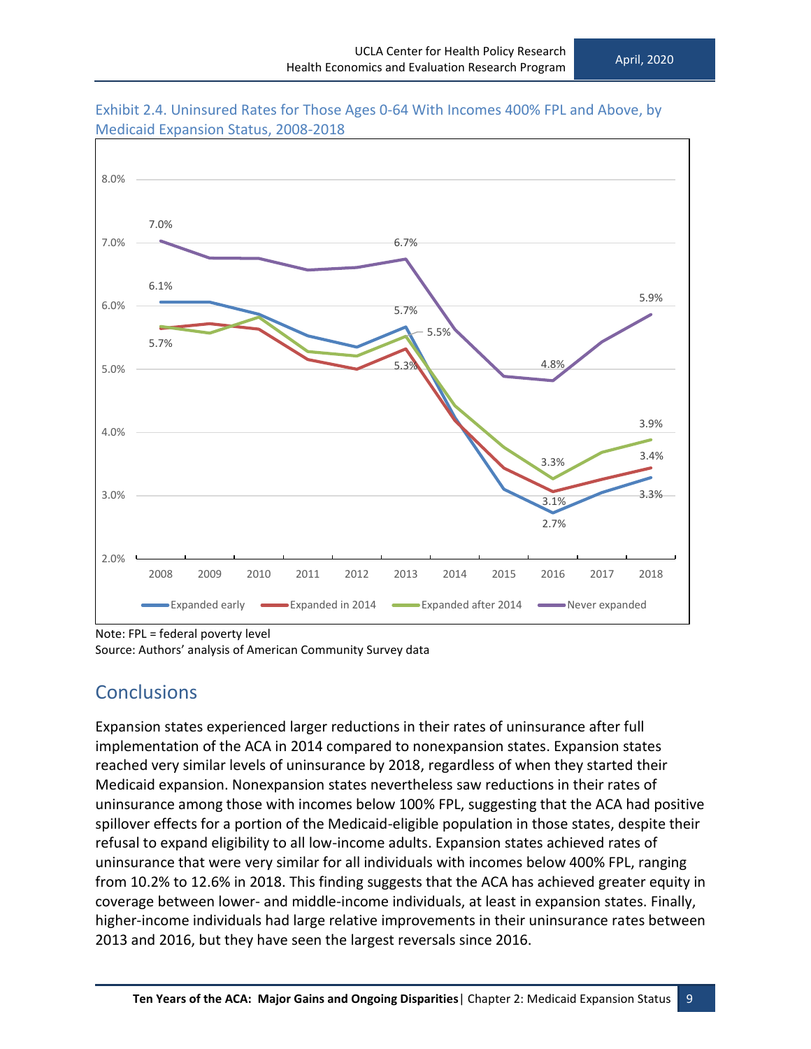Exhibit 2.4. Uninsured Rates for Those Ages 0-64 With Incomes 400% FPL and Above, by Medicaid Expansion Status, 2008-2018

Note: FPL = federal poverty level
Source: Authors' analysis of American Community Survey data

## Conclusions

Expansion states experienced larger reductions in their rates of uninsurance after full implementation of the ACA in 2014 compared to nonexpansion states. Expansion states reached very similar levels of uninsurance by 2018, regardless of when they started their Medicaid expansion. Nonexpansion states nevertheless saw reductions in their rates of uninsurance among those with incomes below 100% FPL, suggesting that the ACA had positive spillover effects for a portion of the Medicaid-eligible population in those states, despite their refusal to expand eligibility to all low-income adults. Expansion states achieved rates of uninsurance that were very similar for all individuals with incomes below 400% FPL, ranging from 10.2% to 12.6% in 2018. This finding suggests that the ACA has achieved greater equity in coverage between lower- and middle-income individuals, at least in expansion states. Finally, higher-income individuals had large relative improvements in their uninsurance rates between 2013 and 2016, but they have seen the largest reversals since 2016.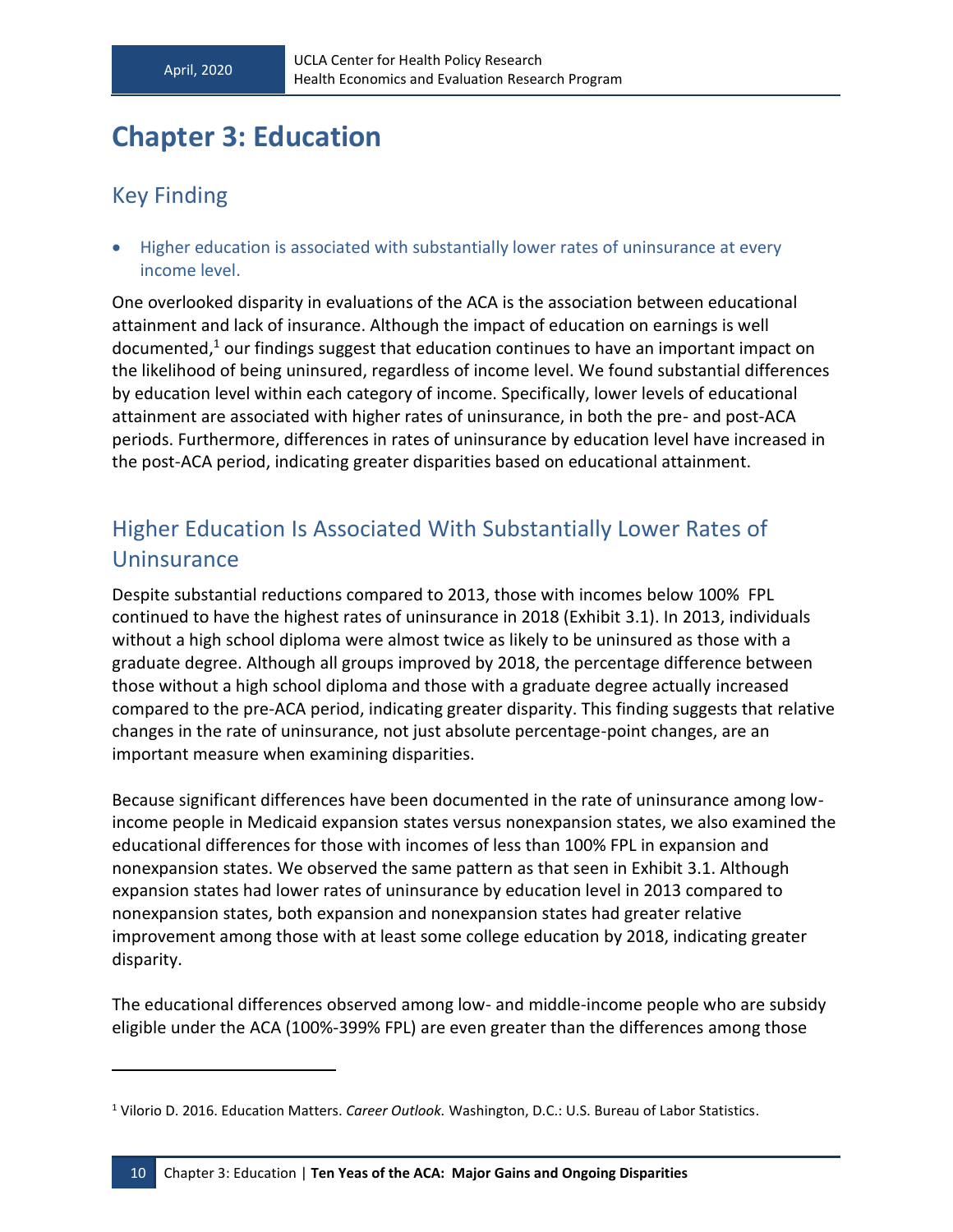# Chapter 3: Education

## Key Finding

- Higher education is associated with substantially lower rates of uninsurance at every income level.

One overlooked disparity in evaluations of the ACA is the association between educational attainment and lack of insurance. Although the impact of education on earnings is well documented,[1] our findings suggest that education continues to have an important impact on the likelihood of being uninsured, regardless of income level. We found substantial differences by education level within each category of income. Specifically, lower levels of educational attainment are associated with higher rates of uninsurance, in both the pre- and post-ACA periods. Furthermore, differences in rates of uninsurance by education level have increased in the post-ACA period, indicating greater disparities based on educational attainment.

## Higher Education Is Associated With Substantially Lower Rates of Uninsurance

Despite substantial reductions compared to 2013, those with incomes below 100% FPL continued to have the highest rates of uninsurance in 2018 (Exhibit 3.1). In 2013, individuals without a high school diploma were almost twice as likely to be uninsured as those with a graduate degree. Although all groups improved by 2018, the percentage difference between those without a high school diploma and those with a graduate degree actually increased compared to the pre-ACA period, indicating greater disparity. This finding suggests that relative changes in the rate of uninsurance, not just absolute percentage-point changes, are an important measure when examining disparities.

Because significant differences have been documented in the rate of uninsurance among low-income people in Medicaid expansion states versus nonexpansion states, we also examined the educational differences for those with incomes of less than 100% FPL in expansion and nonexpansion states. We observed the same pattern as that seen in Exhibit 3.1. Although expansion states had lower rates of uninsurance by education level in 2013 compared to nonexpansion states, both expansion and nonexpansion states had greater relative improvement among those with at least some college education by 2018, indicating greater disparity.

The educational differences observed among low- and middle-income people who are subsidy eligible under the ACA (100%-399% FPL) are even greater than the differences among those

---

[1] Vilorio D. 2016. Education Matters. *Career Outlook.* Washington, D.C.: U.S. Bureau of Labor Statistics.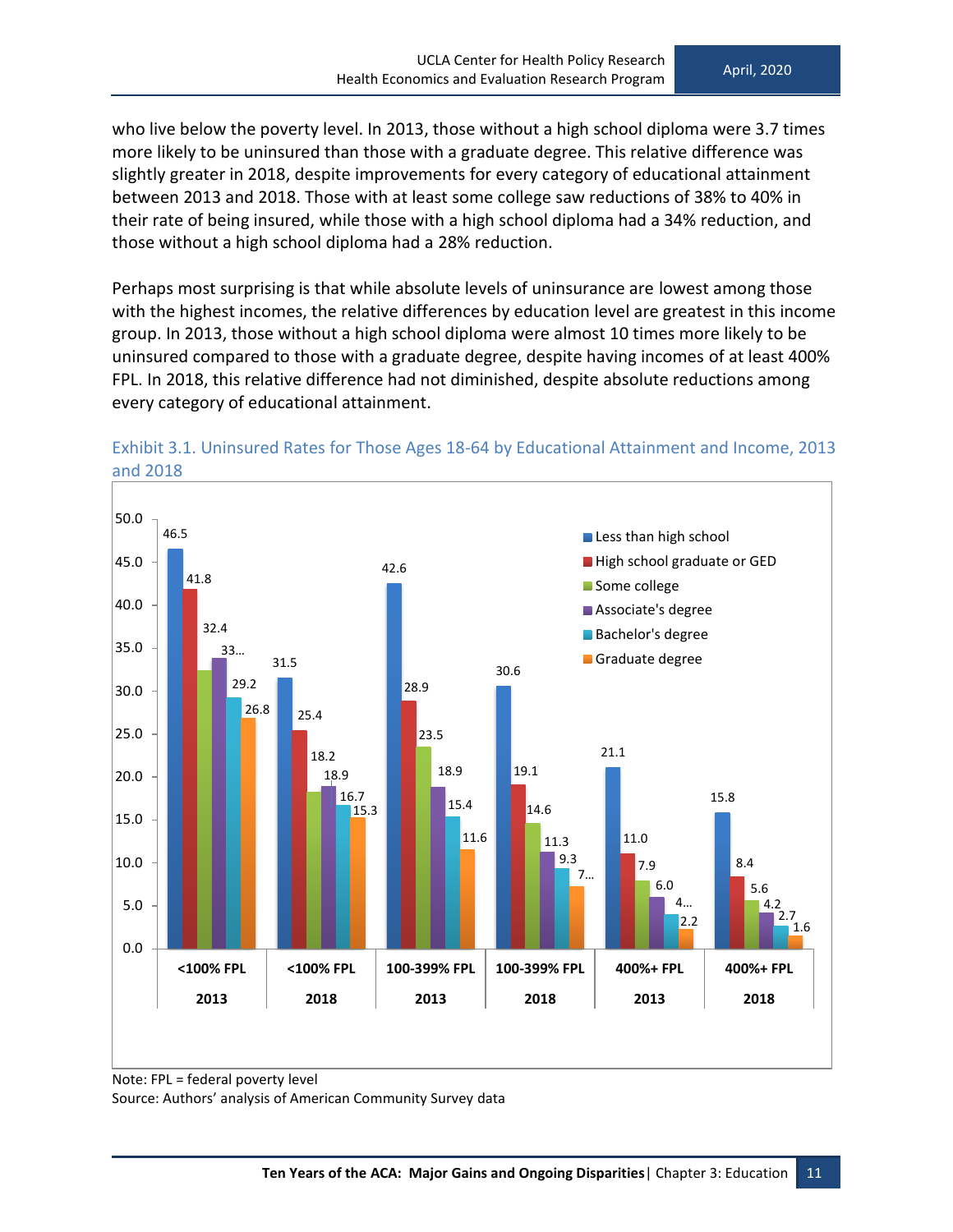who live below the poverty level. In 2013, those without a high school diploma were 3.7 times more likely to be uninsured than those with a graduate degree. This relative difference was slightly greater in 2018, despite improvements for every category of educational attainment between 2013 and 2018. Those with at least some college saw reductions of 38% to 40% in their rate of being insured, while those with a high school diploma had a 34% reduction, and those without a high school diploma had a 28% reduction.

Perhaps most surprising is that while absolute levels of uninsurance are lowest among those with the highest incomes, the relative differences by education level are greatest in this income group. In 2013, those without a high school diploma were almost 10 times more likely to be uninsured compared to those with a graduate degree, despite having incomes of at least 400% FPL. In 2018, this relative difference had not diminished, despite absolute reductions among every category of educational attainment.

Exhibit 3.1. Uninsured Rates for Those Ages 18-64 by Educational Attainment and Income, 2013 and 2018

| | <100% FPL 2013 | <100% FPL 2018 | 100-399% FPL 2013 | 100-399% FPL 2018 | 400%+ FPL 2013 | 400%+ FPL 2018 |
|---|---|---|---|---|---|---|
| Less than high school | 46.5 | 31.5 | 42.6 | 30.6 | 21.1 | 15.8 |
| High school graduate or GED | 41.8 | 25.4 | 28.9 | 19.1 | 11.0 | 8.4 |
| Some college | 32.4 | 18.2 | 23.5 | 14.6 | 7.9 | 5.6 |
| Associate's degree | 33... | 18.9 | 18.9 | 11.3 | 6.0 | 4.2 |
| Bachelor's degree | 29.2 | 16.7 | 15.4 | 9.3 | 4... | 2.7 |
| Graduate degree | 26.8 | 15.3 | 11.6 | 7... | 2.2 | 1.6 |

Note: FPL = federal poverty level

Source: Authors' analysis of American Community Survey data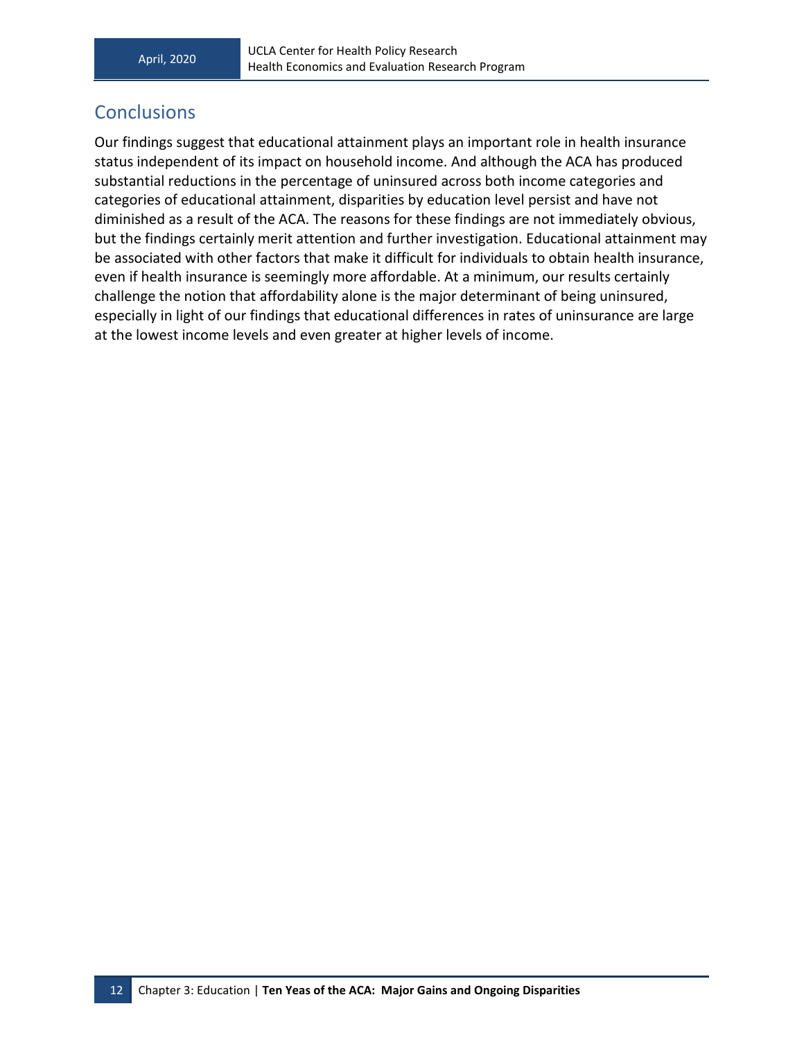## Conclusions

Our findings suggest that educational attainment plays an important role in health insurance status independent of its impact on household income. And although the ACA has produced substantial reductions in the percentage of uninsured across both income categories and categories of educational attainment, disparities by education level persist and have not diminished as a result of the ACA. The reasons for these findings are not immediately obvious, but the findings certainly merit attention and further investigation. Educational attainment may be associated with other factors that make it difficult for individuals to obtain health insurance, even if health insurance is seemingly more affordable. At a minimum, our results certainly challenge the notion that affordability alone is the major determinant of being uninsured, especially in light of our findings that educational differences in rates of uninsurance are large at the lowest income levels and even greater at higher levels of income.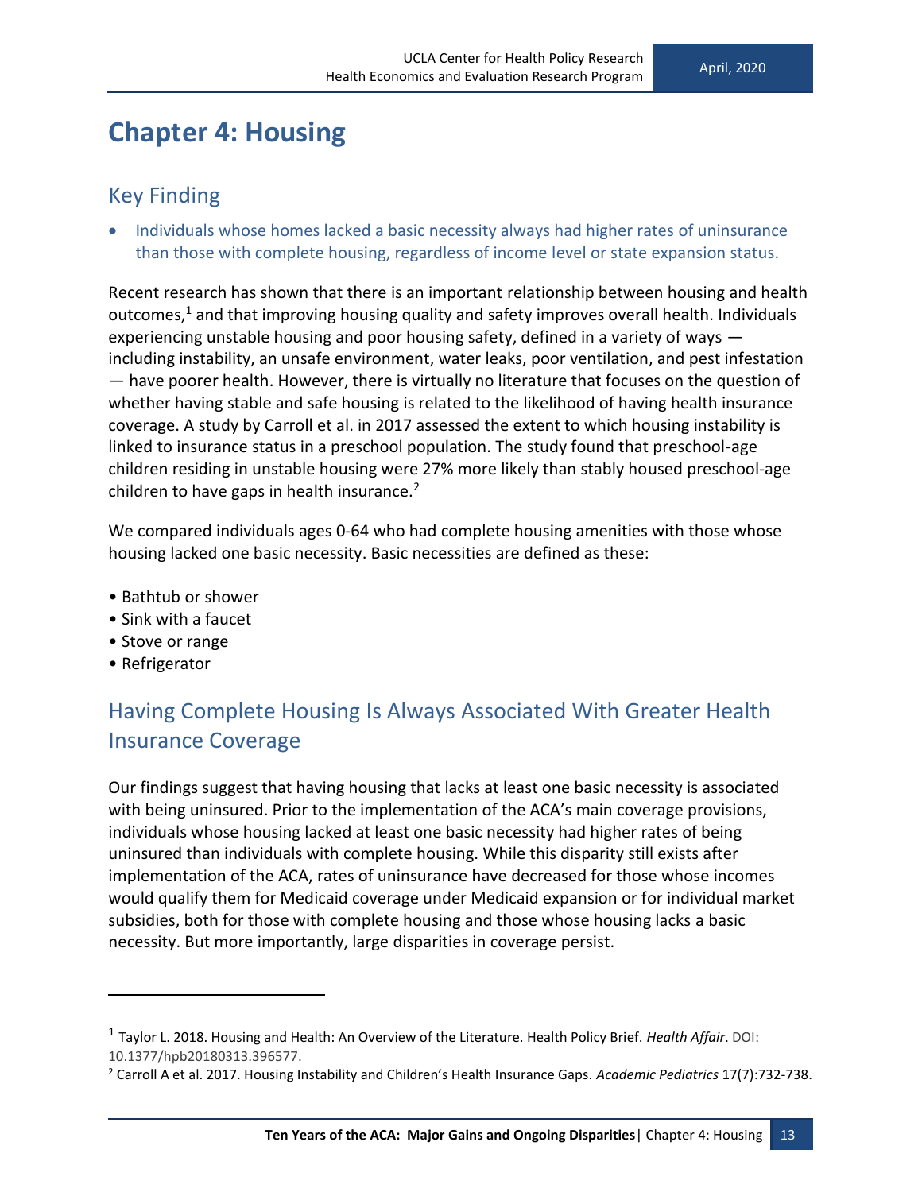# Chapter 4: Housing

## Key Finding

- Individuals whose homes lacked a basic necessity always had higher rates of uninsurance than those with complete housing, regardless of income level or state expansion status.

Recent research has shown that there is an important relationship between housing and health outcomes,[1] and that improving housing quality and safety improves overall health. Individuals experiencing unstable housing and poor housing safety, defined in a variety of ways — including instability, an unsafe environment, water leaks, poor ventilation, and pest infestation — have poorer health. However, there is virtually no literature that focuses on the question of whether having stable and safe housing is related to the likelihood of having health insurance coverage. A study by Carroll et al. in 2017 assessed the extent to which housing instability is linked to insurance status in a preschool population. The study found that preschool-age children residing in unstable housing were 27% more likely than stably housed preschool-age children to have gaps in health insurance.[2]

We compared individuals ages 0-64 who had complete housing amenities with those whose housing lacked one basic necessity. Basic necessities are defined as these:

- Bathtub or shower
- Sink with a faucet
- Stove or range
- Refrigerator

## Having Complete Housing Is Always Associated With Greater Health Insurance Coverage

Our findings suggest that having housing that lacks at least one basic necessity is associated with being uninsured. Prior to the implementation of the ACA's main coverage provisions, individuals whose housing lacked at least one basic necessity had higher rates of being uninsured than individuals with complete housing. While this disparity still exists after implementation of the ACA, rates of uninsurance have decreased for those whose incomes would qualify them for Medicaid coverage under Medicaid expansion or for individual market subsidies, both for those with complete housing and those whose housing lacks a basic necessity. But more importantly, large disparities in coverage persist.

---

[1] Taylor L. 2018. Housing and Health: An Overview of the Literature. Health Policy Brief. *Health Affair*. DOI: 10.1377/hpb20180313.396577.

[2] Carroll A et al. 2017. Housing Instability and Children's Health Insurance Gaps. *Academic Pediatrics* 17(7):732-738.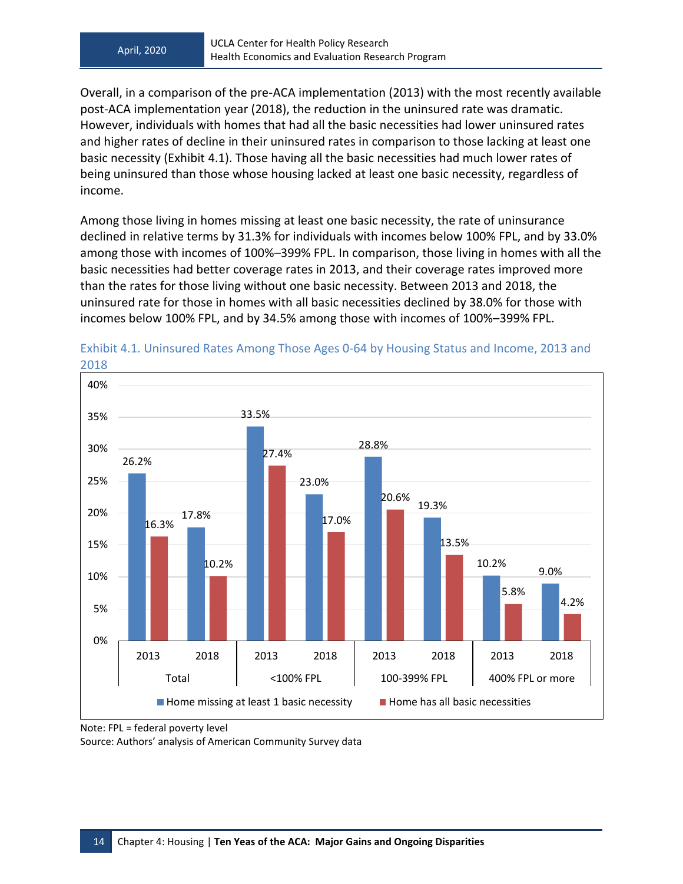Overall, in a comparison of the pre-ACA implementation (2013) with the most recently available post-ACA implementation year (2018), the reduction in the uninsured rate was dramatic. However, individuals with homes that had all the basic necessities had lower uninsured rates and higher rates of decline in their uninsured rates in comparison to those lacking at least one basic necessity (Exhibit 4.1). Those having all the basic necessities had much lower rates of being uninsured than those whose housing lacked at least one basic necessity, regardless of income.

Among those living in homes missing at least one basic necessity, the rate of uninsurance declined in relative terms by 31.3% for individuals with incomes below 100% FPL, and by 33.0% among those with incomes of 100%–399% FPL. In comparison, those living in homes with all the basic necessities had better coverage rates in 2013, and their coverage rates improved more than the rates for those living without one basic necessity. Between 2013 and 2018, the uninsured rate for those in homes with all basic necessities declined by 38.0% for those with incomes below 100% FPL, and by 34.5% among those with incomes of 100%–399% FPL.

Exhibit 4.1. Uninsured Rates Among Those Ages 0-64 by Housing Status and Income, 2013 and 2018

| Group | Year | Home missing at least 1 basic necessity | Home has all basic necessities |
|---|---|---|---|
| Total | 2013 | 26.2% | 16.3% |
| Total | 2018 | 17.8% | 10.2% |
| <100% FPL | 2013 | 33.5% | 27.4% |
| <100% FPL | 2018 | 23.0% | 17.0% |
| 100-399% FPL | 2013 | 28.8% | 20.6% |
| 100-399% FPL | 2018 | 19.3% | 13.5% |
| 400% FPL or more | 2013 | 10.2% | 5.8% |
| 400% FPL or more | 2018 | 9.0% | 4.2% |

Note: FPL = federal poverty level
Source: Authors' analysis of American Community Survey data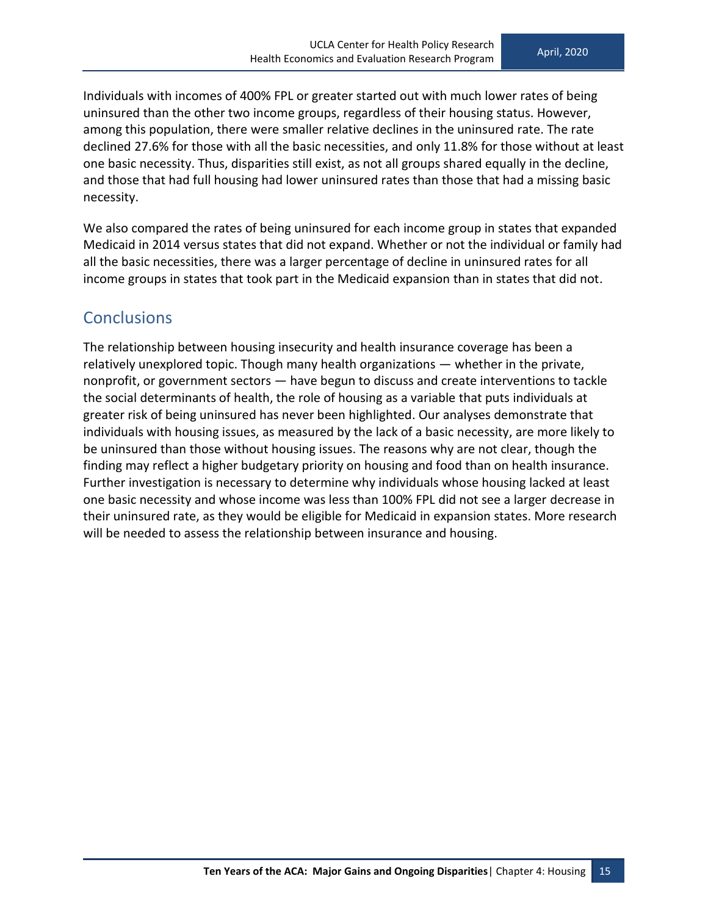Individuals with incomes of 400% FPL or greater started out with much lower rates of being uninsured than the other two income groups, regardless of their housing status. However, among this population, there were smaller relative declines in the uninsured rate. The rate declined 27.6% for those with all the basic necessities, and only 11.8% for those without at least one basic necessity. Thus, disparities still exist, as not all groups shared equally in the decline, and those that had full housing had lower uninsured rates than those that had a missing basic necessity.

We also compared the rates of being uninsured for each income group in states that expanded Medicaid in 2014 versus states that did not expand. Whether or not the individual or family had all the basic necessities, there was a larger percentage of decline in uninsured rates for all income groups in states that took part in the Medicaid expansion than in states that did not.

## Conclusions

The relationship between housing insecurity and health insurance coverage has been a relatively unexplored topic. Though many health organizations — whether in the private, nonprofit, or government sectors — have begun to discuss and create interventions to tackle the social determinants of health, the role of housing as a variable that puts individuals at greater risk of being uninsured has never been highlighted. Our analyses demonstrate that individuals with housing issues, as measured by the lack of a basic necessity, are more likely to be uninsured than those without housing issues. The reasons why are not clear, though the finding may reflect a higher budgetary priority on housing and food than on health insurance. Further investigation is necessary to determine why individuals whose housing lacked at least one basic necessity and whose income was less than 100% FPL did not see a larger decrease in their uninsured rate, as they would be eligible for Medicaid in expansion states. More research will be needed to assess the relationship between insurance and housing.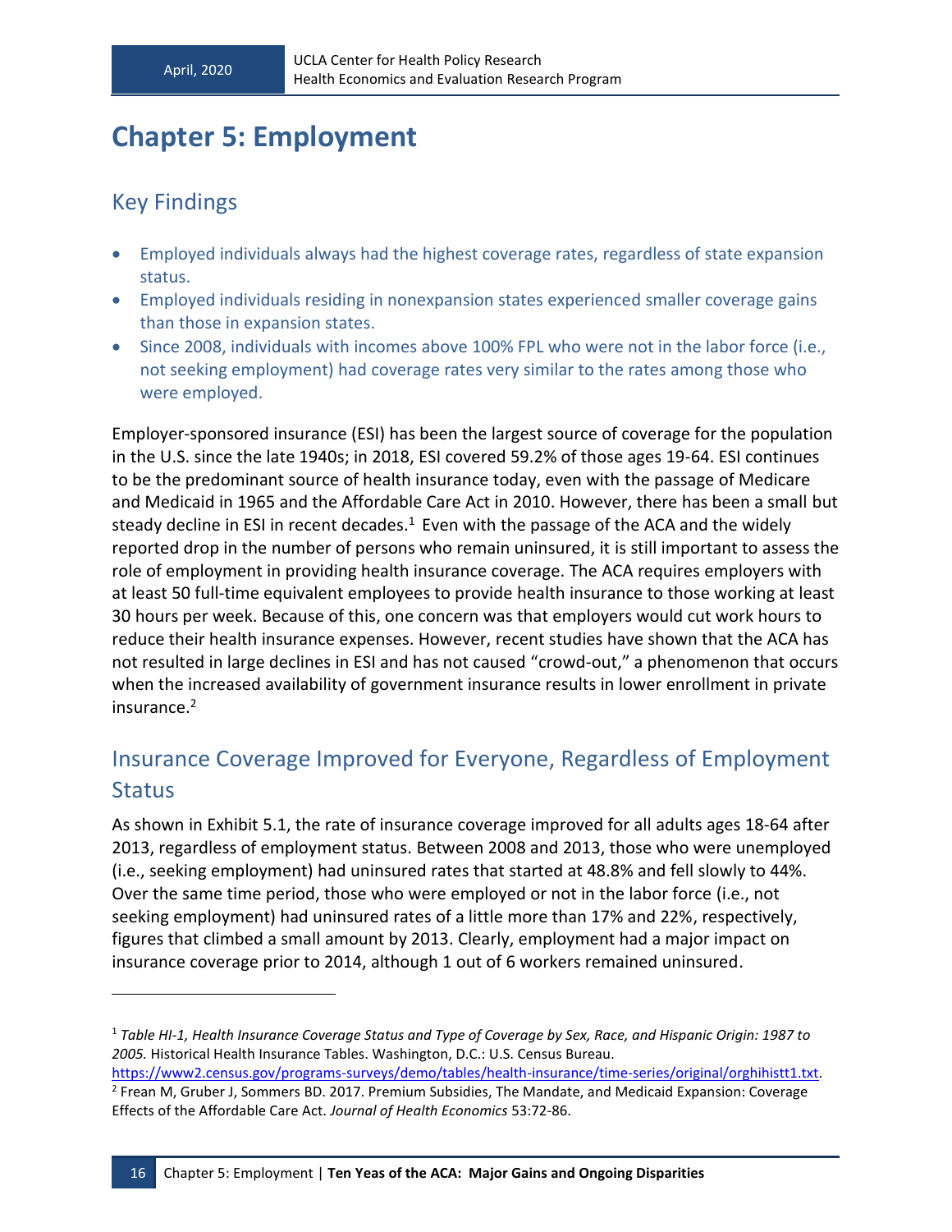# Chapter 5: Employment

## Key Findings

- Employed individuals always had the highest coverage rates, regardless of state expansion status.
- Employed individuals residing in nonexpansion states experienced smaller coverage gains than those in expansion states.
- Since 2008, individuals with incomes above 100% FPL who were not in the labor force (i.e., not seeking employment) had coverage rates very similar to the rates among those who were employed.

Employer-sponsored insurance (ESI) has been the largest source of coverage for the population in the U.S. since the late 1940s; in 2018, ESI covered 59.2% of those ages 19-64. ESI continues to be the predominant source of health insurance today, even with the passage of Medicare and Medicaid in 1965 and the Affordable Care Act in 2010. However, there has been a small but steady decline in ESI in recent decades.[1] Even with the passage of the ACA and the widely reported drop in the number of persons who remain uninsured, it is still important to assess the role of employment in providing health insurance coverage. The ACA requires employers with at least 50 full-time equivalent employees to provide health insurance to those working at least 30 hours per week. Because of this, one concern was that employers would cut work hours to reduce their health insurance expenses. However, recent studies have shown that the ACA has not resulted in large declines in ESI and has not caused "crowd-out," a phenomenon that occurs when the increased availability of government insurance results in lower enrollment in private insurance.[2]

## Insurance Coverage Improved for Everyone, Regardless of Employment Status

As shown in Exhibit 5.1, the rate of insurance coverage improved for all adults ages 18-64 after 2013, regardless of employment status. Between 2008 and 2013, those who were unemployed (i.e., seeking employment) had uninsured rates that started at 48.8% and fell slowly to 44%. Over the same time period, those who were employed or not in the labor force (i.e., not seeking employment) had uninsured rates of a little more than 17% and 22%, respectively, figures that climbed a small amount by 2013. Clearly, employment had a major impact on insurance coverage prior to 2014, although 1 out of 6 workers remained uninsured.

---

[1] *Table HI-1, Health Insurance Coverage Status and Type of Coverage by Sex, Race, and Hispanic Origin: 1987 to 2005.* Historical Health Insurance Tables. Washington, D.C.: U.S. Census Bureau. https://www2.census.gov/programs-surveys/demo/tables/health-insurance/time-series/original/orghihistt1.txt.

[2] Frean M, Gruber J, Sommers BD. 2017. Premium Subsidies, The Mandate, and Medicaid Expansion: Coverage Effects of the Affordable Care Act. *Journal of Health Economics* 53:72-86.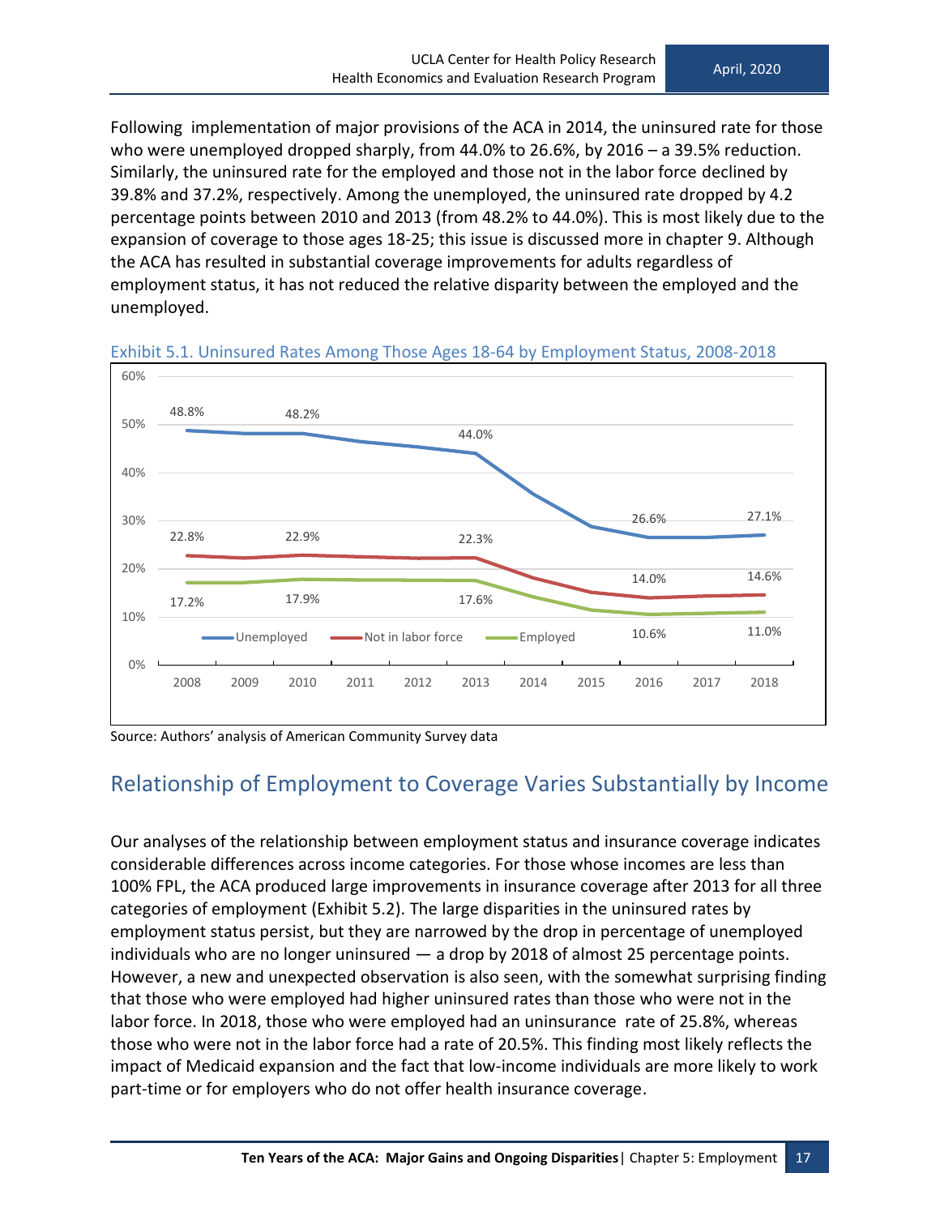Following implementation of major provisions of the ACA in 2014, the uninsured rate for those who were unemployed dropped sharply, from 44.0% to 26.6%, by 2016 – a 39.5% reduction. Similarly, the uninsured rate for the employed and those not in the labor force declined by 39.8% and 37.2%, respectively. Among the unemployed, the uninsured rate dropped by 4.2 percentage points between 2010 and 2013 (from 48.2% to 44.0%). This is most likely due to the expansion of coverage to those ages 18-25; this issue is discussed more in chapter 9. Although the ACA has resulted in substantial coverage improvements for adults regardless of employment status, it has not reduced the relative disparity between the employed and the unemployed.

Exhibit 5.1. Uninsured Rates Among Those Ages 18-64 by Employment Status, 2008-2018

| | 2008 | 2010 | 2013 | 2016 | 2018 |
|---|---|---|---|---|---|
| Unemployed | 48.8% | 48.2% | 44.0% | 26.6% | 27.1% |
| Not in labor force | 22.8% | 22.9% | 22.3% | 14.0% | 14.6% |
| Employed | 17.2% | 17.9% | 17.6% | 10.6% | 11.0% |

Source: Authors' analysis of American Community Survey data

## Relationship of Employment to Coverage Varies Substantially by Income

Our analyses of the relationship between employment status and insurance coverage indicates considerable differences across income categories. For those whose incomes are less than 100% FPL, the ACA produced large improvements in insurance coverage after 2013 for all three categories of employment (Exhibit 5.2). The large disparities in the uninsured rates by employment status persist, but they are narrowed by the drop in percentage of unemployed individuals who are no longer uninsured — a drop by 2018 of almost 25 percentage points. However, a new and unexpected observation is also seen, with the somewhat surprising finding that those who were employed had higher uninsured rates than those who were not in the labor force. In 2018, those who were employed had an uninsurance rate of 25.8%, whereas those who were not in the labor force had a rate of 20.5%. This finding most likely reflects the impact of Medicaid expansion and the fact that low-income individuals are more likely to work part-time or for employers who do not offer health insurance coverage.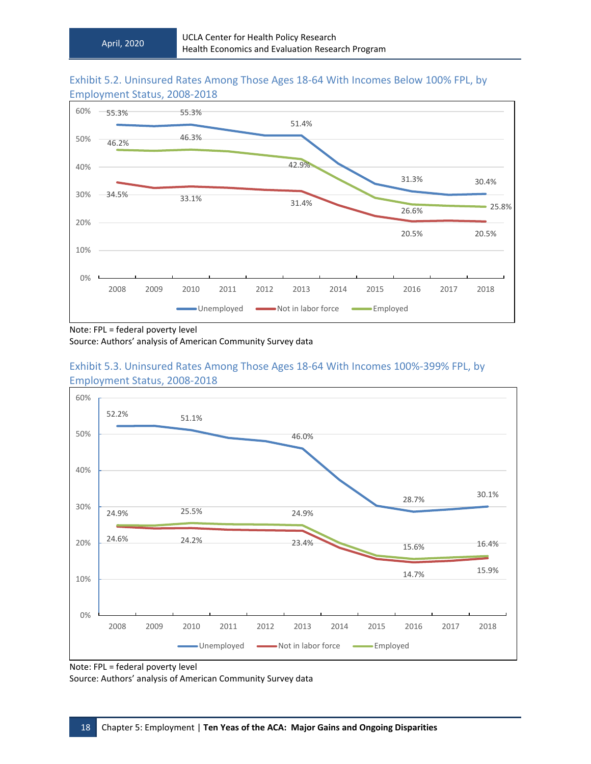Exhibit 5.2. Uninsured Rates Among Those Ages 18-64 With Incomes Below 100% FPL, by Employment Status, 2008-2018

| Year | Unemployed | Not in labor force | Employed |
|---|---|---|---|
| 2008 | 55.3% | 34.5% | 46.2% |
| 2010 | 55.3% | 33.1% | 46.3% |
| 2013 | 51.4% | 31.4% | 42.9% |
| 2016 | 31.3% | 20.5% | 26.6% |
| 2018 | 30.4% | 20.5% | 25.8% |

Note: FPL = federal poverty level

Source: Authors' analysis of American Community Survey data

Exhibit 5.3. Uninsured Rates Among Those Ages 18-64 With Incomes 100%-399% FPL, by Employment Status, 2008-2018

| Year | Unemployed | Not in labor force | Employed |
|---|---|---|---|
| 2008 | 52.2% | 24.6% | 24.9% |
| 2010 | 51.1% | 24.2% | 25.5% |
| 2013 | 46.0% | 23.4% | 24.9% |
| 2016 | 28.7% | 14.7% | 15.6% |
| 2018 | 30.1% | 15.9% | 16.4% |

Note: FPL = federal poverty level

Source: Authors' analysis of American Community Survey data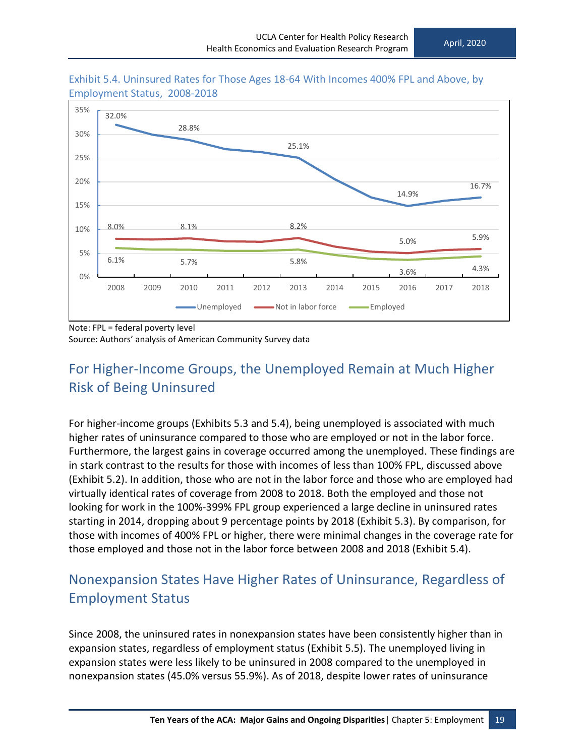Exhibit 5.4. Uninsured Rates for Those Ages 18-64 With Incomes 400% FPL and Above, by Employment Status, 2008-2018

| Year | Unemployed | Not in labor force | Employed |
|---|---|---|---|
| 2008 | 32.0% | 8.0% | 6.1% |
| 2010 | 28.8% | 8.1% | 5.7% |
| 2013 | 25.1% | 8.2% | 5.8% |
| 2016 | 14.9% | 5.0% | 3.6% |
| 2018 | 16.7% | 5.9% | 4.3% |

Note: FPL = federal poverty level

Source: Authors' analysis of American Community Survey data

## For Higher-Income Groups, the Unemployed Remain at Much Higher Risk of Being Uninsured

For higher-income groups (Exhibits 5.3 and 5.4), being unemployed is associated with much higher rates of uninsurance compared to those who are employed or not in the labor force. Furthermore, the largest gains in coverage occurred among the unemployed. These findings are in stark contrast to the results for those with incomes of less than 100% FPL, discussed above (Exhibit 5.2). In addition, those who are not in the labor force and those who are employed had virtually identical rates of coverage from 2008 to 2018. Both the employed and those not looking for work in the 100%-399% FPL group experienced a large decline in uninsured rates starting in 2014, dropping about 9 percentage points by 2018 (Exhibit 5.3). By comparison, for those with incomes of 400% FPL or higher, there were minimal changes in the coverage rate for those employed and those not in the labor force between 2008 and 2018 (Exhibit 5.4).

## Nonexpansion States Have Higher Rates of Uninsurance, Regardless of Employment Status

Since 2008, the uninsured rates in nonexpansion states have been consistently higher than in expansion states, regardless of employment status (Exhibit 5.5). The unemployed living in expansion states were less likely to be uninsured in 2008 compared to the unemployed in nonexpansion states (45.0% versus 55.9%). As of 2018, despite lower rates of uninsurance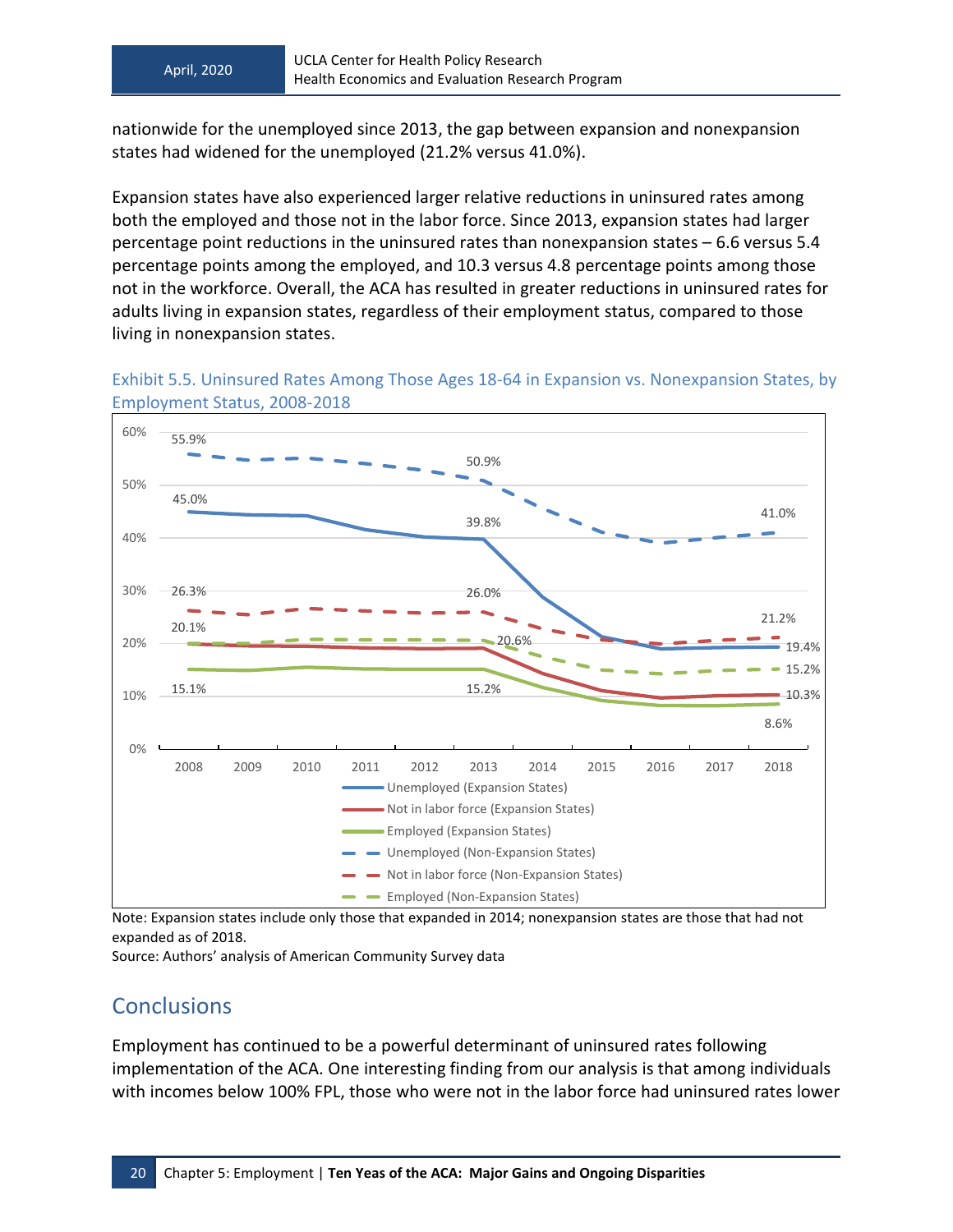nationwide for the unemployed since 2013, the gap between expansion and nonexpansion states had widened for the unemployed (21.2% versus 41.0%).

Expansion states have also experienced larger relative reductions in uninsured rates among both the employed and those not in the labor force. Since 2013, expansion states had larger percentage point reductions in the uninsured rates than nonexpansion states – 6.6 versus 5.4 percentage points among the employed, and 10.3 versus 4.8 percentage points among those not in the workforce. Overall, the ACA has resulted in greater reductions in uninsured rates for adults living in expansion states, regardless of their employment status, compared to those living in nonexpansion states.

Exhibit 5.5. Uninsured Rates Among Those Ages 18-64 in Expansion vs. Nonexpansion States, by Employment Status, 2008-2018

Note: Expansion states include only those that expanded in 2014; nonexpansion states are those that had not expanded as of 2018.
Source: Authors' analysis of American Community Survey data

## Conclusions

Employment has continued to be a powerful determinant of uninsured rates following implementation of the ACA. One interesting finding from our analysis is that among individuals with incomes below 100% FPL, those who were not in the labor force had uninsured rates lower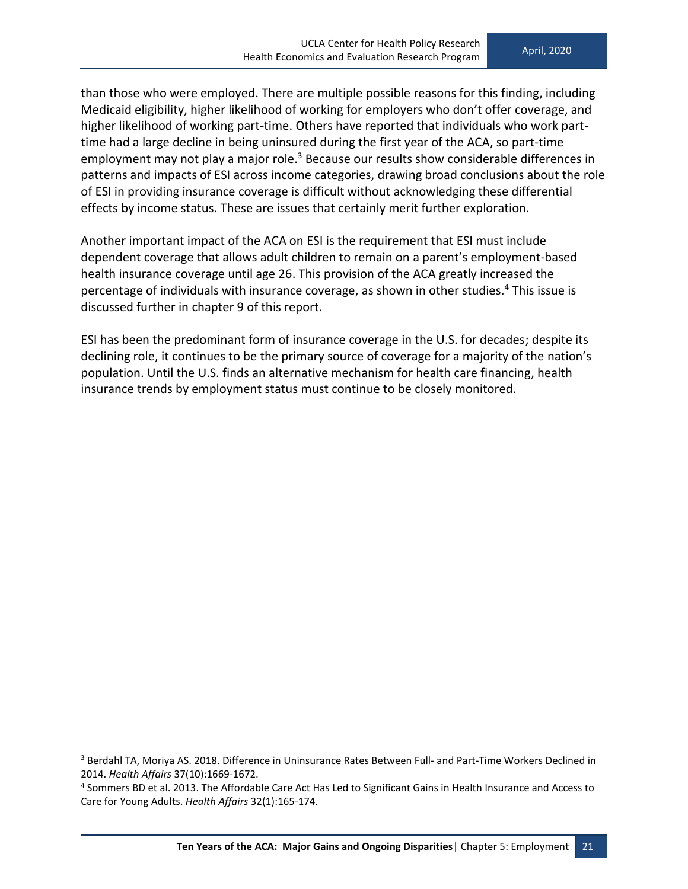than those who were employed. There are multiple possible reasons for this finding, including Medicaid eligibility, higher likelihood of working for employers who don't offer coverage, and higher likelihood of working part-time. Others have reported that individuals who work part-time had a large decline in being uninsured during the first year of the ACA, so part-time employment may not play a major role.[3] Because our results show considerable differences in patterns and impacts of ESI across income categories, drawing broad conclusions about the role of ESI in providing insurance coverage is difficult without acknowledging these differential effects by income status. These are issues that certainly merit further exploration.

Another important impact of the ACA on ESI is the requirement that ESI must include dependent coverage that allows adult children to remain on a parent's employment-based health insurance coverage until age 26. This provision of the ACA greatly increased the percentage of individuals with insurance coverage, as shown in other studies.[4] This issue is discussed further in chapter 9 of this report.

ESI has been the predominant form of insurance coverage in the U.S. for decades; despite its declining role, it continues to be the primary source of coverage for a majority of the nation's population. Until the U.S. finds an alternative mechanism for health care financing, health insurance trends by employment status must continue to be closely monitored.

---

[3] Berdahl TA, Moriya AS. 2018. Difference in Uninsurance Rates Between Full- and Part-Time Workers Declined in 2014. *Health Affairs* 37(10):1669-1672.

[4] Sommers BD et al. 2013. The Affordable Care Act Has Led to Significant Gains in Health Insurance and Access to Care for Young Adults. *Health Affairs* 32(1):165-174.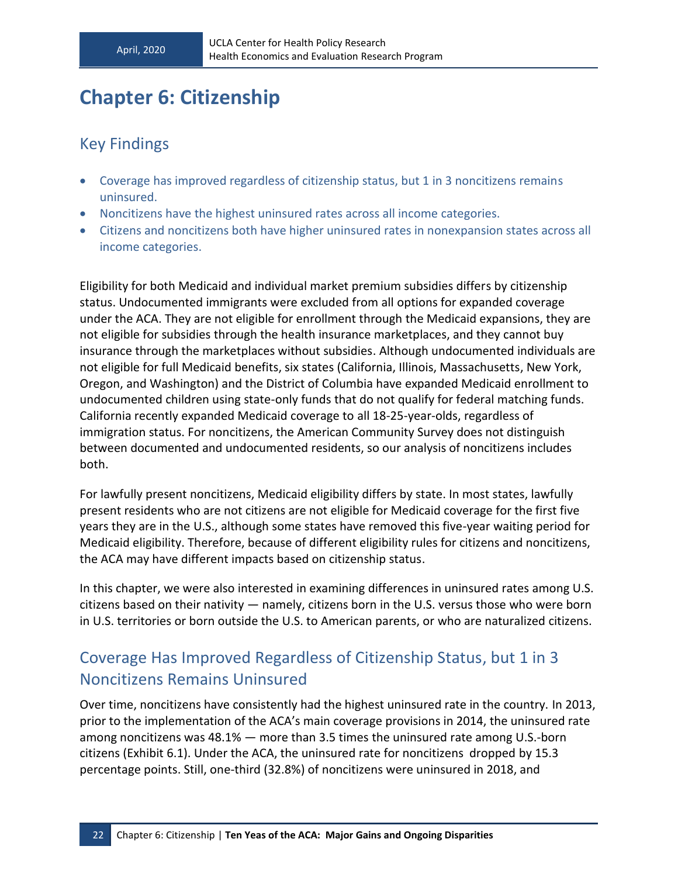# Chapter 6: Citizenship

## Key Findings

- Coverage has improved regardless of citizenship status, but 1 in 3 noncitizens remains uninsured.
- Noncitizens have the highest uninsured rates across all income categories.
- Citizens and noncitizens both have higher uninsured rates in nonexpansion states across all income categories.

Eligibility for both Medicaid and individual market premium subsidies differs by citizenship status. Undocumented immigrants were excluded from all options for expanded coverage under the ACA. They are not eligible for enrollment through the Medicaid expansions, they are not eligible for subsidies through the health insurance marketplaces, and they cannot buy insurance through the marketplaces without subsidies. Although undocumented individuals are not eligible for full Medicaid benefits, six states (California, Illinois, Massachusetts, New York, Oregon, and Washington) and the District of Columbia have expanded Medicaid enrollment to undocumented children using state-only funds that do not qualify for federal matching funds. California recently expanded Medicaid coverage to all 18-25-year-olds, regardless of immigration status. For noncitizens, the American Community Survey does not distinguish between documented and undocumented residents, so our analysis of noncitizens includes both.

For lawfully present noncitizens, Medicaid eligibility differs by state. In most states, lawfully present residents who are not citizens are not eligible for Medicaid coverage for the first five years they are in the U.S., although some states have removed this five-year waiting period for Medicaid eligibility. Therefore, because of different eligibility rules for citizens and noncitizens, the ACA may have different impacts based on citizenship status.

In this chapter, we were also interested in examining differences in uninsured rates among U.S. citizens based on their nativity — namely, citizens born in the U.S. versus those who were born in U.S. territories or born outside the U.S. to American parents, or who are naturalized citizens.

## Coverage Has Improved Regardless of Citizenship Status, but 1 in 3 Noncitizens Remains Uninsured

Over time, noncitizens have consistently had the highest uninsured rate in the country. In 2013, prior to the implementation of the ACA's main coverage provisions in 2014, the uninsured rate among noncitizens was 48.1% — more than 3.5 times the uninsured rate among U.S.-born citizens (Exhibit 6.1). Under the ACA, the uninsured rate for noncitizens dropped by 15.3 percentage points. Still, one-third (32.8%) of noncitizens were uninsured in 2018, and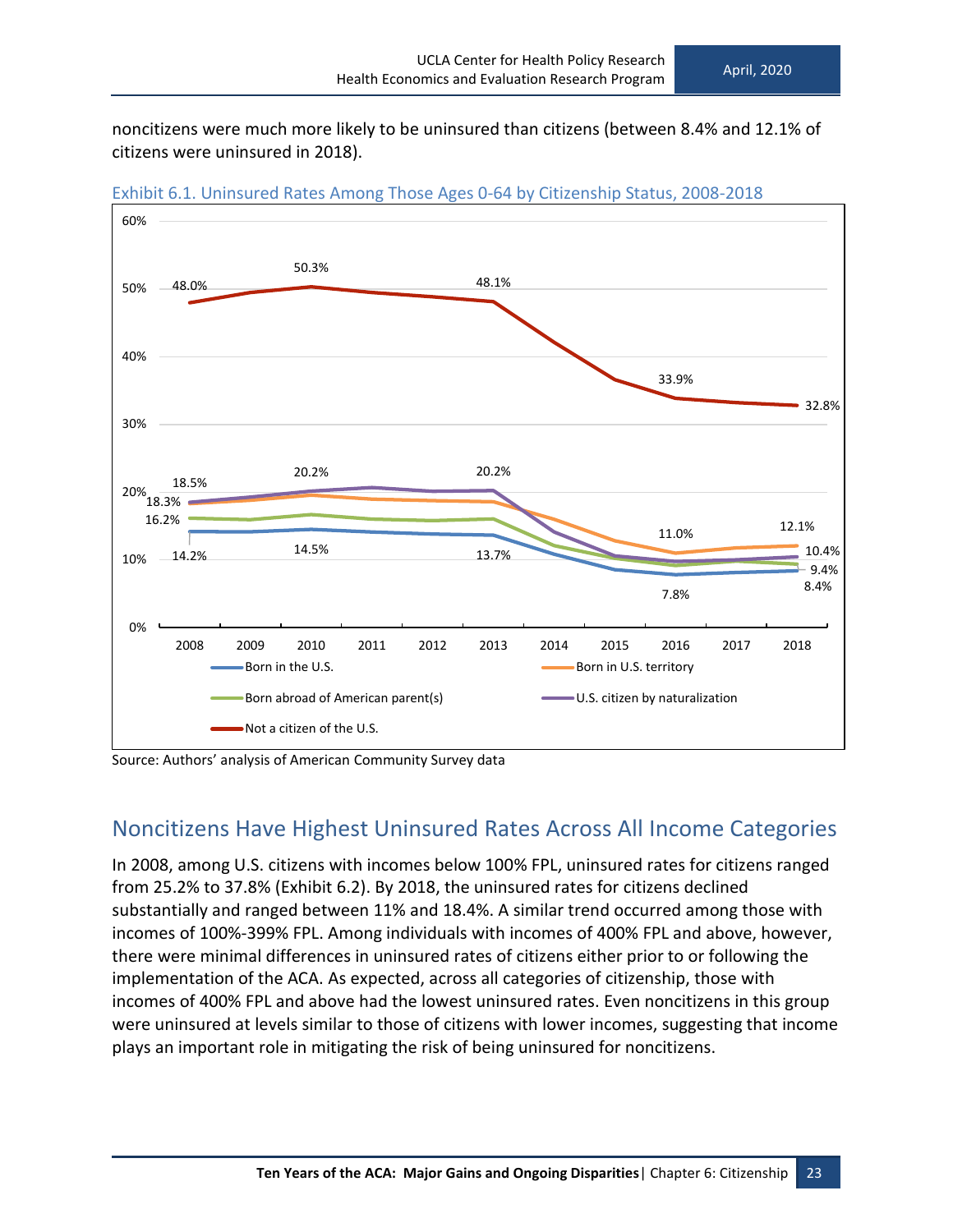noncitizens were much more likely to be uninsured than citizens (between 8.4% and 12.1% of citizens were uninsured in 2018).

Exhibit 6.1. Uninsured Rates Among Those Ages 0-64 by Citizenship Status, 2008-2018

Source: Authors' analysis of American Community Survey data

## Noncitizens Have Highest Uninsured Rates Across All Income Categories

In 2008, among U.S. citizens with incomes below 100% FPL, uninsured rates for citizens ranged from 25.2% to 37.8% (Exhibit 6.2). By 2018, the uninsured rates for citizens declined substantially and ranged between 11% and 18.4%. A similar trend occurred among those with incomes of 100%-399% FPL. Among individuals with incomes of 400% FPL and above, however, there were minimal differences in uninsured rates of citizens either prior to or following the implementation of the ACA. As expected, across all categories of citizenship, those with incomes of 400% FPL and above had the lowest uninsured rates. Even noncitizens in this group were uninsured at levels similar to those of citizens with lower incomes, suggesting that income plays an important role in mitigating the risk of being uninsured for noncitizens.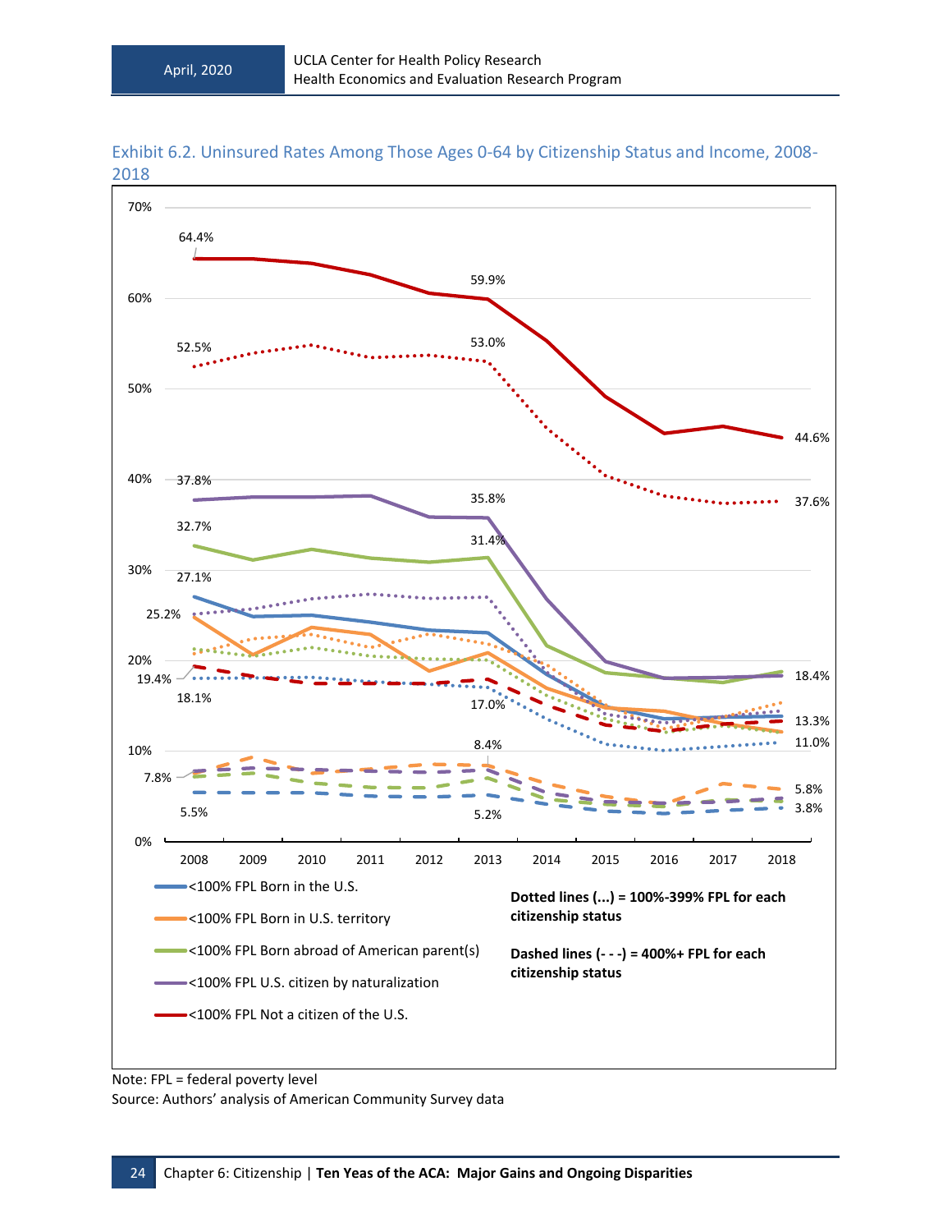Exhibit 6.2. Uninsured Rates Among Those Ages 0-64 by Citizenship Status and Income, 2008-2018

70%

64.4%

59.9%

60%

52.5%

53.0%

50%

44.6%

40% 37.8%

37.6%

35.8%

32.7%

31.4%

30%

27.1%

25.2%

20%

19.4%

18.4%

18.1%

17.0%

13.3%

11.0%

10%

8.4%

7.8%

5.8%

3.8%

5.5%

5.2%

0%

2008 2009 2010 2011 2012 2013 2014 2015 2016 2017 2018

<100% FPL Born in the U.S.

<100% FPL Born in U.S. territory

<100% FPL Born abroad of American parent(s)

<100% FPL U.S. citizen by naturalization

<100% FPL Not a citizen of the U.S.

**Dotted lines (...) = 100%-399% FPL for each citizenship status**

**Dashed lines (- - -) = 400%+ FPL for each citizenship status**

Note: FPL = federal poverty level

Source: Authors' analysis of American Community Survey data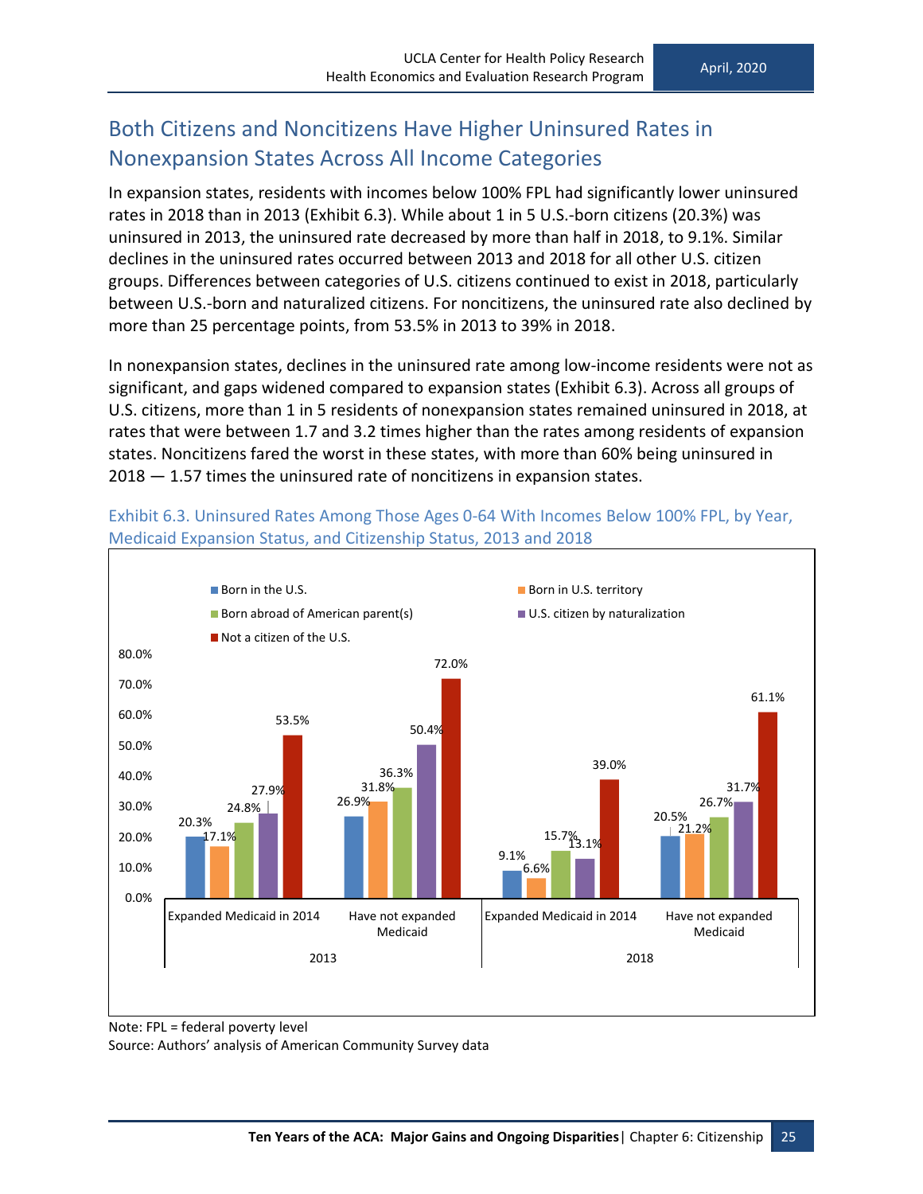## Both Citizens and Noncitizens Have Higher Uninsured Rates in Nonexpansion States Across All Income Categories

In expansion states, residents with incomes below 100% FPL had significantly lower uninsured rates in 2018 than in 2013 (Exhibit 6.3). While about 1 in 5 U.S.-born citizens (20.3%) was uninsured in 2013, the uninsured rate decreased by more than half in 2018, to 9.1%. Similar declines in the uninsured rates occurred between 2013 and 2018 for all other U.S. citizen groups. Differences between categories of U.S. citizens continued to exist in 2018, particularly between U.S.-born and naturalized citizens. For noncitizens, the uninsured rate also declined by more than 25 percentage points, from 53.5% in 2013 to 39% in 2018.

In nonexpansion states, declines in the uninsured rate among low-income residents were not as significant, and gaps widened compared to expansion states (Exhibit 6.3). Across all groups of U.S. citizens, more than 1 in 5 residents of nonexpansion states remained uninsured in 2018, at rates that were between 1.7 and 3.2 times higher than the rates among residents of expansion states. Noncitizens fared the worst in these states, with more than 60% being uninsured in 2018 — 1.57 times the uninsured rate of noncitizens in expansion states.

Exhibit 6.3. Uninsured Rates Among Those Ages 0-64 With Incomes Below 100% FPL, by Year, Medicaid Expansion Status, and Citizenship Status, 2013 and 2018

| Year | Medicaid Status | Born in the U.S. | Born in U.S. territory | Born abroad of American parent(s) | U.S. citizen by naturalization | Not a citizen of the U.S. |
|---|---|---|---|---|---|---|
| 2013 | Expanded Medicaid in 2014 | 20.3% | 17.1% | 24.8% | 27.9% | 53.5% |
| 2013 | Have not expanded Medicaid | 26.9% | 31.8% | 36.3% | 50.4% | 72.0% |
| 2018 | Expanded Medicaid in 2014 | 9.1% | 6.6% | 15.7% | 13.1% | 39.0% |
| 2018 | Have not expanded Medicaid | 20.5% | 21.2% | 26.7% | 31.7% | 61.1% |

Note: FPL = federal poverty level

Source: Authors' analysis of American Community Survey data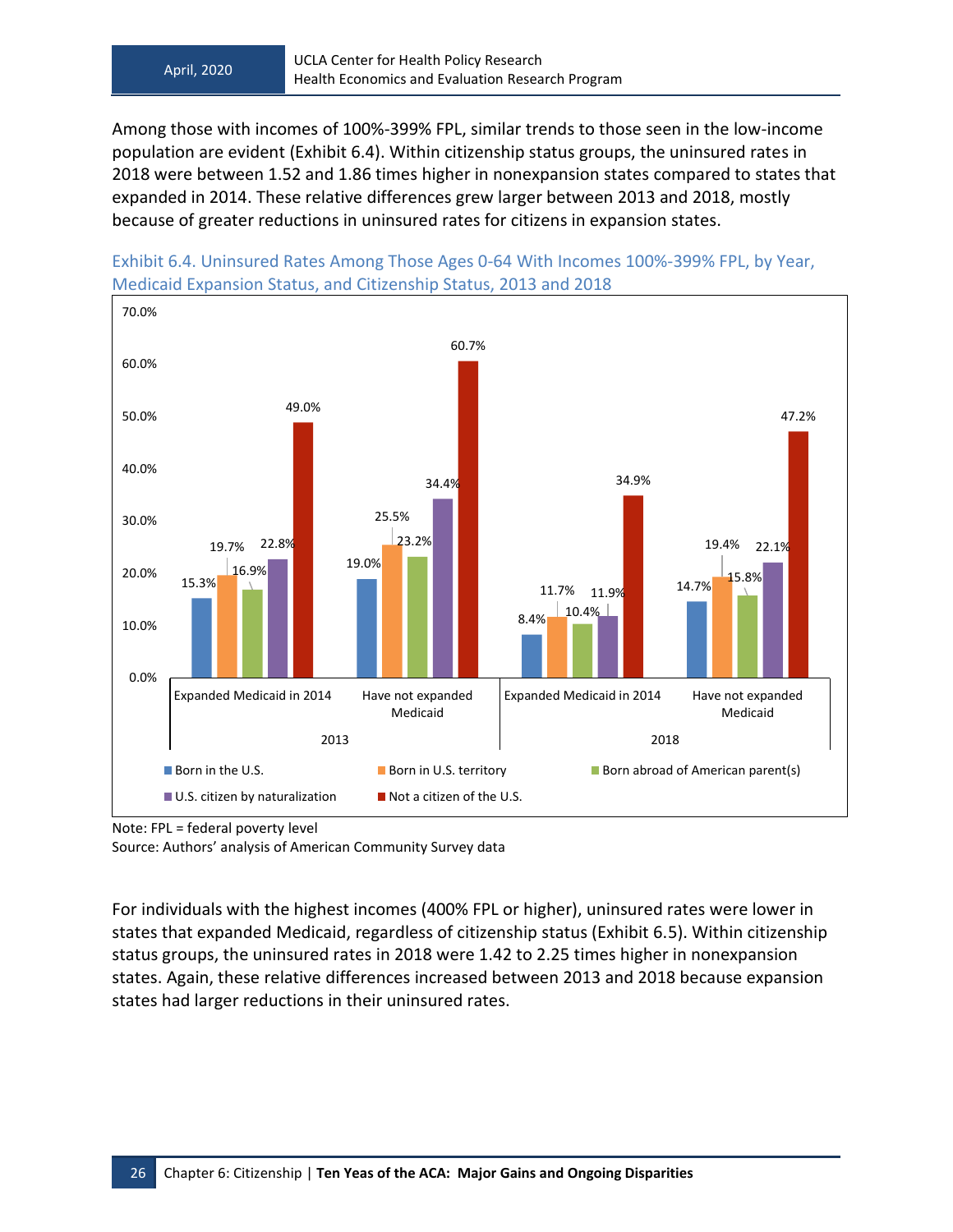Among those with incomes of 100%-399% FPL, similar trends to those seen in the low-income population are evident (Exhibit 6.4). Within citizenship status groups, the uninsured rates in 2018 were between 1.52 and 1.86 times higher in nonexpansion states compared to states that expanded in 2014. These relative differences grew larger between 2013 and 2018, mostly because of greater reductions in uninsured rates for citizens in expansion states.

Exhibit 6.4. Uninsured Rates Among Those Ages 0-64 With Incomes 100%-399% FPL, by Year, Medicaid Expansion Status, and Citizenship Status, 2013 and 2018

| Year | Medicaid Expansion Status | Born in the U.S. | Born in U.S. territory | Born abroad of American parent(s) | U.S. citizen by naturalization | Not a citizen of the U.S. |
|---|---|---|---|---|---|---|
| 2013 | Expanded Medicaid in 2014 | 15.3% | 19.7% | 16.9% | 22.8% | 49.0% |
| 2013 | Have not expanded Medicaid | 19.0% | 25.5% | 23.2% | 34.4% | 60.7% |
| 2018 | Expanded Medicaid in 2014 | 8.4% | 11.7% | 10.4% | 11.9% | 34.9% |
| 2018 | Have not expanded Medicaid | 14.7% | 19.4% | 15.8% | 22.1% | 47.2% |

Note: FPL = federal poverty level
Source: Authors' analysis of American Community Survey data

For individuals with the highest incomes (400% FPL or higher), uninsured rates were lower in states that expanded Medicaid, regardless of citizenship status (Exhibit 6.5). Within citizenship status groups, the uninsured rates in 2018 were 1.42 to 2.25 times higher in nonexpansion states. Again, these relative differences increased between 2013 and 2018 because expansion states had larger reductions in their uninsured rates.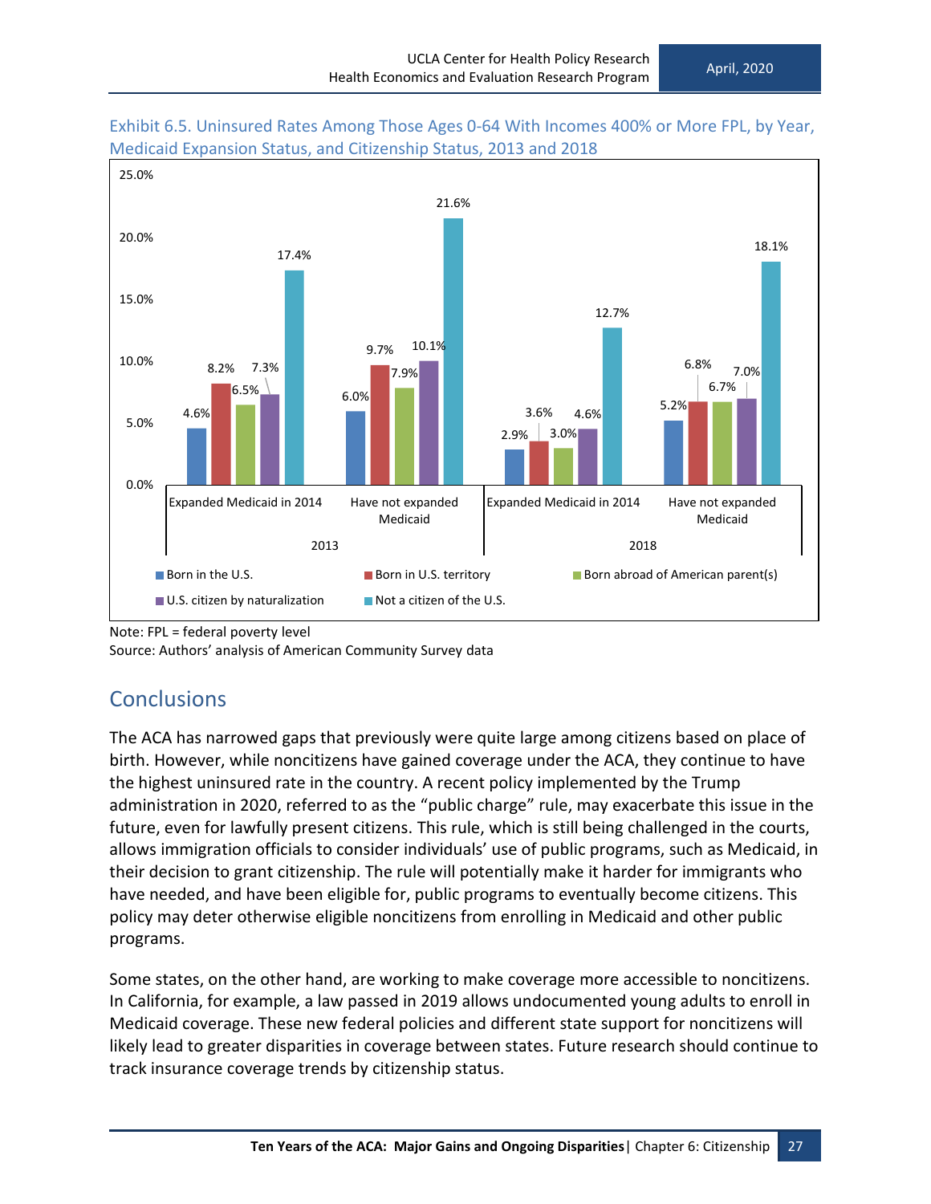Exhibit 6.5. Uninsured Rates Among Those Ages 0-64 With Incomes 400% or More FPL, by Year, Medicaid Expansion Status, and Citizenship Status, 2013 and 2018

| Year | Medicaid Expansion Status | Born in the U.S. | Born in U.S. territory | Born abroad of American parent(s) | U.S. citizen by naturalization | Not a citizen of the U.S. |
|---|---|---|---|---|---|---|
| 2013 | Expanded Medicaid in 2014 | 4.6% | 8.2% | 6.5% | 7.3% | 17.4% |
| 2013 | Have not expanded Medicaid | 6.0% | 9.7% | 7.9% | 10.1% | 21.6% |
| 2018 | Expanded Medicaid in 2014 | 2.9% | 3.6% | 3.0% | 4.6% | 12.7% |
| 2018 | Have not expanded Medicaid | 5.2% | 6.8% | 6.7% | 7.0% | 18.1% |

Note: FPL = federal poverty level

Source: Authors' analysis of American Community Survey data

## Conclusions

The ACA has narrowed gaps that previously were quite large among citizens based on place of birth. However, while noncitizens have gained coverage under the ACA, they continue to have the highest uninsured rate in the country. A recent policy implemented by the Trump administration in 2020, referred to as the "public charge" rule, may exacerbate this issue in the future, even for lawfully present citizens. This rule, which is still being challenged in the courts, allows immigration officials to consider individuals' use of public programs, such as Medicaid, in their decision to grant citizenship. The rule will potentially make it harder for immigrants who have needed, and have been eligible for, public programs to eventually become citizens. This policy may deter otherwise eligible noncitizens from enrolling in Medicaid and other public programs.

Some states, on the other hand, are working to make coverage more accessible to noncitizens. In California, for example, a law passed in 2019 allows undocumented young adults to enroll in Medicaid coverage. These new federal policies and different state support for noncitizens will likely lead to greater disparities in coverage between states. Future research should continue to track insurance coverage trends by citizenship status.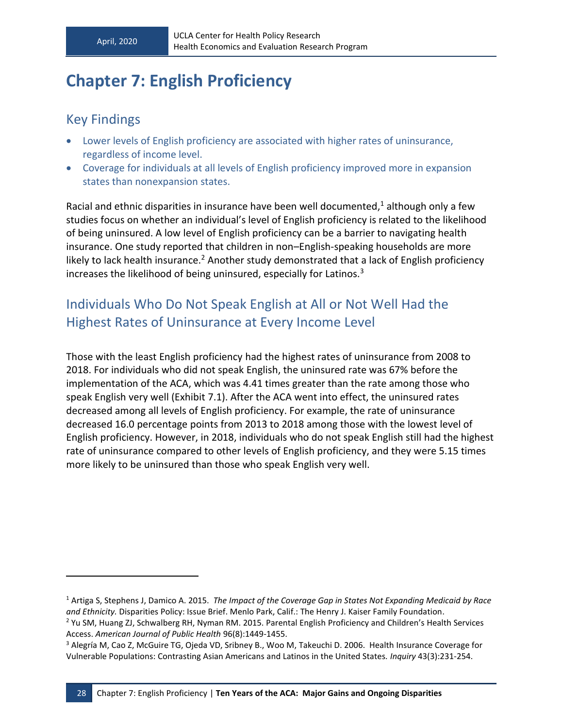# Chapter 7: English Proficiency

## Key Findings

- Lower levels of English proficiency are associated with higher rates of uninsurance, regardless of income level.
- Coverage for individuals at all levels of English proficiency improved more in expansion states than nonexpansion states.

Racial and ethnic disparities in insurance have been well documented,[1] although only a few studies focus on whether an individual's level of English proficiency is related to the likelihood of being uninsured. A low level of English proficiency can be a barrier to navigating health insurance. One study reported that children in non–English-speaking households are more likely to lack health insurance.[2] Another study demonstrated that a lack of English proficiency increases the likelihood of being uninsured, especially for Latinos.[3]

## Individuals Who Do Not Speak English at All or Not Well Had the Highest Rates of Uninsurance at Every Income Level

Those with the least English proficiency had the highest rates of uninsurance from 2008 to 2018. For individuals who did not speak English, the uninsured rate was 67% before the implementation of the ACA, which was 4.41 times greater than the rate among those who speak English very well (Exhibit 7.1). After the ACA went into effect, the uninsured rates decreased among all levels of English proficiency. For example, the rate of uninsurance decreased 16.0 percentage points from 2013 to 2018 among those with the lowest level of English proficiency. However, in 2018, individuals who do not speak English still had the highest rate of uninsurance compared to other levels of English proficiency, and they were 5.15 times more likely to be uninsured than those who speak English very well.

---

[1] Artiga S, Stephens J, Damico A. 2015. *The Impact of the Coverage Gap in States Not Expanding Medicaid by Race and Ethnicity.* Disparities Policy: Issue Brief. Menlo Park, Calif.: The Henry J. Kaiser Family Foundation.

[2] Yu SM, Huang ZJ, Schwalberg RH, Nyman RM. 2015. Parental English Proficiency and Children's Health Services Access. *American Journal of Public Health* 96(8):1449-1455.

[3] Alegría M, Cao Z, McGuire TG, Ojeda VD, Sribney B., Woo M, Takeuchi D. 2006. Health Insurance Coverage for Vulnerable Populations: Contrasting Asian Americans and Latinos in the United States. *Inquiry* 43(3):231-254.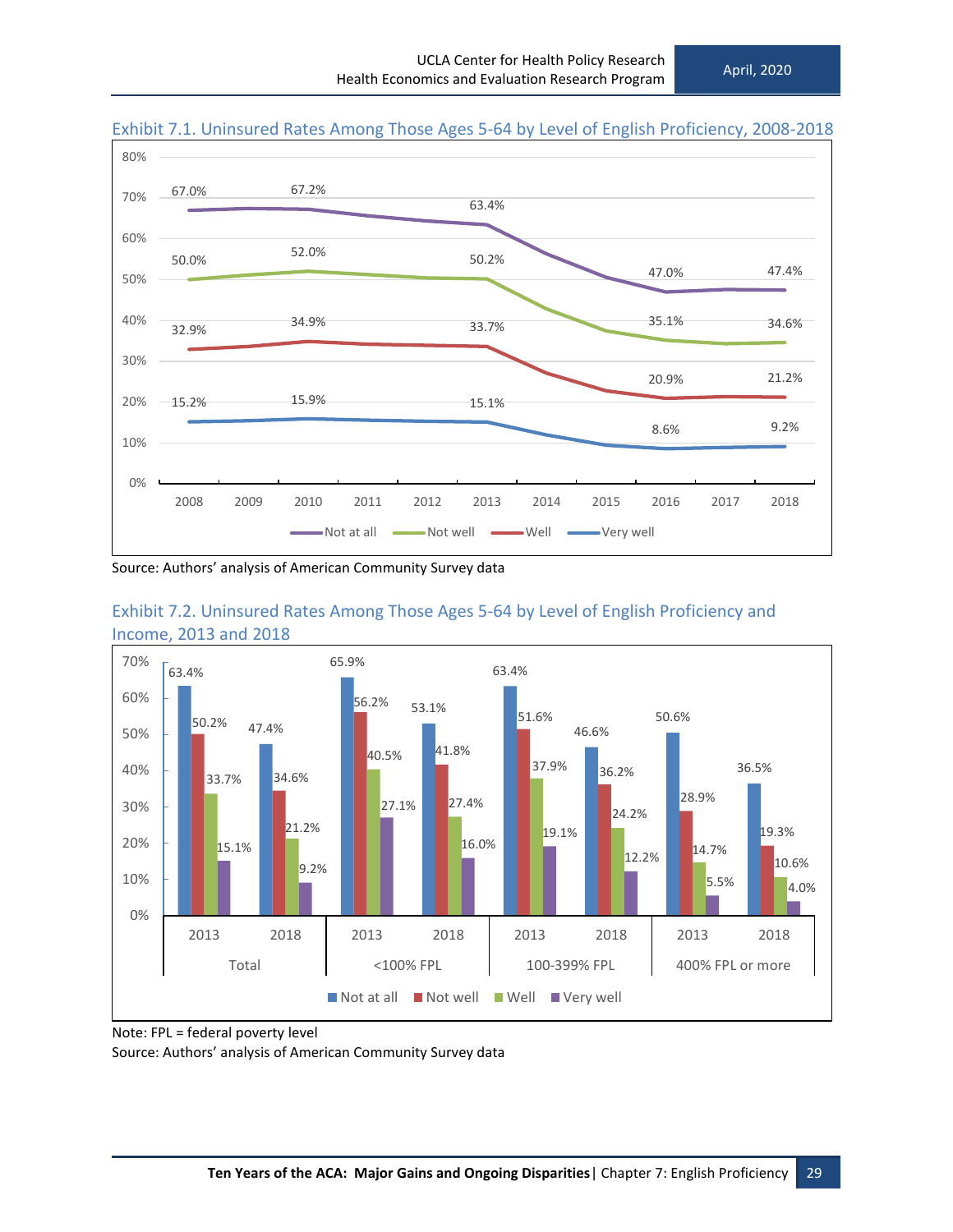Exhibit 7.1. Uninsured Rates Among Those Ages 5-64 by Level of English Proficiency, 2008-2018

| Year | Not at all | Not well | Well | Very well |
|---|---|---|---|---|
| 2008 | 67.0% | 50.0% | 32.9% | 15.2% |
| 2010 | 67.2% | 52.0% | 34.9% | 15.9% |
| 2013 | 63.4% | 50.2% | 33.7% | 15.1% |
| 2016 | 47.0% | 35.1% | 20.9% | 8.6% |
| 2018 | 47.4% | 34.6% | 21.2% | 9.2% |

Source: Authors' analysis of American Community Survey data

Exhibit 7.2. Uninsured Rates Among Those Ages 5-64 by Level of English Proficiency and Income, 2013 and 2018

| Group | Year | Not at all | Not well | Well | Very well |
|---|---|---|---|---|---|
| Total | 2013 | 63.4% | 50.2% | 33.7% | 15.1% |
| Total | 2018 | 47.4% | 34.6% | 21.2% | 9.2% |
| <100% FPL | 2013 | 65.9% | 56.2% | 40.5% | 27.1% |
| <100% FPL | 2018 | 53.1% | 41.8% | 27.4% | 16.0% |
| 100-399% FPL | 2013 | 63.4% | 51.6% | 37.9% | 19.1% |
| 100-399% FPL | 2018 | 46.6% | 36.2% | 24.2% | 12.2% |
| 400% FPL or more | 2013 | 50.6% | 28.9% | 14.7% | 5.5% |
| 400% FPL or more | 2018 | 36.5% | 19.3% | 10.6% | 4.0% |

Note: FPL = federal poverty level

Source: Authors' analysis of American Community Survey data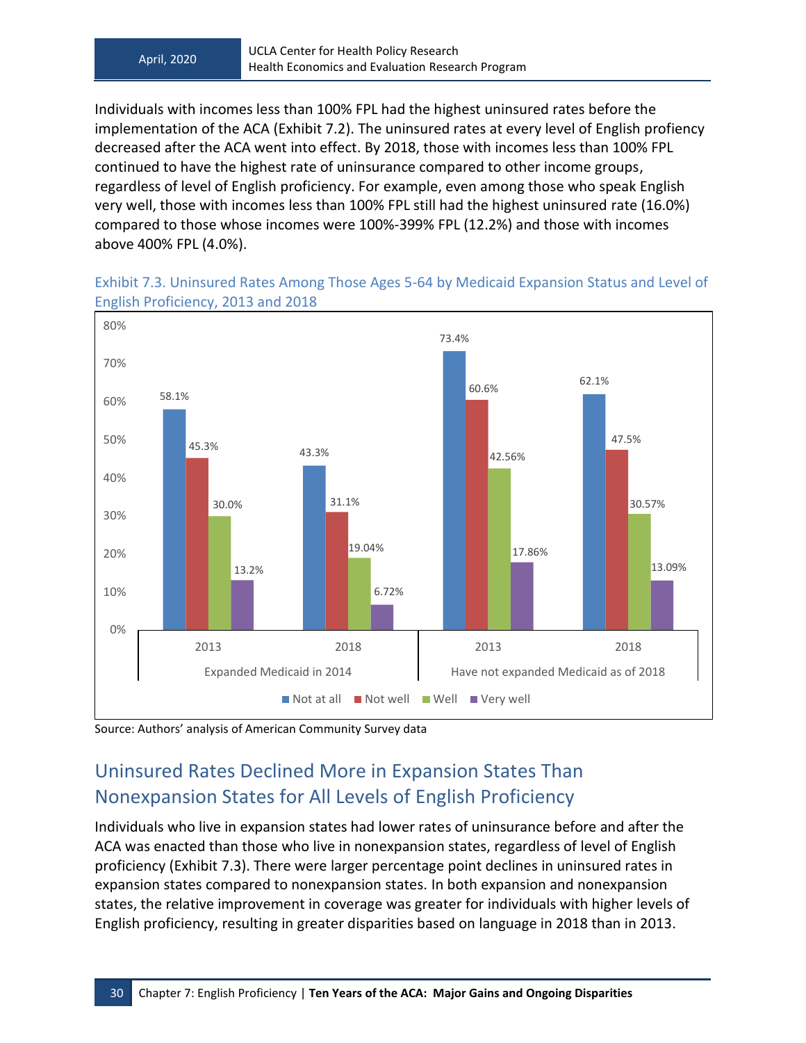Individuals with incomes less than 100% FPL had the highest uninsured rates before the implementation of the ACA (Exhibit 7.2). The uninsured rates at every level of English profiency decreased after the ACA went into effect. By 2018, those with incomes less than 100% FPL continued to have the highest rate of uninsurance compared to other income groups, regardless of level of English proficiency. For example, even among those who speak English very well, those with incomes less than 100% FPL still had the highest uninsured rate (16.0%) compared to those whose incomes were 100%-399% FPL (12.2%) and those with incomes above 400% FPL (4.0%).

Exhibit 7.3. Uninsured Rates Among Those Ages 5-64 by Medicaid Expansion Status and Level of English Proficiency, 2013 and 2018

| | Expanded Medicaid in 2014 | | Have not expanded Medicaid as of 2018 | |
|---|---|---|---|---|
| | 2013 | 2018 | 2013 | 2018 |
| Not at all | 58.1% | 43.3% | 73.4% | 62.1% |
| Not well | 45.3% | 31.1% | 60.6% | 47.5% |
| Well | 30.0% | 19.04% | 42.56% | 30.57% |
| Very well | 13.2% | 6.72% | 17.86% | 13.09% |

Source: Authors' analysis of American Community Survey data

## Uninsured Rates Declined More in Expansion States Than Nonexpansion States for All Levels of English Proficiency

Individuals who live in expansion states had lower rates of uninsurance before and after the ACA was enacted than those who live in nonexpansion states, regardless of level of English proficiency (Exhibit 7.3). There were larger percentage point declines in uninsured rates in expansion states compared to nonexpansion states. In both expansion and nonexpansion states, the relative improvement in coverage was greater for individuals with higher levels of English proficiency, resulting in greater disparities based on language in 2018 than in 2013.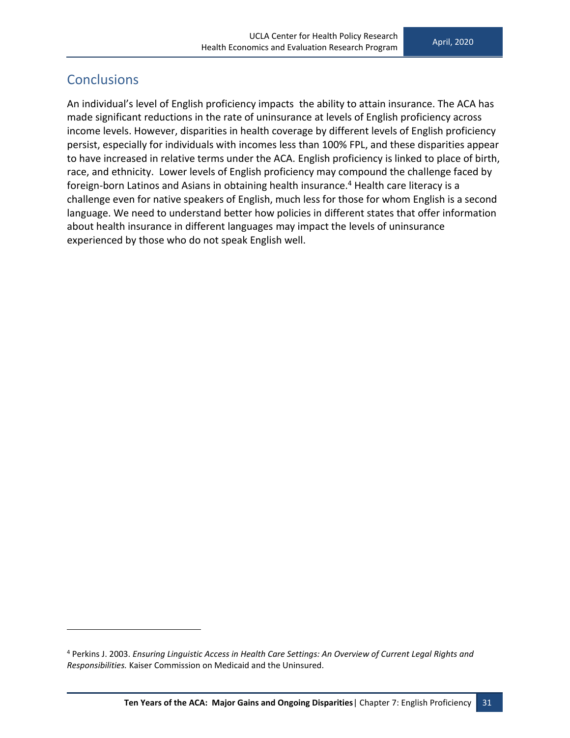## Conclusions

An individual's level of English proficiency impacts the ability to attain insurance. The ACA has made significant reductions in the rate of uninsurance at levels of English proficiency across income levels. However, disparities in health coverage by different levels of English proficiency persist, especially for individuals with incomes less than 100% FPL, and these disparities appear to have increased in relative terms under the ACA. English proficiency is linked to place of birth, race, and ethnicity. Lower levels of English proficiency may compound the challenge faced by foreign-born Latinos and Asians in obtaining health insurance.[4] Health care literacy is a challenge even for native speakers of English, much less for those for whom English is a second language. We need to understand better how policies in different states that offer information about health insurance in different languages may impact the levels of uninsurance experienced by those who do not speak English well.

---

[4] Perkins J. 2003. *Ensuring Linguistic Access in Health Care Settings: An Overview of Current Legal Rights and Responsibilities.* Kaiser Commission on Medicaid and the Uninsured.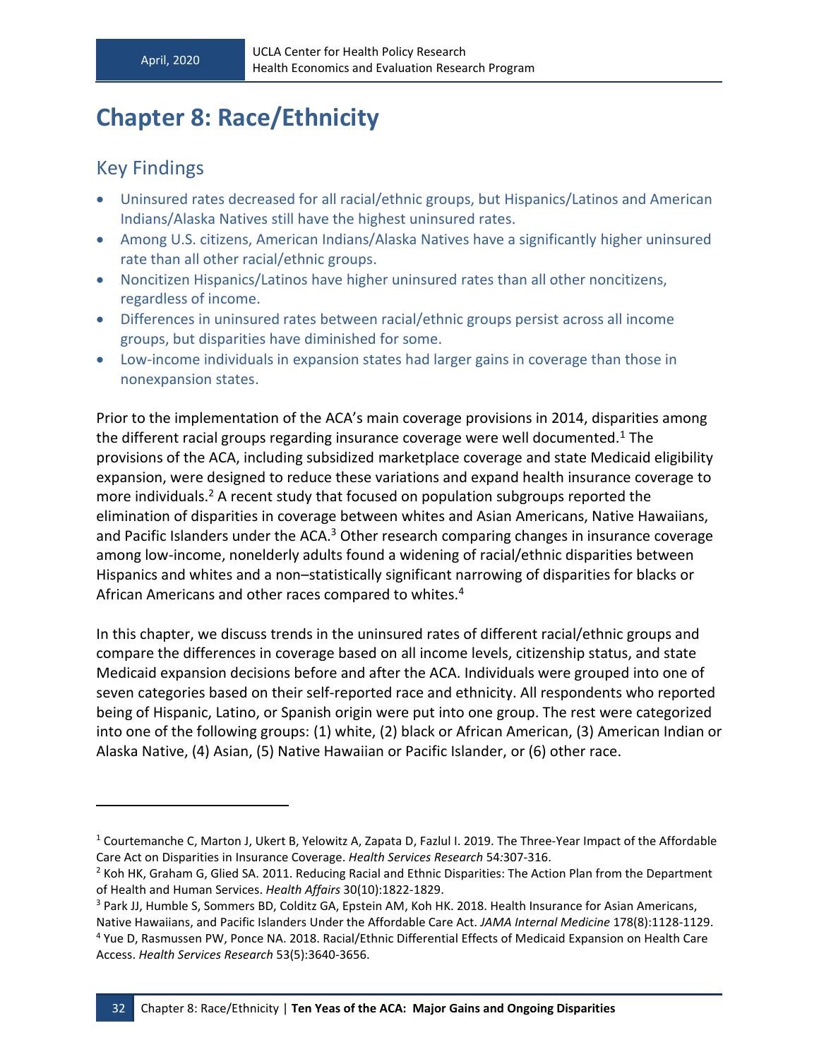# Chapter 8: Race/Ethnicity

## Key Findings

- Uninsured rates decreased for all racial/ethnic groups, but Hispanics/Latinos and American Indians/Alaska Natives still have the highest uninsured rates.
- Among U.S. citizens, American Indians/Alaska Natives have a significantly higher uninsured rate than all other racial/ethnic groups.
- Noncitizen Hispanics/Latinos have higher uninsured rates than all other noncitizens, regardless of income.
- Differences in uninsured rates between racial/ethnic groups persist across all income groups, but disparities have diminished for some.
- Low-income individuals in expansion states had larger gains in coverage than those in nonexpansion states.

Prior to the implementation of the ACA's main coverage provisions in 2014, disparities among the different racial groups regarding insurance coverage were well documented.[1] The provisions of the ACA, including subsidized marketplace coverage and state Medicaid eligibility expansion, were designed to reduce these variations and expand health insurance coverage to more individuals.[2] A recent study that focused on population subgroups reported the elimination of disparities in coverage between whites and Asian Americans, Native Hawaiians, and Pacific Islanders under the ACA.[3] Other research comparing changes in insurance coverage among low-income, nonelderly adults found a widening of racial/ethnic disparities between Hispanics and whites and a non–statistically significant narrowing of disparities for blacks or African Americans and other races compared to whites.[4]

In this chapter, we discuss trends in the uninsured rates of different racial/ethnic groups and compare the differences in coverage based on all income levels, citizenship status, and state Medicaid expansion decisions before and after the ACA. Individuals were grouped into one of seven categories based on their self-reported race and ethnicity. All respondents who reported being of Hispanic, Latino, or Spanish origin were put into one group. The rest were categorized into one of the following groups: (1) white, (2) black or African American, (3) American Indian or Alaska Native, (4) Asian, (5) Native Hawaiian or Pacific Islander, or (6) other race.

---

[1] Courtemanche C, Marton J, Ukert B, Yelowitz A, Zapata D, Fazlul I. 2019. The Three-Year Impact of the Affordable Care Act on Disparities in Insurance Coverage. *Health Services Research* 54:307-316.

[2] Koh HK, Graham G, Glied SA. 2011. Reducing Racial and Ethnic Disparities: The Action Plan from the Department of Health and Human Services. *Health Affairs* 30(10):1822-1829.

[3] Park JJ, Humble S, Sommers BD, Colditz GA, Epstein AM, Koh HK. 2018. Health Insurance for Asian Americans, Native Hawaiians, and Pacific Islanders Under the Affordable Care Act. *JAMA Internal Medicine* 178(8):1128-1129.

[4] Yue D, Rasmussen PW, Ponce NA. 2018. Racial/Ethnic Differential Effects of Medicaid Expansion on Health Care Access. *Health Services Research* 53(5):3640-3656.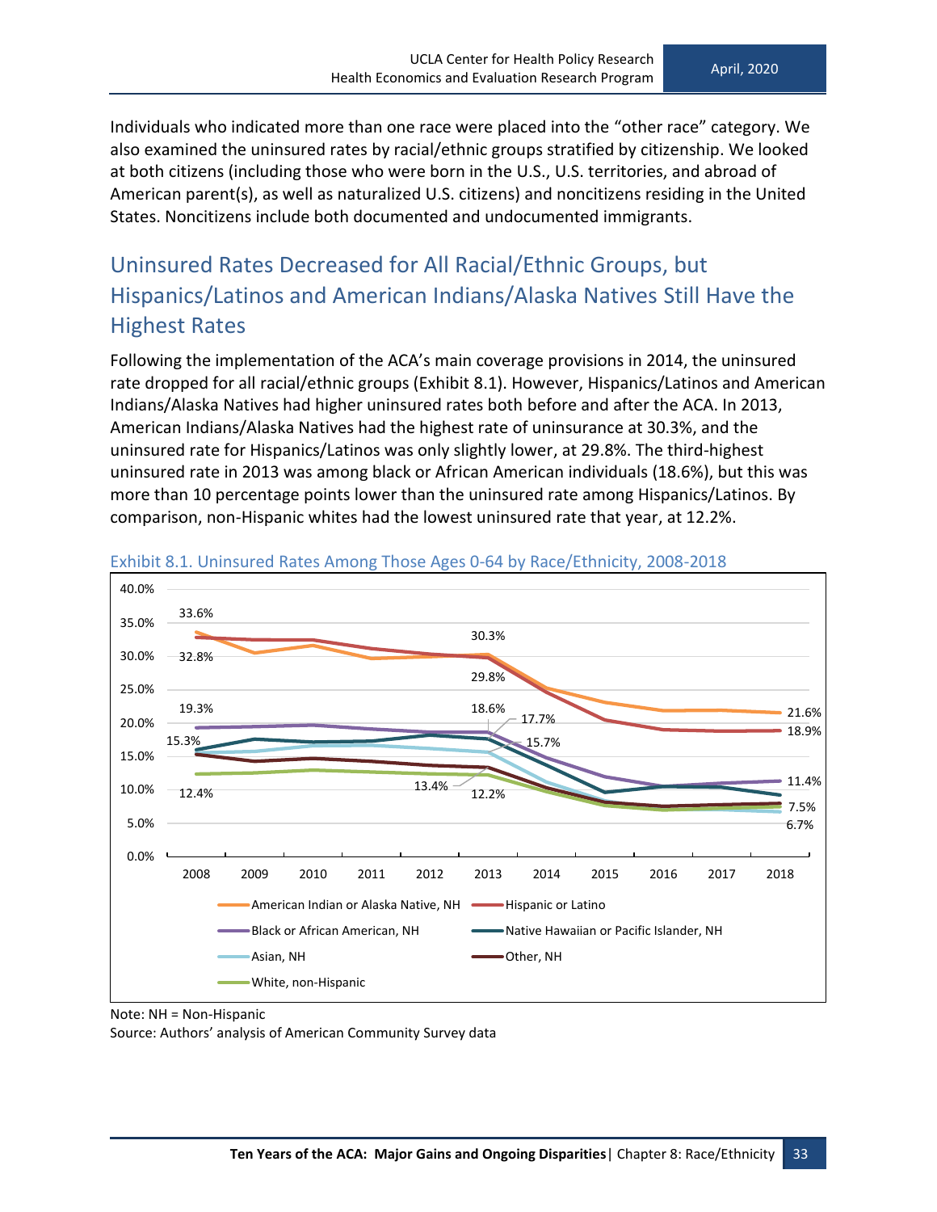Individuals who indicated more than one race were placed into the "other race" category. We also examined the uninsured rates by racial/ethnic groups stratified by citizenship. We looked at both citizens (including those who were born in the U.S., U.S. territories, and abroad of American parent(s), as well as naturalized U.S. citizens) and noncitizens residing in the United States. Noncitizens include both documented and undocumented immigrants.

## Uninsured Rates Decreased for All Racial/Ethnic Groups, but Hispanics/Latinos and American Indians/Alaska Natives Still Have the Highest Rates

Following the implementation of the ACA's main coverage provisions in 2014, the uninsured rate dropped for all racial/ethnic groups (Exhibit 8.1). However, Hispanics/Latinos and American Indians/Alaska Natives had higher uninsured rates both before and after the ACA. In 2013, American Indians/Alaska Natives had the highest rate of uninsurance at 30.3%, and the uninsured rate for Hispanics/Latinos was only slightly lower, at 29.8%. The third-highest uninsured rate in 2013 was among black or African American individuals (18.6%), but this was more than 10 percentage points lower than the uninsured rate among Hispanics/Latinos. By comparison, non-Hispanic whites had the lowest uninsured rate that year, at 12.2%.

Exhibit 8.1. Uninsured Rates Among Those Ages 0-64 by Race/Ethnicity, 2008-2018

| Race/Ethnicity | 2008 | 2013 | 2018 |
|---|---|---|---|
| American Indian or Alaska Native, NH | 33.6% | 30.3% | 21.6% |
| Hispanic or Latino | 32.8% | 29.8% | 18.9% |
| Black or African American, NH | 19.3% | 18.6% | 11.4% |
| Native Hawaiian or Pacific Islander, NH | | 17.7% | |
| Asian, NH | 15.3% | 15.7% | 6.7% |
| Other, NH | | 13.4% | 7.5% |
| White, non-Hispanic | 12.4% | 12.2% | |

Note: NH = Non-Hispanic

Source: Authors' analysis of American Community Survey data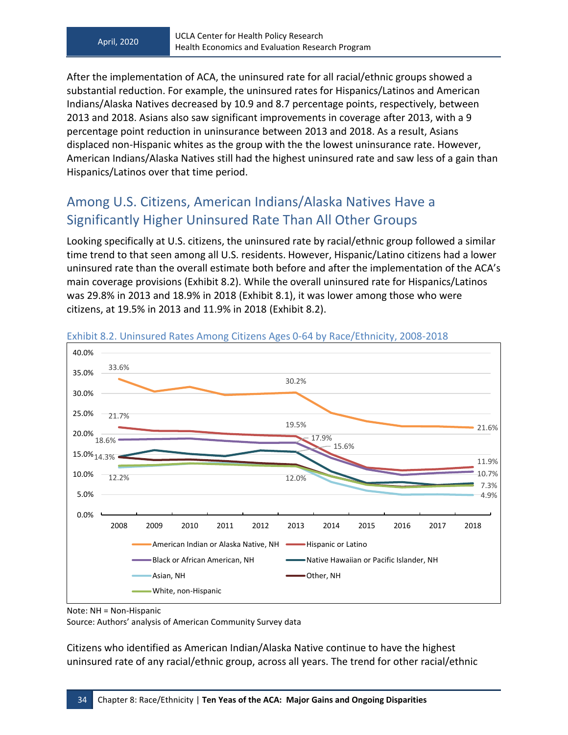After the implementation of ACA, the uninsured rate for all racial/ethnic groups showed a substantial reduction. For example, the uninsured rates for Hispanics/Latinos and American Indians/Alaska Natives decreased by 10.9 and 8.7 percentage points, respectively, between 2013 and 2018. Asians also saw significant improvements in coverage after 2013, with a 9 percentage point reduction in uninsurance between 2013 and 2018. As a result, Asians displaced non-Hispanic whites as the group with the the lowest uninsurance rate. However, American Indians/Alaska Natives still had the highest uninsured rate and saw less of a gain than Hispanics/Latinos over that time period.

## Among U.S. Citizens, American Indians/Alaska Natives Have a Significantly Higher Uninsured Rate Than All Other Groups

Looking specifically at U.S. citizens, the uninsured rate by racial/ethnic group followed a similar time trend to that seen among all U.S. residents. However, Hispanic/Latino citizens had a lower uninsured rate than the overall estimate both before and after the implementation of the ACA's main coverage provisions (Exhibit 8.2). While the overall uninsured rate for Hispanics/Latinos was 29.8% in 2013 and 18.9% in 2018 (Exhibit 8.1), it was lower among those who were citizens, at 19.5% in 2013 and 11.9% in 2018 (Exhibit 8.2).

Exhibit 8.2. Uninsured Rates Among Citizens Ages 0-64 by Race/Ethnicity, 2008-2018

Note: NH = Non-Hispanic
Source: Authors' analysis of American Community Survey data

Citizens who identified as American Indian/Alaska Native continue to have the highest uninsured rate of any racial/ethnic group, across all years. The trend for other racial/ethnic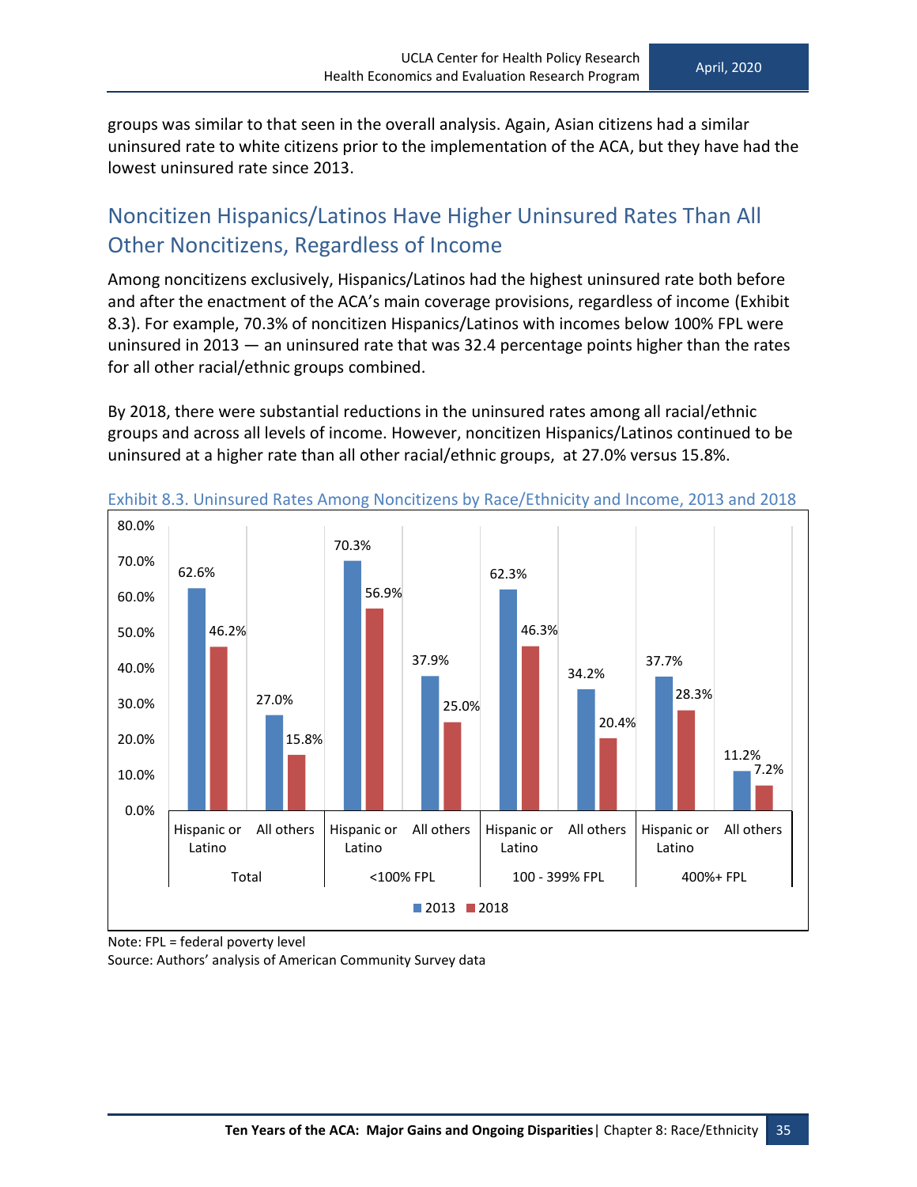groups was similar to that seen in the overall analysis. Again, Asian citizens had a similar uninsured rate to white citizens prior to the implementation of the ACA, but they have had the lowest uninsured rate since 2013.

## Noncitizen Hispanics/Latinos Have Higher Uninsured Rates Than All Other Noncitizens, Regardless of Income

Among noncitizens exclusively, Hispanics/Latinos had the highest uninsured rate both before and after the enactment of the ACA's main coverage provisions, regardless of income (Exhibit 8.3). For example, 70.3% of noncitizen Hispanics/Latinos with incomes below 100% FPL were uninsured in 2013 — an uninsured rate that was 32.4 percentage points higher than the rates for all other racial/ethnic groups combined.

By 2018, there were substantial reductions in the uninsured rates among all racial/ethnic groups and across all levels of income. However, noncitizen Hispanics/Latinos continued to be uninsured at a higher rate than all other racial/ethnic groups, at 27.0% versus 15.8%.

Exhibit 8.3. Uninsured Rates Among Noncitizens by Race/Ethnicity and Income, 2013 and 2018

| Income | Group | 2013 | 2018 |
|---|---|---|---|
| Total | Hispanic or Latino | 62.6% | 46.2% |
| Total | All others | 27.0% | 15.8% |
| <100% FPL | Hispanic or Latino | 70.3% | 56.9% |
| <100% FPL | All others | 37.9% | 25.0% |
| 100 - 399% FPL | Hispanic or Latino | 62.3% | 46.3% |
| 100 - 399% FPL | All others | 34.2% | 20.4% |
| 400%+ FPL | Hispanic or Latino | 37.7% | 28.3% |
| 400%+ FPL | All others | 11.2% | 7.2% |

Note: FPL = federal poverty level

Source: Authors' analysis of American Community Survey data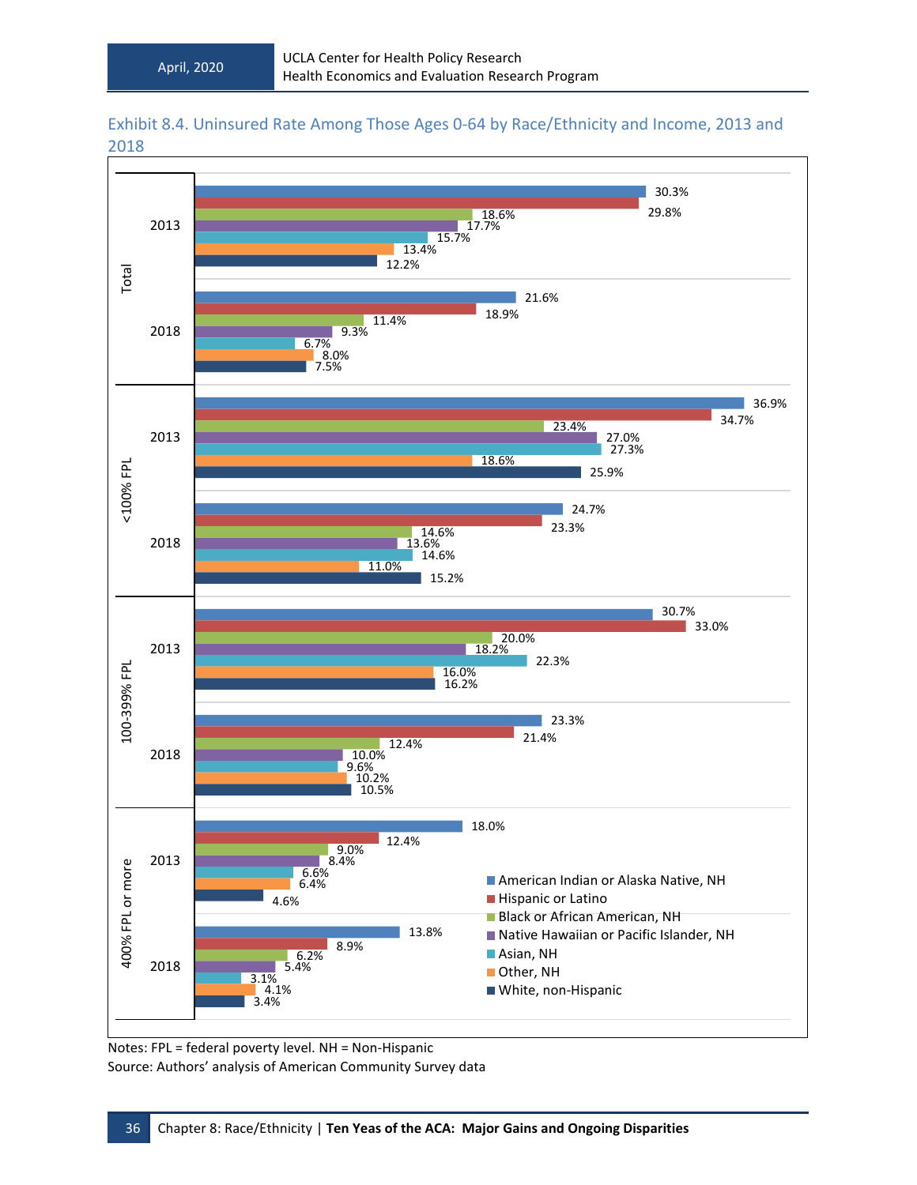### Exhibit 8.4. Uninsured Rate Among Those Ages 0-64 by Race/Ethnicity and Income, 2013 and 2018

| Income | Year | American Indian or Alaska Native, NH | Hispanic or Latino | Black or African American, NH | Native Hawaiian or Pacific Islander, NH | Asian, NH | Other, NH | White, non-Hispanic |
|---|---|---|---|---|---|---|---|---|
| Total | 2013 | 30.3% | 29.8% | 18.6% | 17.7% | 15.7% | 13.4% | 12.2% |
| Total | 2018 | 21.6% | 18.9% | 11.4% | 9.3% | 6.7% | 8.0% | 7.5% |
| <100% FPL | 2013 | 36.9% | 34.7% | 23.4% | 27.0% | 27.3% | 18.6% | 25.9% |
| <100% FPL | 2018 | 24.7% | 23.3% | 14.6% | 13.6% | 14.6% | 11.0% | 15.2% |
| 100-399% FPL | 2013 | 30.7% | 33.0% | 20.0% | 18.2% | 22.3% | 16.0% | 16.2% |
| 100-399% FPL | 2018 | 23.3% | 21.4% | 12.4% | 10.0% | 9.6% | 10.2% | 10.5% |
| 400% FPL or more | 2013 | 18.0% | 12.4% | 9.0% | 8.4% | 6.6% | 6.4% | 4.6% |
| 400% FPL or more | 2018 | 13.8% | 8.9% | 6.2% | 5.4% | 3.1% | 4.1% | 3.4% |

Notes: FPL = federal poverty level. NH = Non-Hispanic

Source: Authors' analysis of American Community Survey data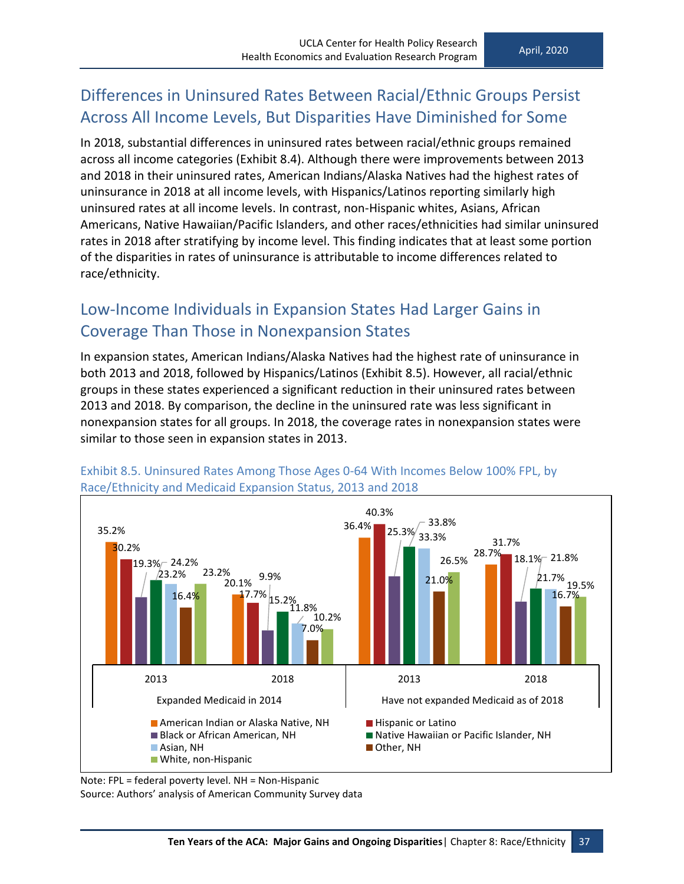## Differences in Uninsured Rates Between Racial/Ethnic Groups Persist Across All Income Levels, But Disparities Have Diminished for Some

In 2018, substantial differences in uninsured rates between racial/ethnic groups remained across all income categories (Exhibit 8.4). Although there were improvements between 2013 and 2018 in their uninsured rates, American Indians/Alaska Natives had the highest rates of uninsurance in 2018 at all income levels, with Hispanics/Latinos reporting similarly high uninsured rates at all income levels. In contrast, non-Hispanic whites, Asians, African Americans, Native Hawaiian/Pacific Islanders, and other races/ethnicities had similar uninsured rates in 2018 after stratifying by income level. This finding indicates that at least some portion of the disparities in rates of uninsurance is attributable to income differences related to race/ethnicity.

## Low-Income Individuals in Expansion States Had Larger Gains in Coverage Than Those in Nonexpansion States

In expansion states, American Indians/Alaska Natives had the highest rate of uninsurance in both 2013 and 2018, followed by Hispanics/Latinos (Exhibit 8.5). However, all racial/ethnic groups in these states experienced a significant reduction in their uninsured rates between 2013 and 2018. By comparison, the decline in the uninsured rate was less significant in nonexpansion states for all groups. In 2018, the coverage rates in nonexpansion states were similar to those seen in expansion states in 2013.

Exhibit 8.5. Uninsured Rates Among Those Ages 0-64 With Incomes Below 100% FPL, by Race/Ethnicity and Medicaid Expansion Status, 2013 and 2018

| Race/Ethnicity | Expanded Medicaid in 2014: 2013 | Expanded Medicaid in 2014: 2018 | Have not expanded Medicaid as of 2018: 2013 | Have not expanded Medicaid as of 2018: 2018 |
|---|---|---|---|---|
| American Indian or Alaska Native, NH | 35.2% | 20.1% | 36.4% | 28.7% |
| Hispanic or Latino | 30.2% | 17.7% | 40.3% | 31.7% |
| Black or African American, NH | 19.3% | 9.9% | 25.3% | 18.1% |
| Native Hawaiian or Pacific Islander, NH | 24.2% | 15.2% | 33.8% | 21.8% |
| Asian, NH | 23.2% | 11.8% | 33.3% | 21.7% |
| Other, NH | 16.4% | 7.0% | 21.0% | 16.7% |
| White, non-Hispanic | 23.2% | 10.2% | 26.5% | 19.5% |

Note: FPL = federal poverty level. NH = Non-Hispanic

Source: Authors' analysis of American Community Survey data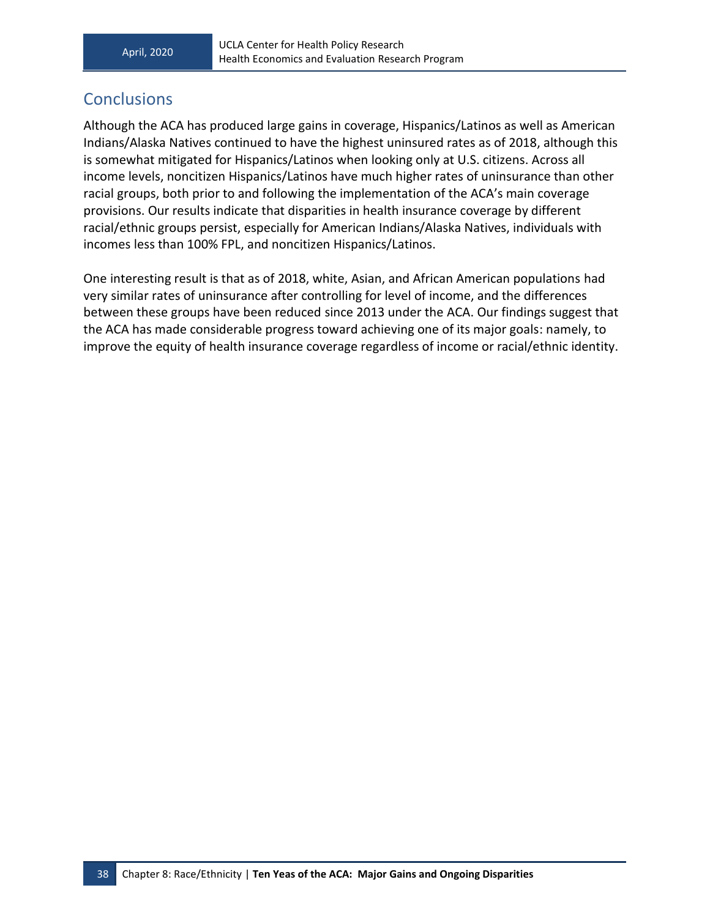## Conclusions

Although the ACA has produced large gains in coverage, Hispanics/Latinos as well as American Indians/Alaska Natives continued to have the highest uninsured rates as of 2018, although this is somewhat mitigated for Hispanics/Latinos when looking only at U.S. citizens. Across all income levels, noncitizen Hispanics/Latinos have much higher rates of uninsurance than other racial groups, both prior to and following the implementation of the ACA's main coverage provisions. Our results indicate that disparities in health insurance coverage by different racial/ethnic groups persist, especially for American Indians/Alaska Natives, individuals with incomes less than 100% FPL, and noncitizen Hispanics/Latinos.

One interesting result is that as of 2018, white, Asian, and African American populations had very similar rates of uninsurance after controlling for level of income, and the differences between these groups have been reduced since 2013 under the ACA. Our findings suggest that the ACA has made considerable progress toward achieving one of its major goals: namely, to improve the equity of health insurance coverage regardless of income or racial/ethnic identity.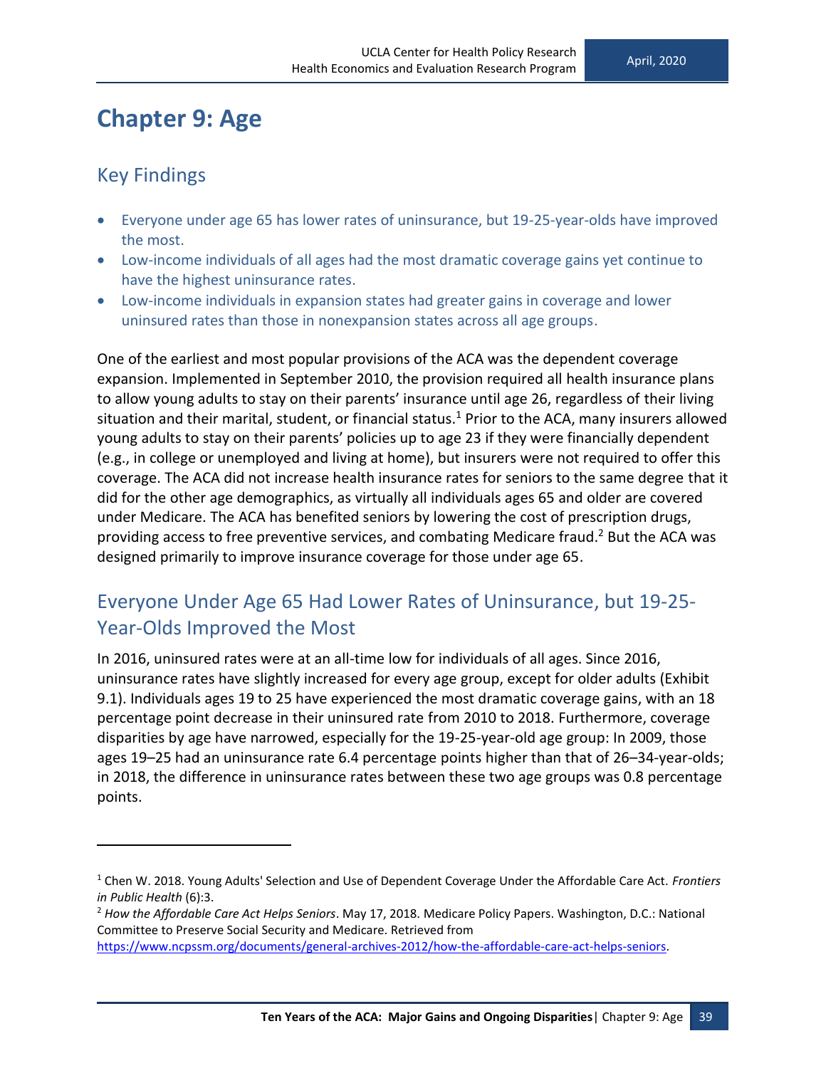# Chapter 9: Age

## Key Findings

- Everyone under age 65 has lower rates of uninsurance, but 19-25-year-olds have improved the most.
- Low-income individuals of all ages had the most dramatic coverage gains yet continue to have the highest uninsurance rates.
- Low-income individuals in expansion states had greater gains in coverage and lower uninsured rates than those in nonexpansion states across all age groups.

One of the earliest and most popular provisions of the ACA was the dependent coverage expansion. Implemented in September 2010, the provision required all health insurance plans to allow young adults to stay on their parents' insurance until age 26, regardless of their living situation and their marital, student, or financial status.[1] Prior to the ACA, many insurers allowed young adults to stay on their parents' policies up to age 23 if they were financially dependent (e.g., in college or unemployed and living at home), but insurers were not required to offer this coverage. The ACA did not increase health insurance rates for seniors to the same degree that it did for the other age demographics, as virtually all individuals ages 65 and older are covered under Medicare. The ACA has benefited seniors by lowering the cost of prescription drugs, providing access to free preventive services, and combating Medicare fraud.[2] But the ACA was designed primarily to improve insurance coverage for those under age 65.

## Everyone Under Age 65 Had Lower Rates of Uninsurance, but 19-25-Year-Olds Improved the Most

In 2016, uninsured rates were at an all-time low for individuals of all ages. Since 2016, uninsurance rates have slightly increased for every age group, except for older adults (Exhibit 9.1). Individuals ages 19 to 25 have experienced the most dramatic coverage gains, with an 18 percentage point decrease in their uninsured rate from 2010 to 2018. Furthermore, coverage disparities by age have narrowed, especially for the 19-25-year-old age group: In 2009, those ages 19–25 had an uninsurance rate 6.4 percentage points higher than that of 26–34-year-olds; in 2018, the difference in uninsurance rates between these two age groups was 0.8 percentage points.

---

[1] Chen W. 2018. Young Adults' Selection and Use of Dependent Coverage Under the Affordable Care Act. *Frontiers in Public Health* (6):3.

[2] *How the Affordable Care Act Helps Seniors*. May 17, 2018. Medicare Policy Papers. Washington, D.C.: National Committee to Preserve Social Security and Medicare. Retrieved from https://www.ncpssm.org/documents/general-archives-2012/how-the-affordable-care-act-helps-seniors.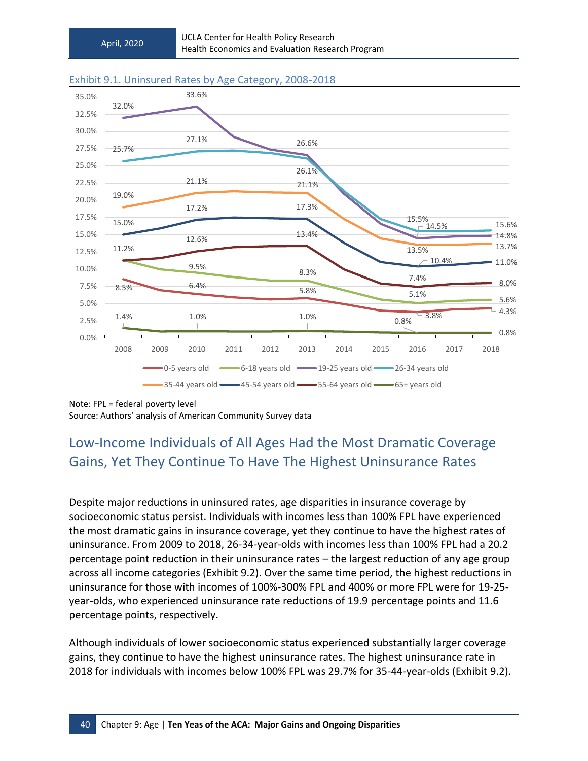Exhibit 9.1. Uninsured Rates by Age Category, 2008-2018

Note: FPL = federal poverty level

Source: Authors' analysis of American Community Survey data

## Low-Income Individuals of All Ages Had the Most Dramatic Coverage Gains, Yet They Continue To Have The Highest Uninsurance Rates

Despite major reductions in uninsured rates, age disparities in insurance coverage by socioeconomic status persist. Individuals with incomes less than 100% FPL have experienced the most dramatic gains in insurance coverage, yet they continue to have the highest rates of uninsurance. From 2009 to 2018, 26-34-year-olds with incomes less than 100% FPL had a 20.2 percentage point reduction in their uninsurance rates – the largest reduction of any age group across all income categories (Exhibit 9.2). Over the same time period, the highest reductions in uninsurance for those with incomes of 100%-300% FPL and 400% or more FPL were for 19-25-year-olds, who experienced uninsurance rate reductions of 19.9 percentage points and 11.6 percentage points, respectively.

Although individuals of lower socioeconomic status experienced substantially larger coverage gains, they continue to have the highest uninsurance rates. The highest uninsurance rate in 2018 for individuals with incomes below 100% FPL was 29.7% for 35-44-year-olds (Exhibit 9.2).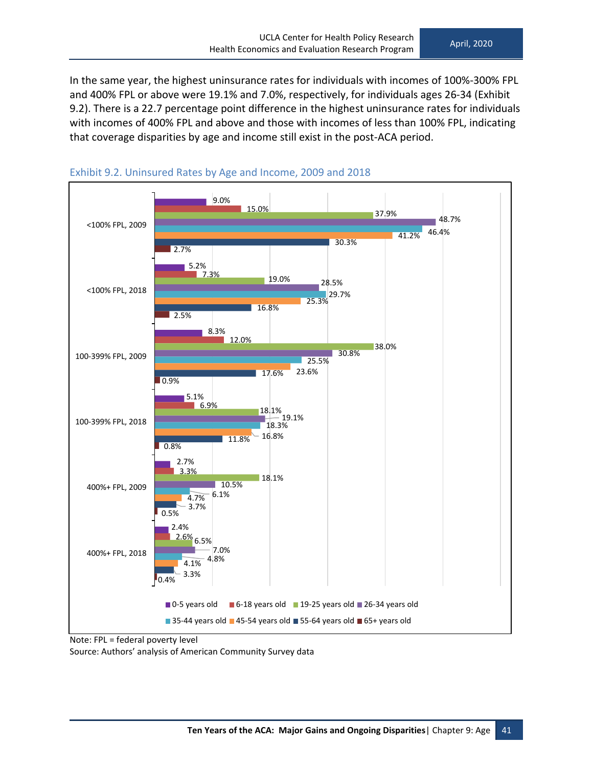In the same year, the highest uninsurance rates for individuals with incomes of 100%-300% FPL and 400% FPL or above were 19.1% and 7.0%, respectively, for individuals ages 26-34 (Exhibit 9.2). There is a 22.7 percentage point difference in the highest uninsurance rates for individuals with incomes of 400% FPL and above and those with incomes of less than 100% FPL, indicating that coverage disparities by age and income still exist in the post-ACA period.

Exhibit 9.2. Uninsured Rates by Age and Income, 2009 and 2018

| | 0-5 years old | 6-18 years old | 19-25 years old | 26-34 years old | 35-44 years old | 45-54 years old | 55-64 years old | 65+ years old |
|---|---|---|---|---|---|---|---|---|
| <100% FPL, 2009 | 9.0% | 15.0% | 37.9% | 48.7% | 46.4% | 41.2% | 30.3% | 2.7% |
| <100% FPL, 2018 | 5.2% | 7.3% | 19.0% | 28.5% | 29.7% | 25.3% | 16.8% | 2.5% |
| 100-399% FPL, 2009 | 8.3% | 12.0% | 38.0% | 30.8% | 25.5% | 23.6% | 17.6% | 0.9% |
| 100-399% FPL, 2018 | 5.1% | 6.9% | 18.1% | 19.1% | 18.3% | 16.8% | 11.8% | 0.8% |
| 400%+ FPL, 2009 | 2.7% | 3.3% | 18.1% | 10.5% | 6.1% | 4.7% | 3.7% | 0.5% |
| 400%+ FPL, 2018 | 2.4% | 2.6% | 6.5% | 7.0% | 4.8% | 4.1% | 3.3% | 0.4% |

Note: FPL = federal poverty level

Source: Authors' analysis of American Community Survey data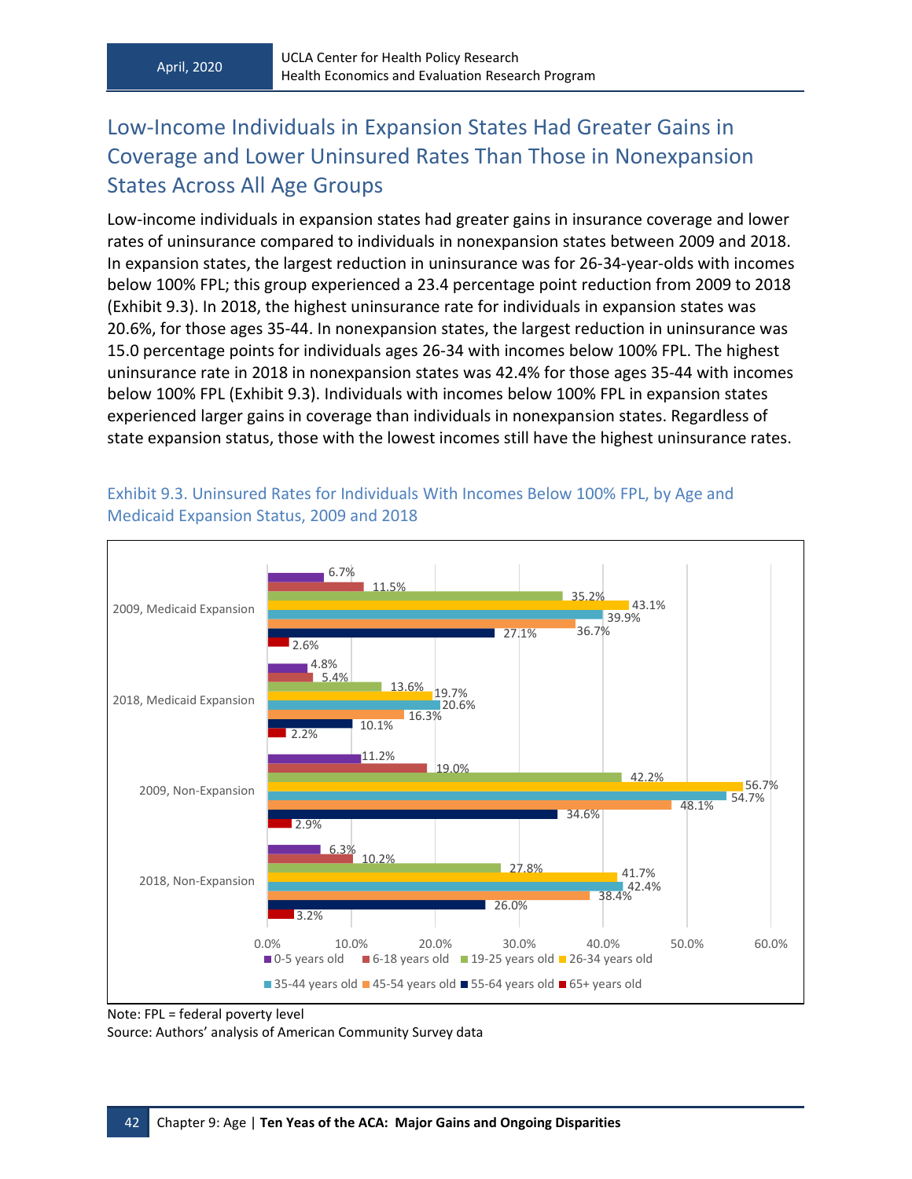## Low-Income Individuals in Expansion States Had Greater Gains in Coverage and Lower Uninsured Rates Than Those in Nonexpansion States Across All Age Groups

Low-income individuals in expansion states had greater gains in insurance coverage and lower rates of uninsurance compared to individuals in nonexpansion states between 2009 and 2018. In expansion states, the largest reduction in uninsurance was for 26-34-year-olds with incomes below 100% FPL; this group experienced a 23.4 percentage point reduction from 2009 to 2018 (Exhibit 9.3). In 2018, the highest uninsurance rate for individuals in expansion states was 20.6%, for those ages 35-44. In nonexpansion states, the largest reduction in uninsurance was 15.0 percentage points for individuals ages 26-34 with incomes below 100% FPL. The highest uninsurance rate in 2018 in nonexpansion states was 42.4% for those ages 35-44 with incomes below 100% FPL (Exhibit 9.3). Individuals with incomes below 100% FPL in expansion states experienced larger gains in coverage than individuals in nonexpansion states. Regardless of state expansion status, those with the lowest incomes still have the highest uninsurance rates.

Exhibit 9.3. Uninsured Rates for Individuals With Incomes Below 100% FPL, by Age and Medicaid Expansion Status, 2009 and 2018

| | 0-5 years old | 6-18 years old | 19-25 years old | 26-34 years old | 35-44 years old | 45-54 years old | 55-64 years old | 65+ years old |
|---|---|---|---|---|---|---|---|---|
| 2009, Medicaid Expansion | 6.7% | 11.5% | 35.2% | 43.1% | 39.9% | 36.7% | 27.1% | 2.6% |
| 2018, Medicaid Expansion | 4.8% | 5.4% | 13.6% | 19.7% | 20.6% | 16.3% | 10.1% | 2.2% |
| 2009, Non-Expansion | 11.2% | 19.0% | 42.2% | 56.7% | 54.7% | 48.1% | 34.6% | 2.9% |
| 2018, Non-Expansion | 6.3% | 10.2% | 27.8% | 41.7% | 42.4% | 38.4% | 26.0% | 3.2% |

Note: FPL = federal poverty level

Source: Authors' analysis of American Community Survey data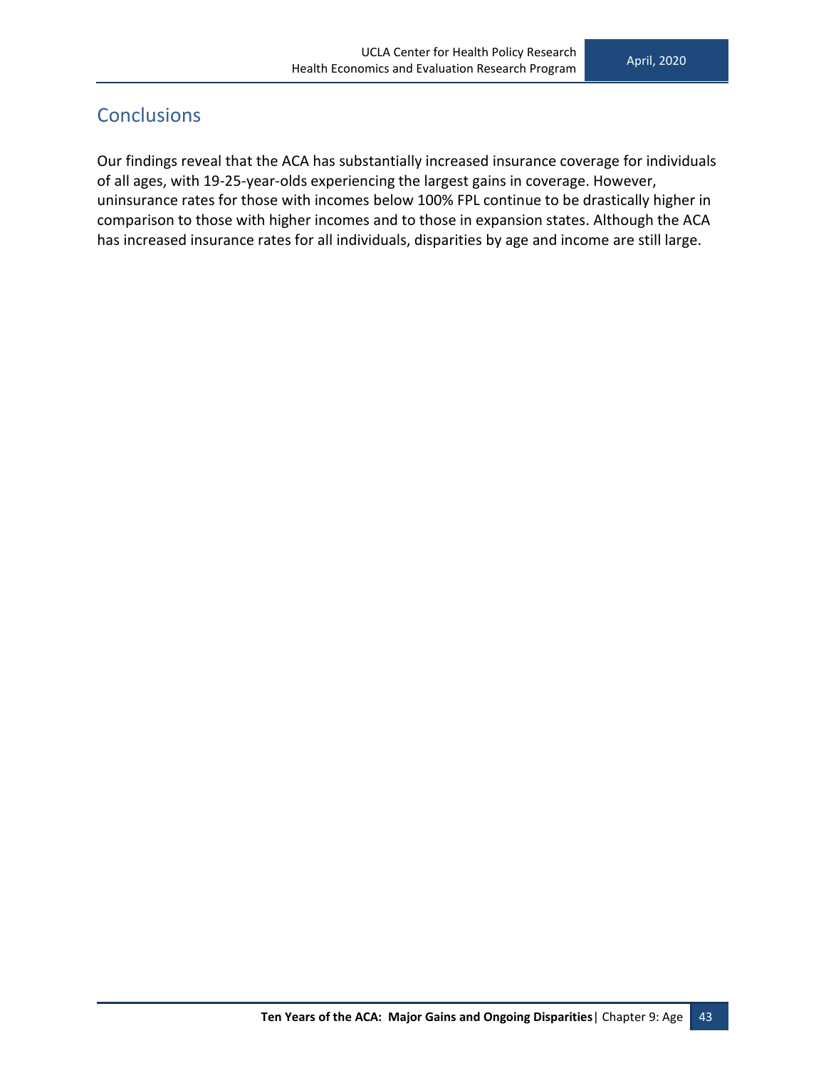## Conclusions

Our findings reveal that the ACA has substantially increased insurance coverage for individuals of all ages, with 19-25-year-olds experiencing the largest gains in coverage. However, uninsurance rates for those with incomes below 100% FPL continue to be drastically higher in comparison to those with higher incomes and to those in expansion states. Although the ACA has increased insurance rates for all individuals, disparities by age and income are still large.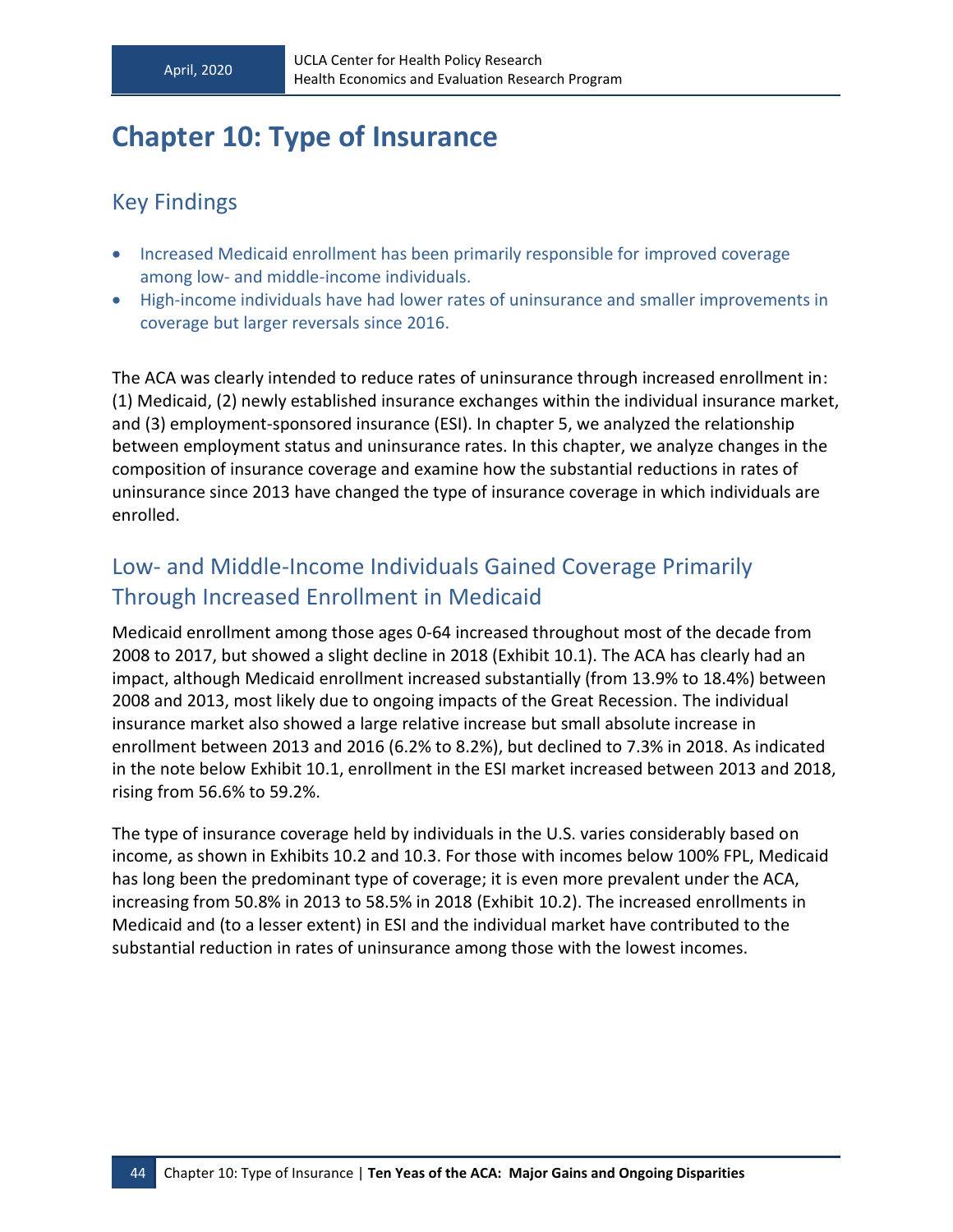# Chapter 10: Type of Insurance

## Key Findings

- Increased Medicaid enrollment has been primarily responsible for improved coverage among low- and middle-income individuals.
- High-income individuals have had lower rates of uninsurance and smaller improvements in coverage but larger reversals since 2016.

The ACA was clearly intended to reduce rates of uninsurance through increased enrollment in: (1) Medicaid, (2) newly established insurance exchanges within the individual insurance market, and (3) employment-sponsored insurance (ESI). In chapter 5, we analyzed the relationship between employment status and uninsurance rates. In this chapter, we analyze changes in the composition of insurance coverage and examine how the substantial reductions in rates of uninsurance since 2013 have changed the type of insurance coverage in which individuals are enrolled.

## Low- and Middle-Income Individuals Gained Coverage Primarily Through Increased Enrollment in Medicaid

Medicaid enrollment among those ages 0-64 increased throughout most of the decade from 2008 to 2017, but showed a slight decline in 2018 (Exhibit 10.1). The ACA has clearly had an impact, although Medicaid enrollment increased substantially (from 13.9% to 18.4%) between 2008 and 2013, most likely due to ongoing impacts of the Great Recession. The individual insurance market also showed a large relative increase but small absolute increase in enrollment between 2013 and 2016 (6.2% to 8.2%), but declined to 7.3% in 2018. As indicated in the note below Exhibit 10.1, enrollment in the ESI market increased between 2013 and 2018, rising from 56.6% to 59.2%.

The type of insurance coverage held by individuals in the U.S. varies considerably based on income, as shown in Exhibits 10.2 and 10.3. For those with incomes below 100% FPL, Medicaid has long been the predominant type of coverage; it is even more prevalent under the ACA, increasing from 50.8% in 2013 to 58.5% in 2018 (Exhibit 10.2). The increased enrollments in Medicaid and (to a lesser extent) in ESI and the individual market have contributed to the substantial reduction in rates of uninsurance among those with the lowest incomes.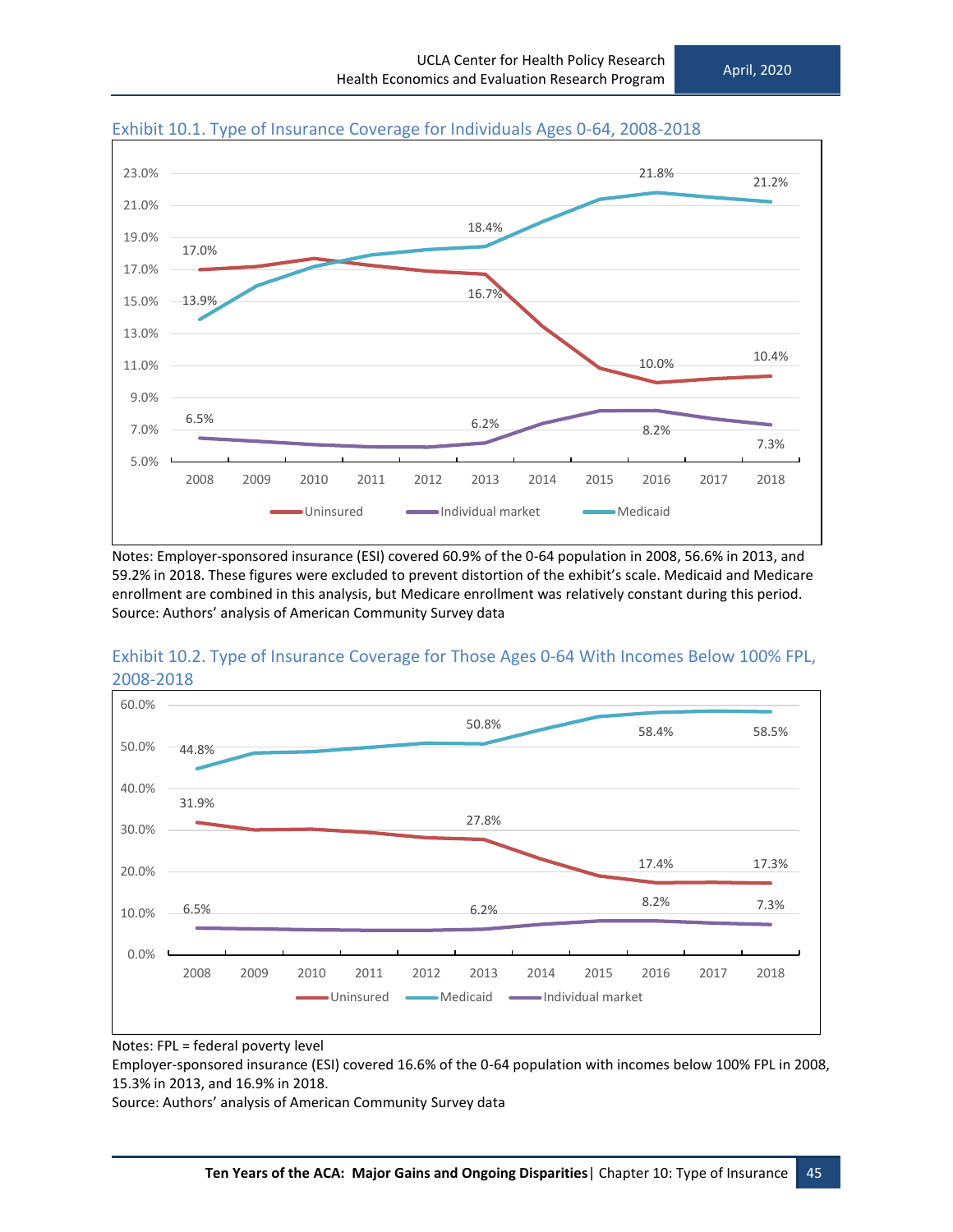### Exhibit 10.1. Type of Insurance Coverage for Individuals Ages 0-64, 2008-2018

Notes: Employer-sponsored insurance (ESI) covered 60.9% of the 0-64 population in 2008, 56.6% in 2013, and 59.2% in 2018. These figures were excluded to prevent distortion of the exhibit's scale. Medicaid and Medicare enrollment are combined in this analysis, but Medicare enrollment was relatively constant during this period.
Source: Authors' analysis of American Community Survey data

### Exhibit 10.2. Type of Insurance Coverage for Those Ages 0-64 With Incomes Below 100% FPL, 2008-2018

Notes: FPL = federal poverty level
Employer-sponsored insurance (ESI) covered 16.6% of the 0-64 population with incomes below 100% FPL in 2008, 15.3% in 2013, and 16.9% in 2018.
Source: Authors' analysis of American Community Survey data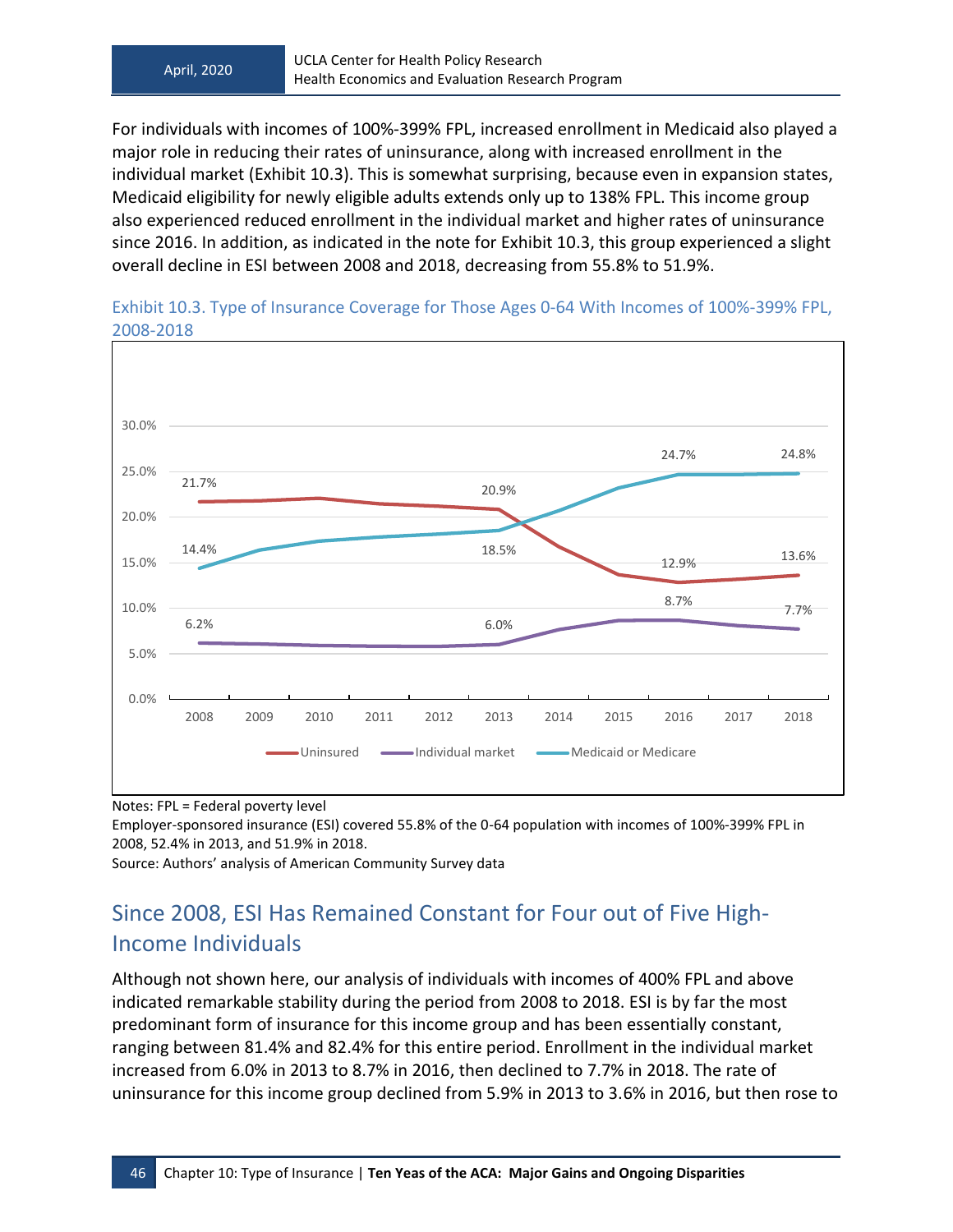For individuals with incomes of 100%-399% FPL, increased enrollment in Medicaid also played a major role in reducing their rates of uninsurance, along with increased enrollment in the individual market (Exhibit 10.3). This is somewhat surprising, because even in expansion states, Medicaid eligibility for newly eligible adults extends only up to 138% FPL. This income group also experienced reduced enrollment in the individual market and higher rates of uninsurance since 2016. In addition, as indicated in the note for Exhibit 10.3, this group experienced a slight overall decline in ESI between 2008 and 2018, decreasing from 55.8% to 51.9%.

Exhibit 10.3. Type of Insurance Coverage for Those Ages 0-64 With Incomes of 100%-399% FPL, 2008-2018

| Year | Uninsured | Individual market | Medicaid or Medicare |
|---|---|---|---|
| 2008 | 21.7% | 6.2% | 14.4% |
| 2013 | 20.9% | 6.0% | 18.5% |
| 2016 | 12.9% | 8.7% | 24.7% |
| 2018 | 13.6% | 7.7% | 24.8% |

Notes: FPL = Federal poverty level

Employer-sponsored insurance (ESI) covered 55.8% of the 0-64 population with incomes of 100%-399% FPL in 2008, 52.4% in 2013, and 51.9% in 2018.

Source: Authors' analysis of American Community Survey data

## Since 2008, ESI Has Remained Constant for Four out of Five High-Income Individuals

Although not shown here, our analysis of individuals with incomes of 400% FPL and above indicated remarkable stability during the period from 2008 to 2018. ESI is by far the most predominant form of insurance for this income group and has been essentially constant, ranging between 81.4% and 82.4% for this entire period. Enrollment in the individual market increased from 6.0% in 2013 to 8.7% in 2016, then declined to 7.7% in 2018. The rate of uninsurance for this income group declined from 5.9% in 2013 to 3.6% in 2016, but then rose to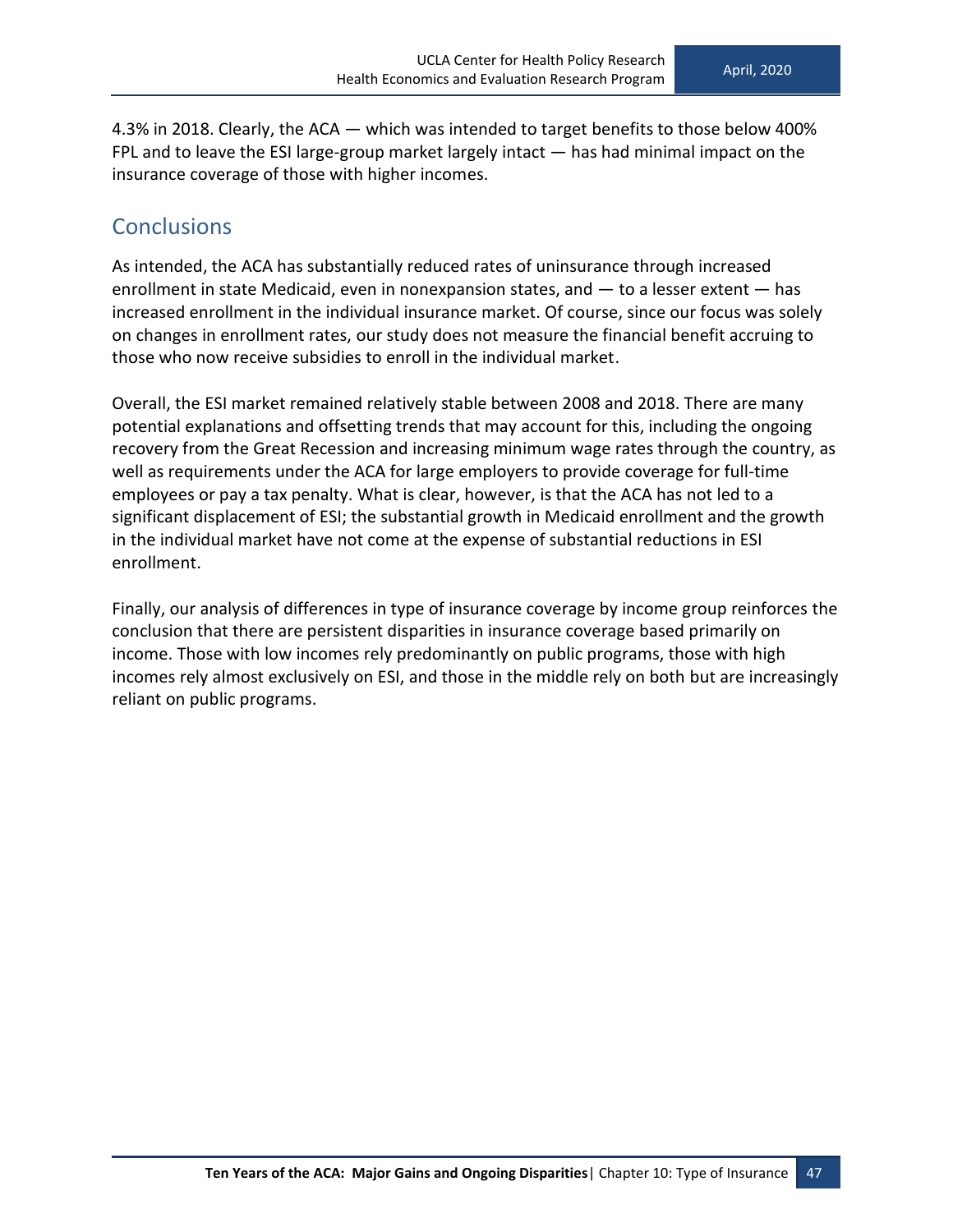4.3% in 2018. Clearly, the ACA — which was intended to target benefits to those below 400% FPL and to leave the ESI large-group market largely intact — has had minimal impact on the insurance coverage of those with higher incomes.

## Conclusions

As intended, the ACA has substantially reduced rates of uninsurance through increased enrollment in state Medicaid, even in nonexpansion states, and — to a lesser extent — has increased enrollment in the individual insurance market. Of course, since our focus was solely on changes in enrollment rates, our study does not measure the financial benefit accruing to those who now receive subsidies to enroll in the individual market.

Overall, the ESI market remained relatively stable between 2008 and 2018. There are many potential explanations and offsetting trends that may account for this, including the ongoing recovery from the Great Recession and increasing minimum wage rates through the country, as well as requirements under the ACA for large employers to provide coverage for full-time employees or pay a tax penalty. What is clear, however, is that the ACA has not led to a significant displacement of ESI; the substantial growth in Medicaid enrollment and the growth in the individual market have not come at the expense of substantial reductions in ESI enrollment.

Finally, our analysis of differences in type of insurance coverage by income group reinforces the conclusion that there are persistent disparities in insurance coverage based primarily on income. Those with low incomes rely predominantly on public programs, those with high incomes rely almost exclusively on ESI, and those in the middle rely on both but are increasingly reliant on public programs.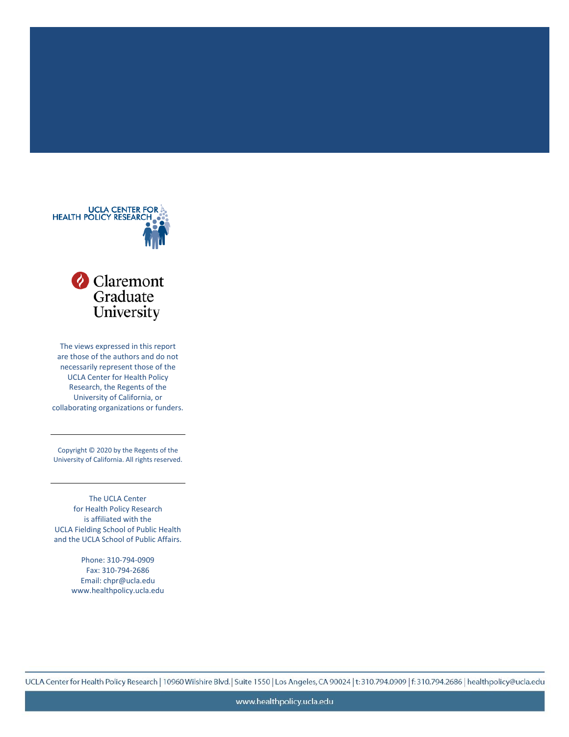UCLA CENTER FOR HEALTH POLICY RESEARCH

Claremont Graduate University

The views expressed in this report are those of the authors and do not necessarily represent those of the UCLA Center for Health Policy Research, the Regents of the University of California, or collaborating organizations or funders.

---

Copyright © 2020 by the Regents of the University of California. All rights reserved.

---

The UCLA Center for Health Policy Research is affiliated with the UCLA Fielding School of Public Health and the UCLA School of Public Affairs.

Phone: 310-794-0909
Fax: 310-794-2686
Email: chpr@ucla.edu
www.healthpolicy.ucla.edu

UCLA Center for Health Policy Research | 10960 Wilshire Blvd. | Suite 1550 | Los Angeles, CA 90024 | t: 310.794.0909 | f: 310.794.2686 | healthpolicy@ucla.edu

www.healthpolicy.ucla.edu